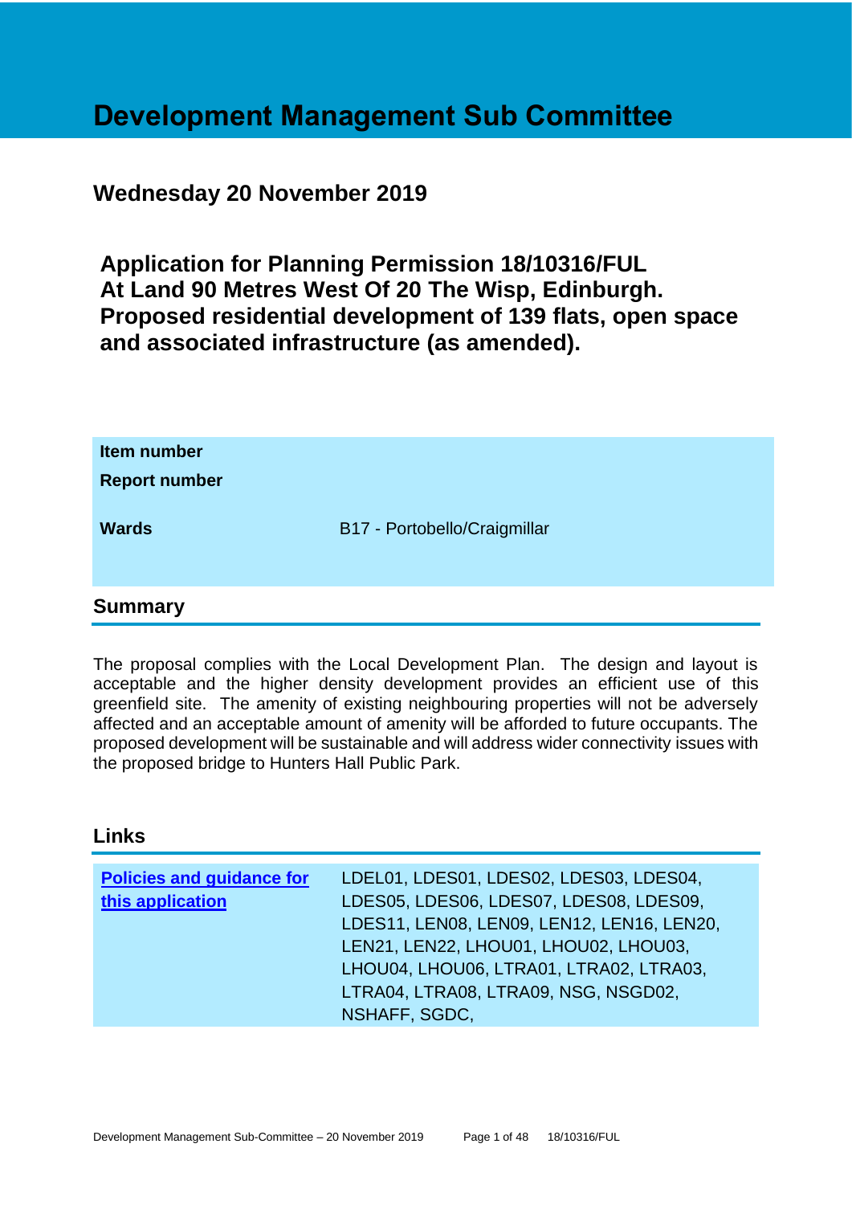# Development Management Sub Committee

## Wednesday 20 November 2019

## Application for Planning Permission 18/10316/FUL At Land 90 Metres West Of 20 The Wisp, Edinburgh. Proposed residential development of 139 flats, open space and associated infrastructure (as amended).

| | |
|---|---|
| **Item number** | |
| **Report number** | |
| **Wards** | B17 - Portobello/Craigmillar |

## Summary

The proposal complies with the Local Development Plan. The design and layout is acceptable and the higher density development provides an efficient use of this greenfield site. The amenity of existing neighbouring properties will not be adversely affected and an acceptable amount of amenity will be afforded to future occupants. The proposed development will be sustainable and will address wider connectivity issues with the proposed bridge to Hunters Hall Public Park.

## Links

| | |
|---|---|
| **Policies and guidance for this application** | LDEL01, LDES01, LDES02, LDES03, LDES04, LDES05, LDES06, LDES07, LDES08, LDES09, LDES11, LEN08, LEN09, LEN12, LEN16, LEN20, LEN21, LEN22, LHOU01, LHOU02, LHOU03, LHOU04, LHOU06, LTRA01, LTRA02, LTRA03, LTRA04, LTRA08, LTRA09, NSG, NSGD02, NSHAFF, SGDC, |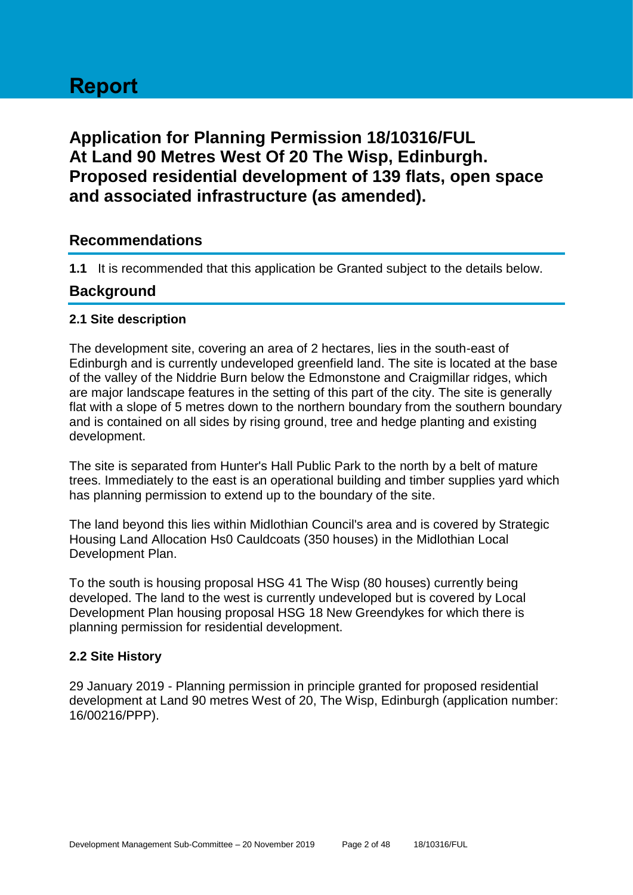# Report

## Application for Planning Permission 18/10316/FUL At Land 90 Metres West Of 20 The Wisp, Edinburgh. Proposed residential development of 139 flats, open space and associated infrastructure (as amended).

## Recommendations

**1.1** It is recommended that this application be Granted subject to the details below.

## Background

### 2.1 Site description

The development site, covering an area of 2 hectares, lies in the south-east of Edinburgh and is currently undeveloped greenfield land. The site is located at the base of the valley of the Niddrie Burn below the Edmonstone and Craigmillar ridges, which are major landscape features in the setting of this part of the city. The site is generally flat with a slope of 5 metres down to the northern boundary from the southern boundary and is contained on all sides by rising ground, tree and hedge planting and existing development.

The site is separated from Hunter's Hall Public Park to the north by a belt of mature trees. Immediately to the east is an operational building and timber supplies yard which has planning permission to extend up to the boundary of the site.

The land beyond this lies within Midlothian Council's area and is covered by Strategic Housing Land Allocation Hs0 Cauldcoats (350 houses) in the Midlothian Local Development Plan.

To the south is housing proposal HSG 41 The Wisp (80 houses) currently being developed. The land to the west is currently undeveloped but is covered by Local Development Plan housing proposal HSG 18 New Greendykes for which there is planning permission for residential development.

### 2.2 Site History

29 January 2019 - Planning permission in principle granted for proposed residential development at Land 90 metres West of 20, The Wisp, Edinburgh (application number: 16/00216/PPP).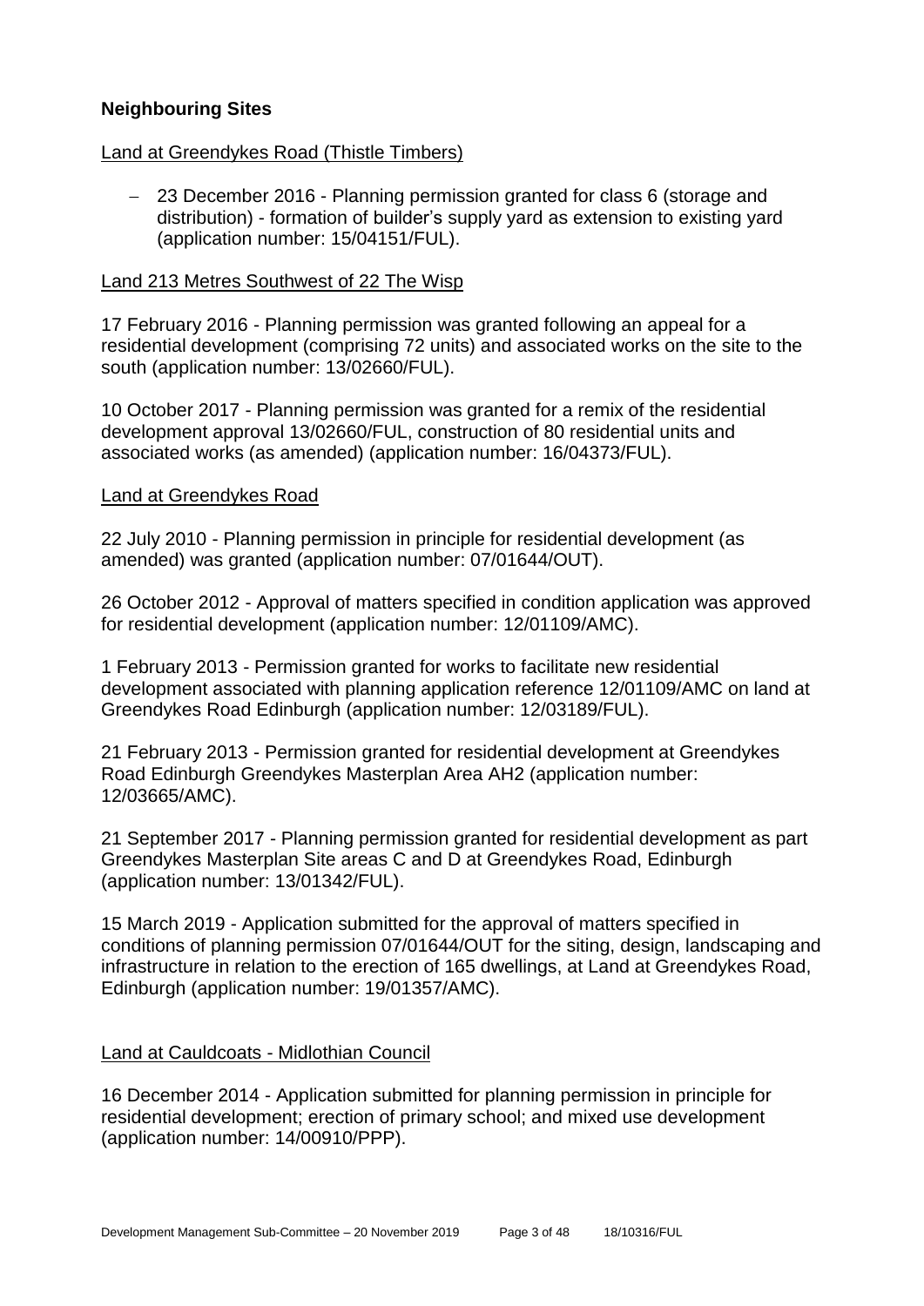## Neighbouring Sites

Land at Greendykes Road (Thistle Timbers)

- 23 December 2016 - Planning permission granted for class 6 (storage and distribution) - formation of builder's supply yard as extension to existing yard (application number: 15/04151/FUL).

Land 213 Metres Southwest of 22 The Wisp

17 February 2016 - Planning permission was granted following an appeal for a residential development (comprising 72 units) and associated works on the site to the south (application number: 13/02660/FUL).

10 October 2017 - Planning permission was granted for a remix of the residential development approval 13/02660/FUL, construction of 80 residential units and associated works (as amended) (application number: 16/04373/FUL).

Land at Greendykes Road

22 July 2010 - Planning permission in principle for residential development (as amended) was granted (application number: 07/01644/OUT).

26 October 2012 - Approval of matters specified in condition application was approved for residential development (application number: 12/01109/AMC).

1 February 2013 - Permission granted for works to facilitate new residential development associated with planning application reference 12/01109/AMC on land at Greendykes Road Edinburgh (application number: 12/03189/FUL).

21 February 2013 - Permission granted for residential development at Greendykes Road Edinburgh Greendykes Masterplan Area AH2 (application number: 12/03665/AMC).

21 September 2017 - Planning permission granted for residential development as part Greendykes Masterplan Site areas C and D at Greendykes Road, Edinburgh (application number: 13/01342/FUL).

15 March 2019 - Application submitted for the approval of matters specified in conditions of planning permission 07/01644/OUT for the siting, design, landscaping and infrastructure in relation to the erection of 165 dwellings, at Land at Greendykes Road, Edinburgh (application number: 19/01357/AMC).

Land at Cauldcoats - Midlothian Council

16 December 2014 - Application submitted for planning permission in principle for residential development; erection of primary school; and mixed use development (application number: 14/00910/PPP).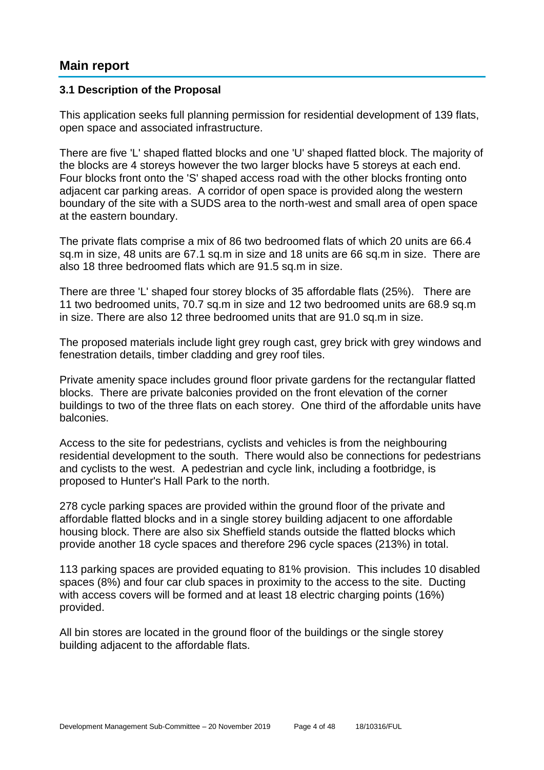## Main report

### 3.1 Description of the Proposal

This application seeks full planning permission for residential development of 139 flats, open space and associated infrastructure.

There are five 'L' shaped flatted blocks and one 'U' shaped flatted block. The majority of the blocks are 4 storeys however the two larger blocks have 5 storeys at each end. Four blocks front onto the 'S' shaped access road with the other blocks fronting onto adjacent car parking areas. A corridor of open space is provided along the western boundary of the site with a SUDS area to the north-west and small area of open space at the eastern boundary.

The private flats comprise a mix of 86 two bedroomed flats of which 20 units are 66.4 sq.m in size, 48 units are 67.1 sq.m in size and 18 units are 66 sq.m in size. There are also 18 three bedroomed flats which are 91.5 sq.m in size.

There are three 'L' shaped four storey blocks of 35 affordable flats (25%). There are 11 two bedroomed units, 70.7 sq.m in size and 12 two bedroomed units are 68.9 sq.m in size. There are also 12 three bedroomed units that are 91.0 sq.m in size.

The proposed materials include light grey rough cast, grey brick with grey windows and fenestration details, timber cladding and grey roof tiles.

Private amenity space includes ground floor private gardens for the rectangular flatted blocks. There are private balconies provided on the front elevation of the corner buildings to two of the three flats on each storey. One third of the affordable units have balconies.

Access to the site for pedestrians, cyclists and vehicles is from the neighbouring residential development to the south. There would also be connections for pedestrians and cyclists to the west. A pedestrian and cycle link, including a footbridge, is proposed to Hunter's Hall Park to the north.

278 cycle parking spaces are provided within the ground floor of the private and affordable flatted blocks and in a single storey building adjacent to one affordable housing block. There are also six Sheffield stands outside the flatted blocks which provide another 18 cycle spaces and therefore 296 cycle spaces (213%) in total.

113 parking spaces are provided equating to 81% provision. This includes 10 disabled spaces (8%) and four car club spaces in proximity to the access to the site. Ducting with access covers will be formed and at least 18 electric charging points (16%) provided.

All bin stores are located in the ground floor of the buildings or the single storey building adjacent to the affordable flats.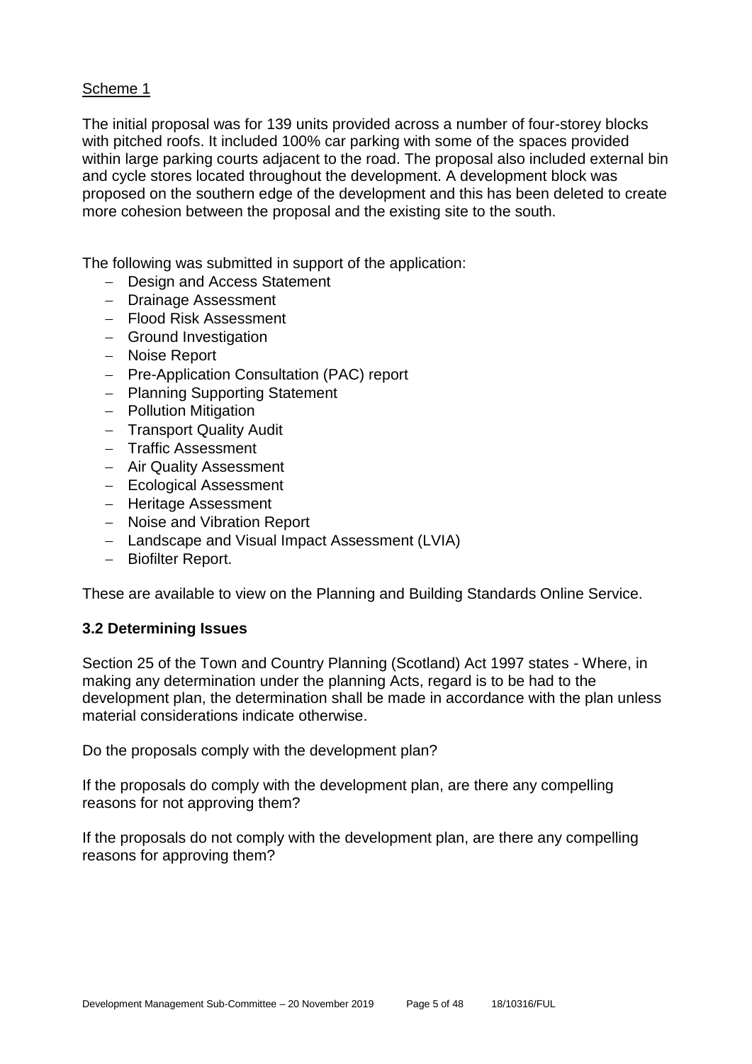Scheme 1

The initial proposal was for 139 units provided across a number of four-storey blocks with pitched roofs. It included 100% car parking with some of the spaces provided within large parking courts adjacent to the road. The proposal also included external bin and cycle stores located throughout the development. A development block was proposed on the southern edge of the development and this has been deleted to create more cohesion between the proposal and the existing site to the south.

The following was submitted in support of the application:

- Design and Access Statement
- Drainage Assessment
- Flood Risk Assessment
- Ground Investigation
- Noise Report
- Pre-Application Consultation (PAC) report
- Planning Supporting Statement
- Pollution Mitigation
- Transport Quality Audit
- Traffic Assessment
- Air Quality Assessment
- Ecological Assessment
- Heritage Assessment
- Noise and Vibration Report
- Landscape and Visual Impact Assessment (LVIA)
- Biofilter Report.

These are available to view on the Planning and Building Standards Online Service.

### 3.2 Determining Issues

Section 25 of the Town and Country Planning (Scotland) Act 1997 states - Where, in making any determination under the planning Acts, regard is to be had to the development plan, the determination shall be made in accordance with the plan unless material considerations indicate otherwise.

Do the proposals comply with the development plan?

If the proposals do comply with the development plan, are there any compelling reasons for not approving them?

If the proposals do not comply with the development plan, are there any compelling reasons for approving them?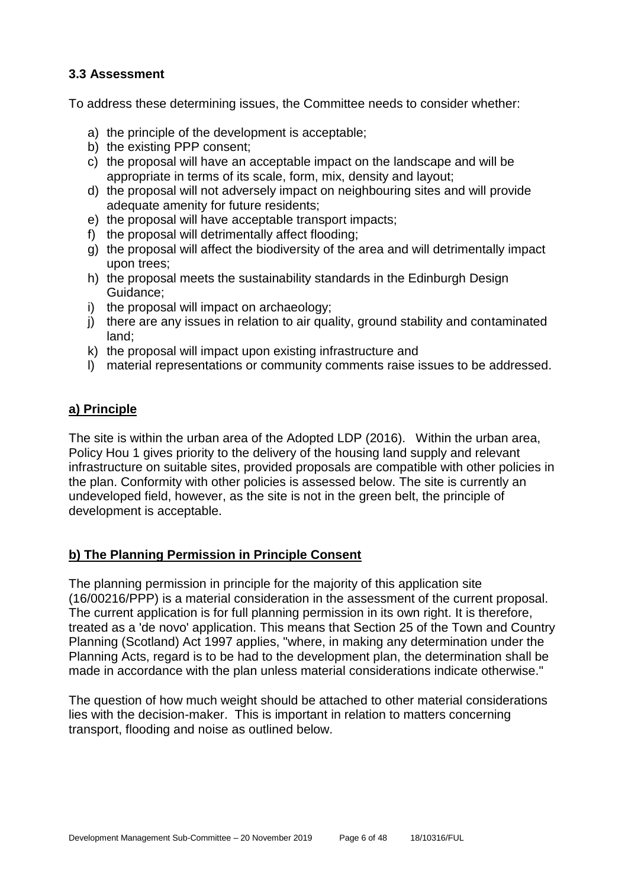### 3.3 Assessment

To address these determining issues, the Committee needs to consider whether:

a) the principle of the development is acceptable;
b) the existing PPP consent;
c) the proposal will have an acceptable impact on the landscape and will be appropriate in terms of its scale, form, mix, density and layout;
d) the proposal will not adversely impact on neighbouring sites and will provide adequate amenity for future residents;
e) the proposal will have acceptable transport impacts;
f) the proposal will detrimentally affect flooding;
g) the proposal will affect the biodiversity of the area and will detrimentally impact upon trees;
h) the proposal meets the sustainability standards in the Edinburgh Design Guidance;
i) the proposal will impact on archaeology;
j) there are any issues in relation to air quality, ground stability and contaminated land;
k) the proposal will impact upon existing infrastructure and
l) material representations or community comments raise issues to be addressed.

**a) Principle**

The site is within the urban area of the Adopted LDP (2016). Within the urban area, Policy Hou 1 gives priority to the delivery of the housing land supply and relevant infrastructure on suitable sites, provided proposals are compatible with other policies in the plan. Conformity with other policies is assessed below. The site is currently an undeveloped field, however, as the site is not in the green belt, the principle of development is acceptable.

**b) The Planning Permission in Principle Consent**

The planning permission in principle for the majority of this application site (16/00216/PPP) is a material consideration in the assessment of the current proposal. The current application is for full planning permission in its own right. It is therefore, treated as a 'de novo' application. This means that Section 25 of the Town and Country Planning (Scotland) Act 1997 applies, "where, in making any determination under the Planning Acts, regard is to be had to the development plan, the determination shall be made in accordance with the plan unless material considerations indicate otherwise."

The question of how much weight should be attached to other material considerations lies with the decision-maker. This is important in relation to matters concerning transport, flooding and noise as outlined below.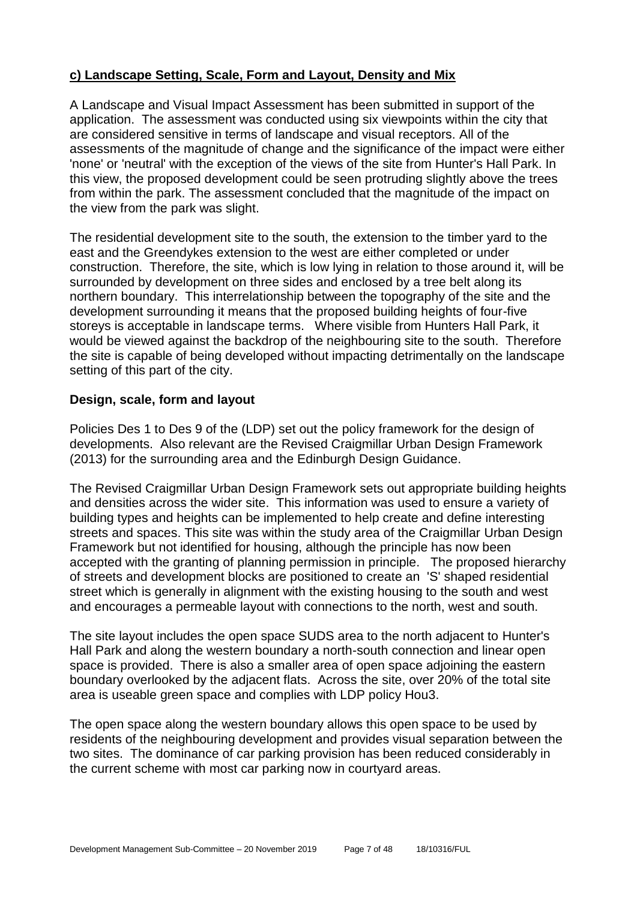## c) Landscape Setting, Scale, Form and Layout, Density and Mix

A Landscape and Visual Impact Assessment has been submitted in support of the application. The assessment was conducted using six viewpoints within the city that are considered sensitive in terms of landscape and visual receptors. All of the assessments of the magnitude of change and the significance of the impact were either 'none' or 'neutral' with the exception of the views of the site from Hunter's Hall Park. In this view, the proposed development could be seen protruding slightly above the trees from within the park. The assessment concluded that the magnitude of the impact on the view from the park was slight.

The residential development site to the south, the extension to the timber yard to the east and the Greendykes extension to the west are either completed or under construction. Therefore, the site, which is low lying in relation to those around it, will be surrounded by development on three sides and enclosed by a tree belt along its northern boundary. This interrelationship between the topography of the site and the development surrounding it means that the proposed building heights of four-five storeys is acceptable in landscape terms. Where visible from Hunters Hall Park, it would be viewed against the backdrop of the neighbouring site to the south. Therefore the site is capable of being developed without impacting detrimentally on the landscape setting of this part of the city.

### Design, scale, form and layout

Policies Des 1 to Des 9 of the (LDP) set out the policy framework for the design of developments. Also relevant are the Revised Craigmillar Urban Design Framework (2013) for the surrounding area and the Edinburgh Design Guidance.

The Revised Craigmillar Urban Design Framework sets out appropriate building heights and densities across the wider site. This information was used to ensure a variety of building types and heights can be implemented to help create and define interesting streets and spaces. This site was within the study area of the Craigmillar Urban Design Framework but not identified for housing, although the principle has now been accepted with the granting of planning permission in principle. The proposed hierarchy of streets and development blocks are positioned to create an 'S' shaped residential street which is generally in alignment with the existing housing to the south and west and encourages a permeable layout with connections to the north, west and south.

The site layout includes the open space SUDS area to the north adjacent to Hunter's Hall Park and along the western boundary a north-south connection and linear open space is provided. There is also a smaller area of open space adjoining the eastern boundary overlooked by the adjacent flats. Across the site, over 20% of the total site area is useable green space and complies with LDP policy Hou3.

The open space along the western boundary allows this open space to be used by residents of the neighbouring development and provides visual separation between the two sites. The dominance of car parking provision has been reduced considerably in the current scheme with most car parking now in courtyard areas.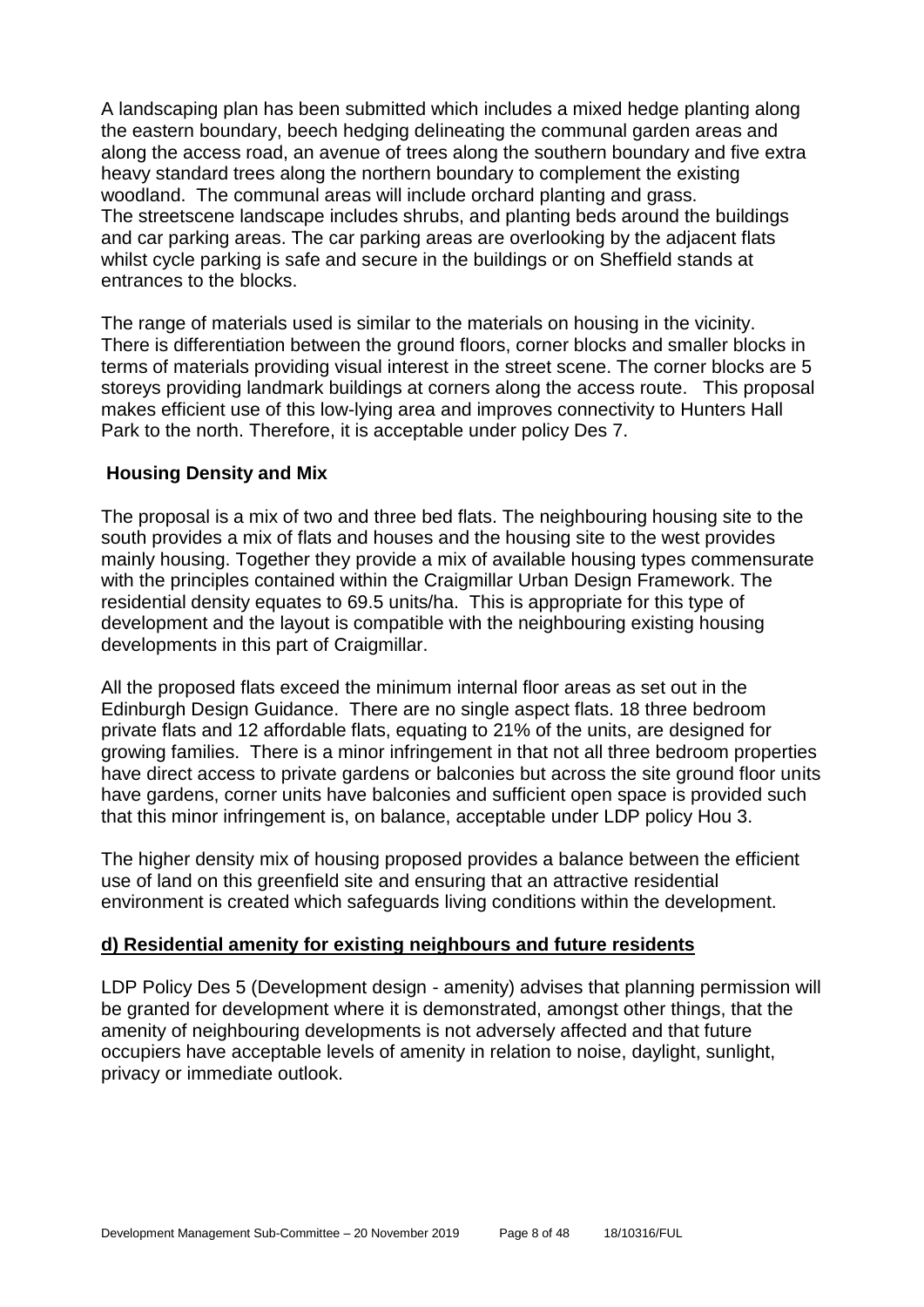A landscaping plan has been submitted which includes a mixed hedge planting along the eastern boundary, beech hedging delineating the communal garden areas and along the access road, an avenue of trees along the southern boundary and five extra heavy standard trees along the northern boundary to complement the existing woodland. The communal areas will include orchard planting and grass.
The streetscene landscape includes shrubs, and planting beds around the buildings and car parking areas. The car parking areas are overlooking by the adjacent flats whilst cycle parking is safe and secure in the buildings or on Sheffield stands at entrances to the blocks.

The range of materials used is similar to the materials on housing in the vicinity. There is differentiation between the ground floors, corner blocks and smaller blocks in terms of materials providing visual interest in the street scene. The corner blocks are 5 storeys providing landmark buildings at corners along the access route. This proposal makes efficient use of this low-lying area and improves connectivity to Hunters Hall Park to the north. Therefore, it is acceptable under policy Des 7.

**Housing Density and Mix**

The proposal is a mix of two and three bed flats. The neighbouring housing site to the south provides a mix of flats and houses and the housing site to the west provides mainly housing. Together they provide a mix of available housing types commensurate with the principles contained within the Craigmillar Urban Design Framework. The residential density equates to 69.5 units/ha. This is appropriate for this type of development and the layout is compatible with the neighbouring existing housing developments in this part of Craigmillar.

All the proposed flats exceed the minimum internal floor areas as set out in the Edinburgh Design Guidance. There are no single aspect flats. 18 three bedroom private flats and 12 affordable flats, equating to 21% of the units, are designed for growing families. There is a minor infringement in that not all three bedroom properties have direct access to private gardens or balconies but across the site ground floor units have gardens, corner units have balconies and sufficient open space is provided such that this minor infringement is, on balance, acceptable under LDP policy Hou 3.

The higher density mix of housing proposed provides a balance between the efficient use of land on this greenfield site and ensuring that an attractive residential environment is created which safeguards living conditions within the development.

**d) Residential amenity for existing neighbours and future residents**

LDP Policy Des 5 (Development design - amenity) advises that planning permission will be granted for development where it is demonstrated, amongst other things, that the amenity of neighbouring developments is not adversely affected and that future occupiers have acceptable levels of amenity in relation to noise, daylight, sunlight, privacy or immediate outlook.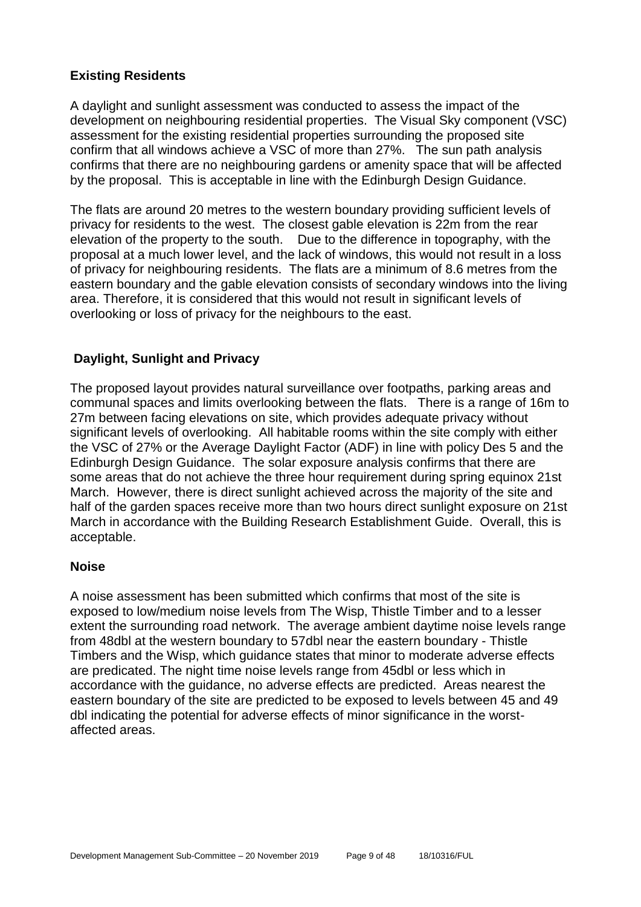### Existing Residents

A daylight and sunlight assessment was conducted to assess the impact of the development on neighbouring residential properties. The Visual Sky component (VSC) assessment for the existing residential properties surrounding the proposed site confirm that all windows achieve a VSC of more than 27%. The sun path analysis confirms that there are no neighbouring gardens or amenity space that will be affected by the proposal. This is acceptable in line with the Edinburgh Design Guidance.

The flats are around 20 metres to the western boundary providing sufficient levels of privacy for residents to the west. The closest gable elevation is 22m from the rear elevation of the property to the south. Due to the difference in topography, with the proposal at a much lower level, and the lack of windows, this would not result in a loss of privacy for neighbouring residents. The flats are a minimum of 8.6 metres from the eastern boundary and the gable elevation consists of secondary windows into the living area. Therefore, it is considered that this would not result in significant levels of overlooking or loss of privacy for the neighbours to the east.

### Daylight, Sunlight and Privacy

The proposed layout provides natural surveillance over footpaths, parking areas and communal spaces and limits overlooking between the flats. There is a range of 16m to 27m between facing elevations on site, which provides adequate privacy without significant levels of overlooking. All habitable rooms within the site comply with either the VSC of 27% or the Average Daylight Factor (ADF) in line with policy Des 5 and the Edinburgh Design Guidance. The solar exposure analysis confirms that there are some areas that do not achieve the three hour requirement during spring equinox 21st March. However, there is direct sunlight achieved across the majority of the site and half of the garden spaces receive more than two hours direct sunlight exposure on 21st March in accordance with the Building Research Establishment Guide. Overall, this is acceptable.

### Noise

A noise assessment has been submitted which confirms that most of the site is exposed to low/medium noise levels from The Wisp, Thistle Timber and to a lesser extent the surrounding road network. The average ambient daytime noise levels range from 48dbl at the western boundary to 57dbl near the eastern boundary - Thistle Timbers and the Wisp, which guidance states that minor to moderate adverse effects are predicated. The night time noise levels range from 45dbl or less which in accordance with the guidance, no adverse effects are predicted. Areas nearest the eastern boundary of the site are predicted to be exposed to levels between 45 and 49 dbl indicating the potential for adverse effects of minor significance in the worst-affected areas.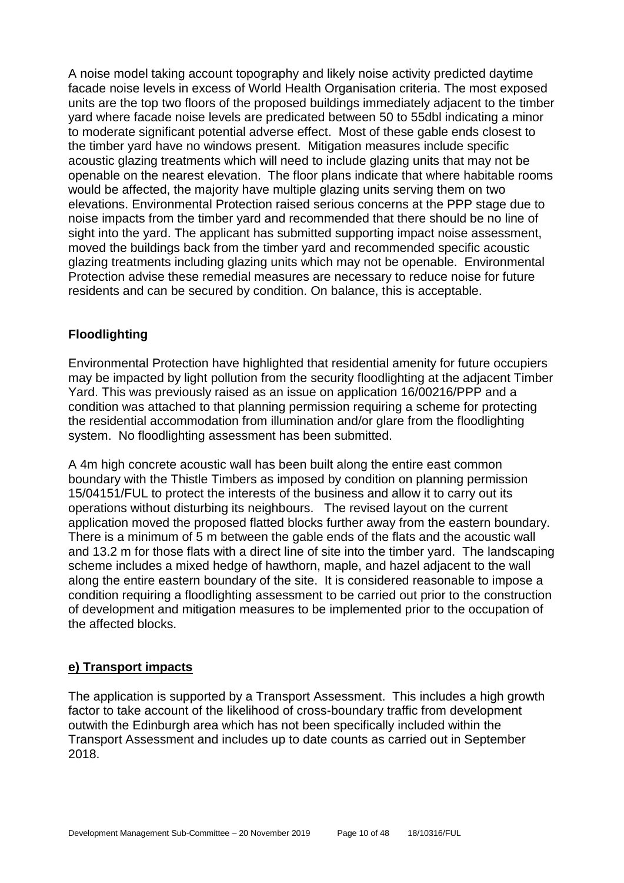A noise model taking account topography and likely noise activity predicted daytime facade noise levels in excess of World Health Organisation criteria. The most exposed units are the top two floors of the proposed buildings immediately adjacent to the timber yard where facade noise levels are predicated between 50 to 55dbl indicating a minor to moderate significant potential adverse effect. Most of these gable ends closest to the timber yard have no windows present. Mitigation measures include specific acoustic glazing treatments which will need to include glazing units that may not be openable on the nearest elevation. The floor plans indicate that where habitable rooms would be affected, the majority have multiple glazing units serving them on two elevations. Environmental Protection raised serious concerns at the PPP stage due to noise impacts from the timber yard and recommended that there should be no line of sight into the yard. The applicant has submitted supporting impact noise assessment, moved the buildings back from the timber yard and recommended specific acoustic glazing treatments including glazing units which may not be openable. Environmental Protection advise these remedial measures are necessary to reduce noise for future residents and can be secured by condition. On balance, this is acceptable.

**Floodlighting**

Environmental Protection have highlighted that residential amenity for future occupiers may be impacted by light pollution from the security floodlighting at the adjacent Timber Yard. This was previously raised as an issue on application 16/00216/PPP and a condition was attached to that planning permission requiring a scheme for protecting the residential accommodation from illumination and/or glare from the floodlighting system. No floodlighting assessment has been submitted.

A 4m high concrete acoustic wall has been built along the entire east common boundary with the Thistle Timbers as imposed by condition on planning permission 15/04151/FUL to protect the interests of the business and allow it to carry out its operations without disturbing its neighbours. The revised layout on the current application moved the proposed flatted blocks further away from the eastern boundary. There is a minimum of 5 m between the gable ends of the flats and the acoustic wall and 13.2 m for those flats with a direct line of site into the timber yard. The landscaping scheme includes a mixed hedge of hawthorn, maple, and hazel adjacent to the wall along the entire eastern boundary of the site. It is considered reasonable to impose a condition requiring a floodlighting assessment to be carried out prior to the construction of development and mitigation measures to be implemented prior to the occupation of the affected blocks.

## e) Transport impacts

The application is supported by a Transport Assessment. This includes a high growth factor to take account of the likelihood of cross-boundary traffic from development outwith the Edinburgh area which has not been specifically included within the Transport Assessment and includes up to date counts as carried out in September 2018.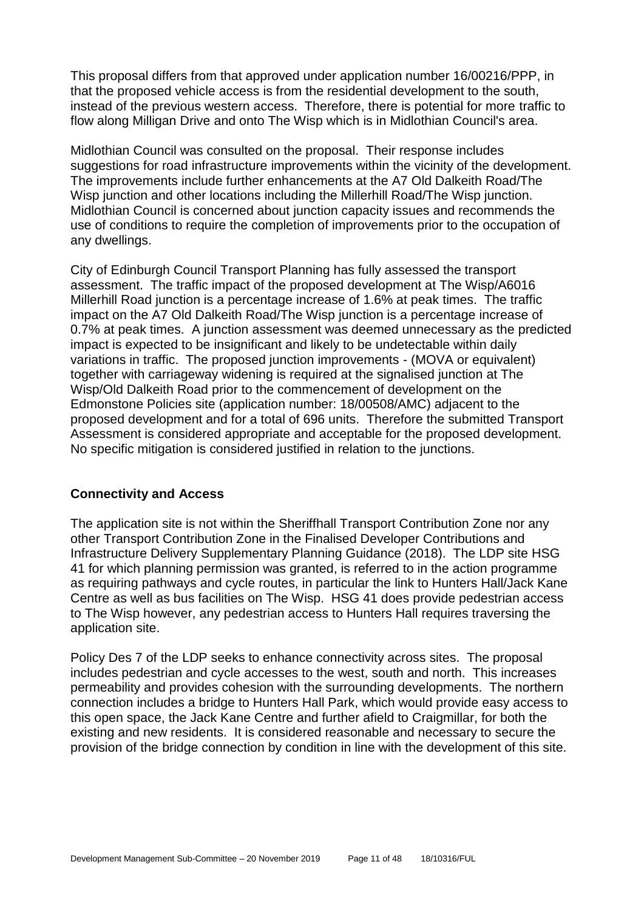This proposal differs from that approved under application number 16/00216/PPP, in that the proposed vehicle access is from the residential development to the south, instead of the previous western access. Therefore, there is potential for more traffic to flow along Milligan Drive and onto The Wisp which is in Midlothian Council's area.

Midlothian Council was consulted on the proposal. Their response includes suggestions for road infrastructure improvements within the vicinity of the development. The improvements include further enhancements at the A7 Old Dalkeith Road/The Wisp junction and other locations including the Millerhill Road/The Wisp junction. Midlothian Council is concerned about junction capacity issues and recommends the use of conditions to require the completion of improvements prior to the occupation of any dwellings.

City of Edinburgh Council Transport Planning has fully assessed the transport assessment. The traffic impact of the proposed development at The Wisp/A6016 Millerhill Road junction is a percentage increase of 1.6% at peak times. The traffic impact on the A7 Old Dalkeith Road/The Wisp junction is a percentage increase of 0.7% at peak times. A junction assessment was deemed unnecessary as the predicted impact is expected to be insignificant and likely to be undetectable within daily variations in traffic. The proposed junction improvements - (MOVA or equivalent) together with carriageway widening is required at the signalised junction at The Wisp/Old Dalkeith Road prior to the commencement of development on the Edmonstone Policies site (application number: 18/00508/AMC) adjacent to the proposed development and for a total of 696 units. Therefore the submitted Transport Assessment is considered appropriate and acceptable for the proposed development. No specific mitigation is considered justified in relation to the junctions.

**Connectivity and Access**

The application site is not within the Sheriffhall Transport Contribution Zone nor any other Transport Contribution Zone in the Finalised Developer Contributions and Infrastructure Delivery Supplementary Planning Guidance (2018). The LDP site HSG 41 for which planning permission was granted, is referred to in the action programme as requiring pathways and cycle routes, in particular the link to Hunters Hall/Jack Kane Centre as well as bus facilities on The Wisp. HSG 41 does provide pedestrian access to The Wisp however, any pedestrian access to Hunters Hall requires traversing the application site.

Policy Des 7 of the LDP seeks to enhance connectivity across sites. The proposal includes pedestrian and cycle accesses to the west, south and north. This increases permeability and provides cohesion with the surrounding developments. The northern connection includes a bridge to Hunters Hall Park, which would provide easy access to this open space, the Jack Kane Centre and further afield to Craigmillar, for both the existing and new residents. It is considered reasonable and necessary to secure the provision of the bridge connection by condition in line with the development of this site.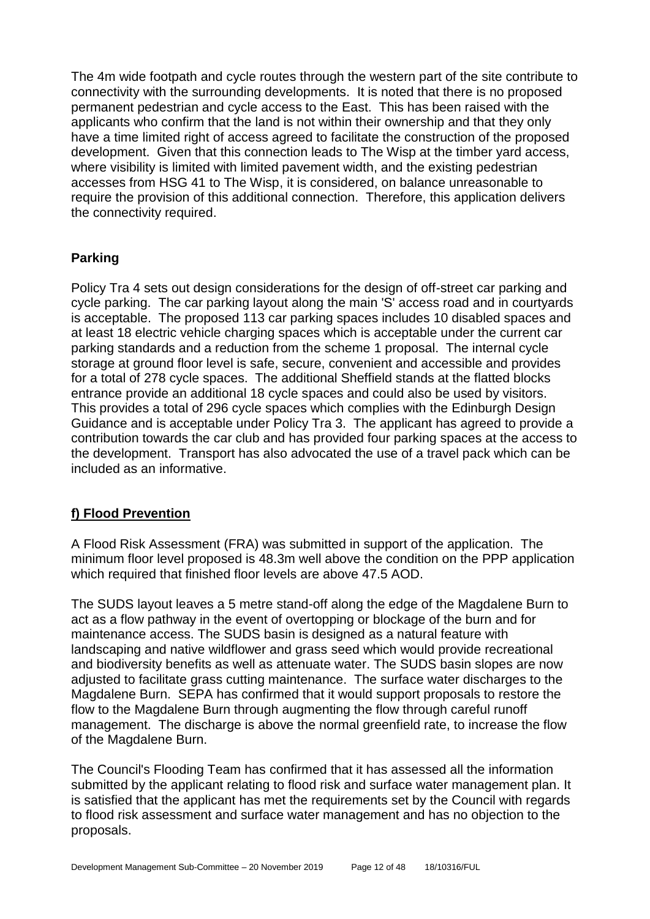The 4m wide footpath and cycle routes through the western part of the site contribute to connectivity with the surrounding developments. It is noted that there is no proposed permanent pedestrian and cycle access to the East. This has been raised with the applicants who confirm that the land is not within their ownership and that they only have a time limited right of access agreed to facilitate the construction of the proposed development. Given that this connection leads to The Wisp at the timber yard access, where visibility is limited with limited pavement width, and the existing pedestrian accesses from HSG 41 to The Wisp, it is considered, on balance unreasonable to require the provision of this additional connection. Therefore, this application delivers the connectivity required.

**Parking**

Policy Tra 4 sets out design considerations for the design of off-street car parking and cycle parking. The car parking layout along the main 'S' access road and in courtyards is acceptable. The proposed 113 car parking spaces includes 10 disabled spaces and at least 18 electric vehicle charging spaces which is acceptable under the current car parking standards and a reduction from the scheme 1 proposal. The internal cycle storage at ground floor level is safe, secure, convenient and accessible and provides for a total of 278 cycle spaces. The additional Sheffield stands at the flatted blocks entrance provide an additional 18 cycle spaces and could also be used by visitors. This provides a total of 296 cycle spaces which complies with the Edinburgh Design Guidance and is acceptable under Policy Tra 3. The applicant has agreed to provide a contribution towards the car club and has provided four parking spaces at the access to the development. Transport has also advocated the use of a travel pack which can be included as an informative.

## f) Flood Prevention

A Flood Risk Assessment (FRA) was submitted in support of the application. The minimum floor level proposed is 48.3m well above the condition on the PPP application which required that finished floor levels are above 47.5 AOD.

The SUDS layout leaves a 5 metre stand-off along the edge of the Magdalene Burn to act as a flow pathway in the event of overtopping or blockage of the burn and for maintenance access. The SUDS basin is designed as a natural feature with landscaping and native wildflower and grass seed which would provide recreational and biodiversity benefits as well as attenuate water. The SUDS basin slopes are now adjusted to facilitate grass cutting maintenance. The surface water discharges to the Magdalene Burn. SEPA has confirmed that it would support proposals to restore the flow to the Magdalene Burn through augmenting the flow through careful runoff management. The discharge is above the normal greenfield rate, to increase the flow of the Magdalene Burn.

The Council's Flooding Team has confirmed that it has assessed all the information submitted by the applicant relating to flood risk and surface water management plan. It is satisfied that the applicant has met the requirements set by the Council with regards to flood risk assessment and surface water management and has no objection to the proposals.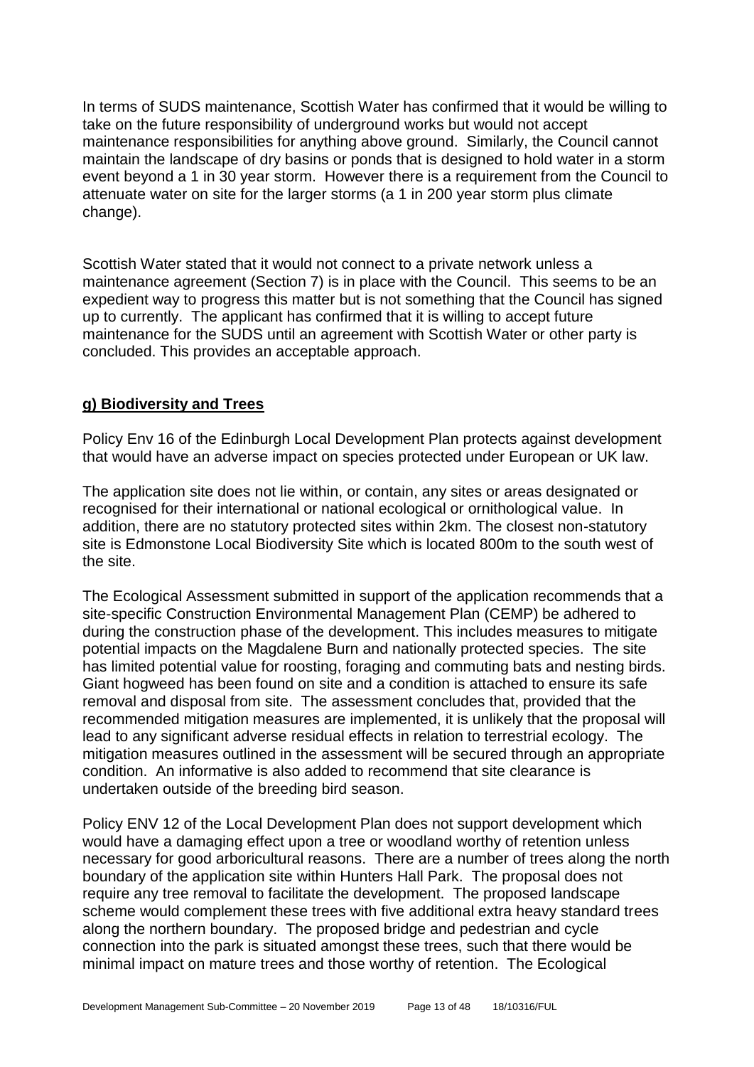In terms of SUDS maintenance, Scottish Water has confirmed that it would be willing to take on the future responsibility of underground works but would not accept maintenance responsibilities for anything above ground. Similarly, the Council cannot maintain the landscape of dry basins or ponds that is designed to hold water in a storm event beyond a 1 in 30 year storm. However there is a requirement from the Council to attenuate water on site for the larger storms (a 1 in 200 year storm plus climate change).

Scottish Water stated that it would not connect to a private network unless a maintenance agreement (Section 7) is in place with the Council. This seems to be an expedient way to progress this matter but is not something that the Council has signed up to currently. The applicant has confirmed that it is willing to accept future maintenance for the SUDS until an agreement with Scottish Water or other party is concluded. This provides an acceptable approach.

**g) Biodiversity and Trees**

Policy Env 16 of the Edinburgh Local Development Plan protects against development that would have an adverse impact on species protected under European or UK law.

The application site does not lie within, or contain, any sites or areas designated or recognised for their international or national ecological or ornithological value. In addition, there are no statutory protected sites within 2km. The closest non-statutory site is Edmonstone Local Biodiversity Site which is located 800m to the south west of the site.

The Ecological Assessment submitted in support of the application recommends that a site-specific Construction Environmental Management Plan (CEMP) be adhered to during the construction phase of the development. This includes measures to mitigate potential impacts on the Magdalene Burn and nationally protected species. The site has limited potential value for roosting, foraging and commuting bats and nesting birds. Giant hogweed has been found on site and a condition is attached to ensure its safe removal and disposal from site. The assessment concludes that, provided that the recommended mitigation measures are implemented, it is unlikely that the proposal will lead to any significant adverse residual effects in relation to terrestrial ecology. The mitigation measures outlined in the assessment will be secured through an appropriate condition. An informative is also added to recommend that site clearance is undertaken outside of the breeding bird season.

Policy ENV 12 of the Local Development Plan does not support development which would have a damaging effect upon a tree or woodland worthy of retention unless necessary for good arboricultural reasons. There are a number of trees along the north boundary of the application site within Hunters Hall Park. The proposal does not require any tree removal to facilitate the development. The proposed landscape scheme would complement these trees with five additional extra heavy standard trees along the northern boundary. The proposed bridge and pedestrian and cycle connection into the park is situated amongst these trees, such that there would be minimal impact on mature trees and those worthy of retention. The Ecological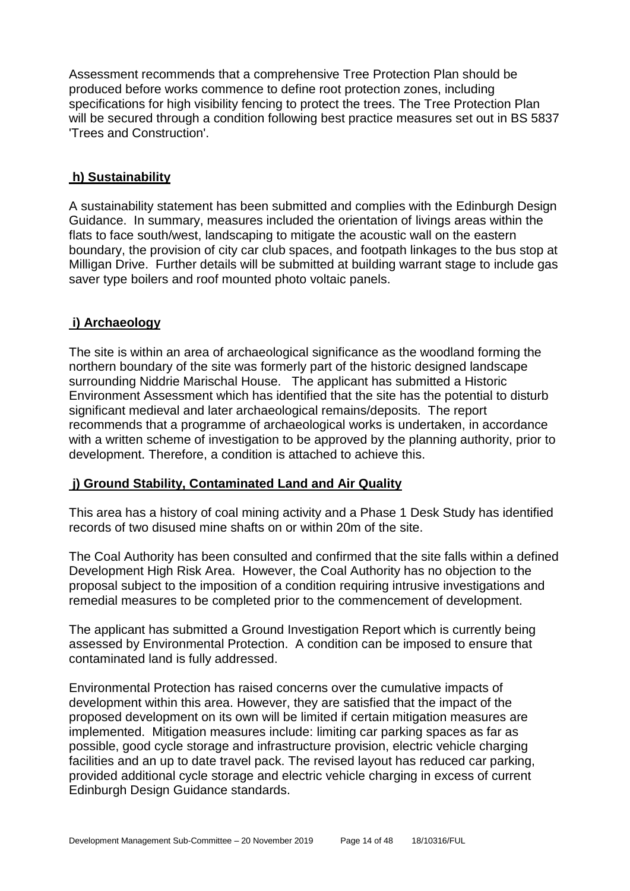Assessment recommends that a comprehensive Tree Protection Plan should be produced before works commence to define root protection zones, including specifications for high visibility fencing to protect the trees. The Tree Protection Plan will be secured through a condition following best practice measures set out in BS 5837 'Trees and Construction'.

### h) Sustainability

A sustainability statement has been submitted and complies with the Edinburgh Design Guidance. In summary, measures included the orientation of livings areas within the flats to face south/west, landscaping to mitigate the acoustic wall on the eastern boundary, the provision of city car club spaces, and footpath linkages to the bus stop at Milligan Drive. Further details will be submitted at building warrant stage to include gas saver type boilers and roof mounted photo voltaic panels.

### i) Archaeology

The site is within an area of archaeological significance as the woodland forming the northern boundary of the site was formerly part of the historic designed landscape surrounding Niddrie Marischal House. The applicant has submitted a Historic Environment Assessment which has identified that the site has the potential to disturb significant medieval and later archaeological remains/deposits. The report recommends that a programme of archaeological works is undertaken, in accordance with a written scheme of investigation to be approved by the planning authority, prior to development. Therefore, a condition is attached to achieve this.

### j) Ground Stability, Contaminated Land and Air Quality

This area has a history of coal mining activity and a Phase 1 Desk Study has identified records of two disused mine shafts on or within 20m of the site.

The Coal Authority has been consulted and confirmed that the site falls within a defined Development High Risk Area. However, the Coal Authority has no objection to the proposal subject to the imposition of a condition requiring intrusive investigations and remedial measures to be completed prior to the commencement of development.

The applicant has submitted a Ground Investigation Report which is currently being assessed by Environmental Protection. A condition can be imposed to ensure that contaminated land is fully addressed.

Environmental Protection has raised concerns over the cumulative impacts of development within this area. However, they are satisfied that the impact of the proposed development on its own will be limited if certain mitigation measures are implemented. Mitigation measures include: limiting car parking spaces as far as possible, good cycle storage and infrastructure provision, electric vehicle charging facilities and an up to date travel pack. The revised layout has reduced car parking, provided additional cycle storage and electric vehicle charging in excess of current Edinburgh Design Guidance standards.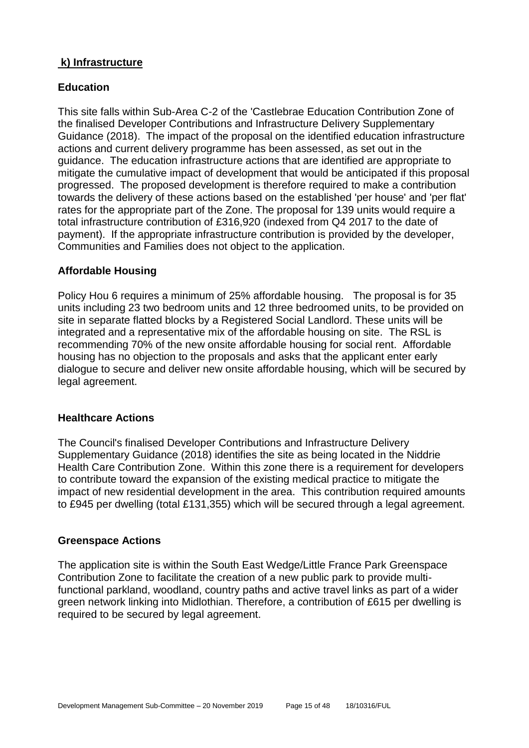## k) Infrastructure

### Education

This site falls within Sub-Area C-2 of the 'Castlebrae Education Contribution Zone of the finalised Developer Contributions and Infrastructure Delivery Supplementary Guidance (2018). The impact of the proposal on the identified education infrastructure actions and current delivery programme has been assessed, as set out in the guidance. The education infrastructure actions that are identified are appropriate to mitigate the cumulative impact of development that would be anticipated if this proposal progressed. The proposed development is therefore required to make a contribution towards the delivery of these actions based on the established 'per house' and 'per flat' rates for the appropriate part of the Zone. The proposal for 139 units would require a total infrastructure contribution of £316,920 (indexed from Q4 2017 to the date of payment). If the appropriate infrastructure contribution is provided by the developer, Communities and Families does not object to the application.

### Affordable Housing

Policy Hou 6 requires a minimum of 25% affordable housing. The proposal is for 35 units including 23 two bedroom units and 12 three bedroomed units, to be provided on site in separate flatted blocks by a Registered Social Landlord. These units will be integrated and a representative mix of the affordable housing on site. The RSL is recommending 70% of the new onsite affordable housing for social rent. Affordable housing has no objection to the proposals and asks that the applicant enter early dialogue to secure and deliver new onsite affordable housing, which will be secured by legal agreement.

### Healthcare Actions

The Council's finalised Developer Contributions and Infrastructure Delivery Supplementary Guidance (2018) identifies the site as being located in the Niddrie Health Care Contribution Zone. Within this zone there is a requirement for developers to contribute toward the expansion of the existing medical practice to mitigate the impact of new residential development in the area. This contribution required amounts to £945 per dwelling (total £131,355) which will be secured through a legal agreement.

### Greenspace Actions

The application site is within the South East Wedge/Little France Park Greenspace Contribution Zone to facilitate the creation of a new public park to provide multi-functional parkland, woodland, country paths and active travel links as part of a wider green network linking into Midlothian. Therefore, a contribution of £615 per dwelling is required to be secured by legal agreement.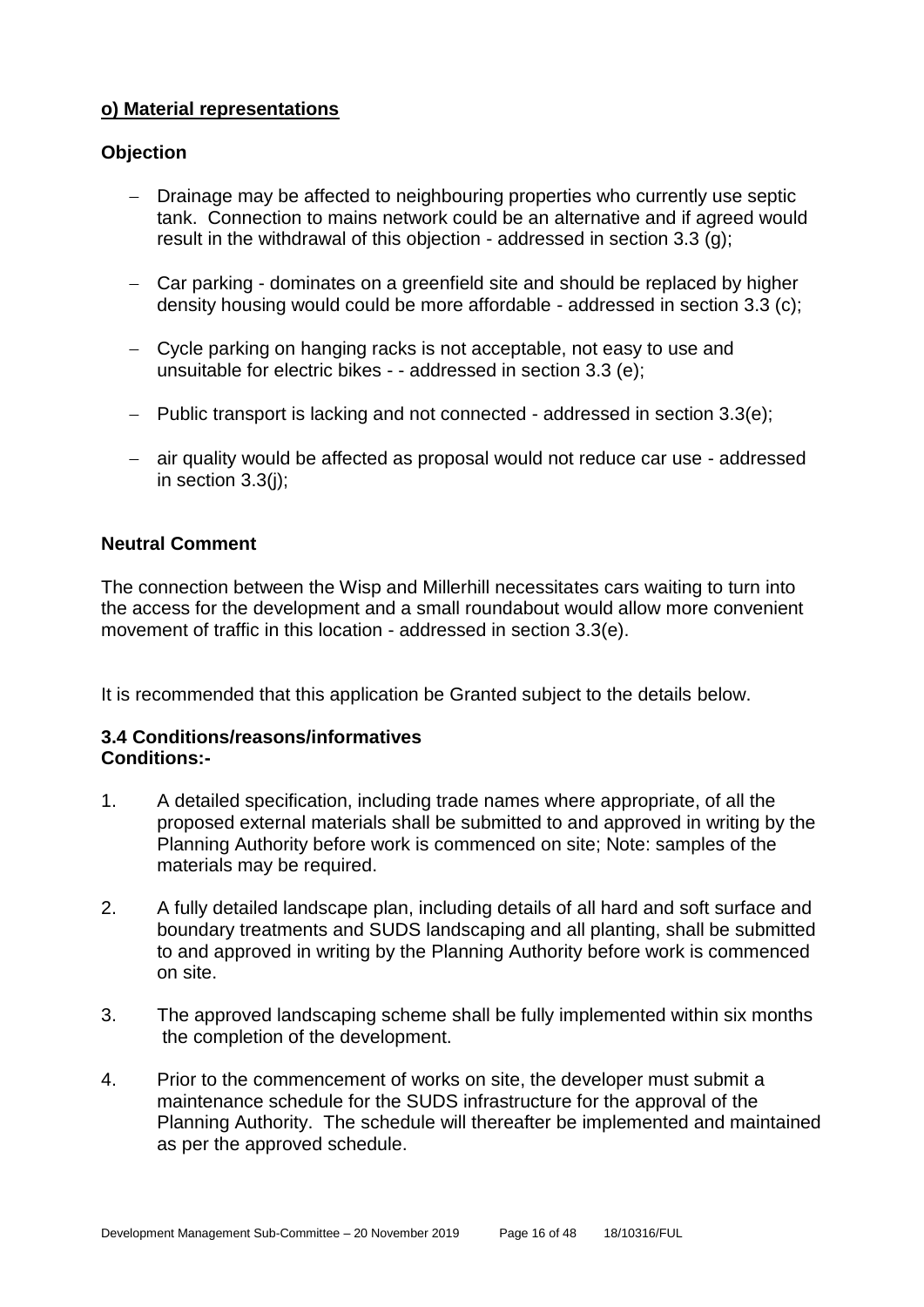## o) Material representations

### Objection

- Drainage may be affected to neighbouring properties who currently use septic tank. Connection to mains network could be an alternative and if agreed would result in the withdrawal of this objection - addressed in section 3.3 (g);

- Car parking - dominates on a greenfield site and should be replaced by higher density housing would could be more affordable - addressed in section 3.3 (c);

- Cycle parking on hanging racks is not acceptable, not easy to use and unsuitable for electric bikes - - addressed in section 3.3 (e);

- Public transport is lacking and not connected - addressed in section 3.3(e);

- air quality would be affected as proposal would not reduce car use - addressed in section 3.3(j);

### Neutral Comment

The connection between the Wisp and Millerhill necessitates cars waiting to turn into the access for the development and a small roundabout would allow more convenient movement of traffic in this location - addressed in section 3.3(e).

It is recommended that this application be Granted subject to the details below.

### 3.4 Conditions/reasons/informatives

**Conditions:-**

1. A detailed specification, including trade names where appropriate, of all the proposed external materials shall be submitted to and approved in writing by the Planning Authority before work is commenced on site; Note: samples of the materials may be required.

2. A fully detailed landscape plan, including details of all hard and soft surface and boundary treatments and SUDS landscaping and all planting, shall be submitted to and approved in writing by the Planning Authority before work is commenced on site.

3. The approved landscaping scheme shall be fully implemented within six months the completion of the development.

4. Prior to the commencement of works on site, the developer must submit a maintenance schedule for the SUDS infrastructure for the approval of the Planning Authority. The schedule will thereafter be implemented and maintained as per the approved schedule.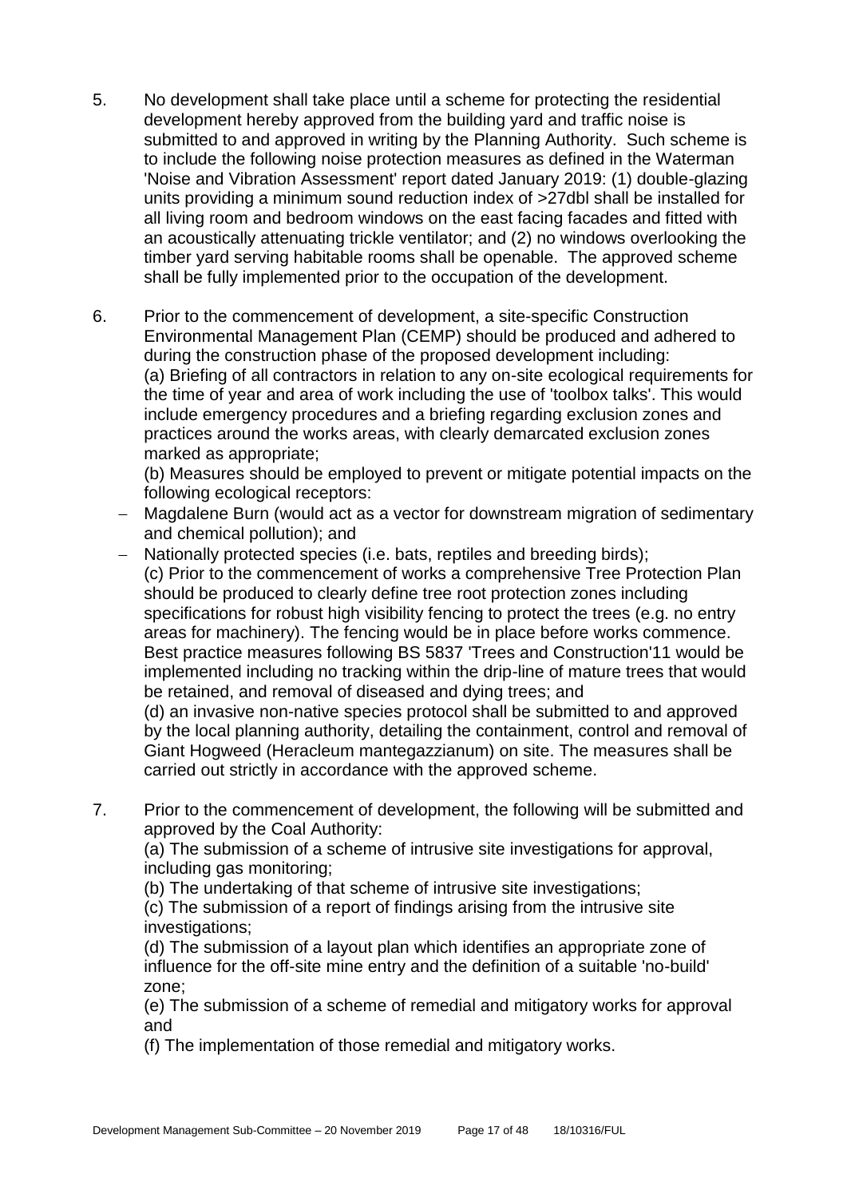5. No development shall take place until a scheme for protecting the residential development hereby approved from the building yard and traffic noise is submitted to and approved in writing by the Planning Authority. Such scheme is to include the following noise protection measures as defined in the Waterman 'Noise and Vibration Assessment' report dated January 2019: (1) double-glazing units providing a minimum sound reduction index of >27dbl shall be installed for all living room and bedroom windows on the east facing facades and fitted with an acoustically attenuating trickle ventilator; and (2) no windows overlooking the timber yard serving habitable rooms shall be openable. The approved scheme shall be fully implemented prior to the occupation of the development.

6. Prior to the commencement of development, a site-specific Construction Environmental Management Plan (CEMP) should be produced and adhered to during the construction phase of the proposed development including:
   (a) Briefing of all contractors in relation to any on-site ecological requirements for the time of year and area of work including the use of 'toolbox talks'. This would include emergency procedures and a briefing regarding exclusion zones and practices around the works areas, with clearly demarcated exclusion zones marked as appropriate;
   (b) Measures should be employed to prevent or mitigate potential impacts on the following ecological receptors:
   - Magdalene Burn (would act as a vector for downstream migration of sedimentary and chemical pollution); and
   - Nationally protected species (i.e. bats, reptiles and breeding birds);

   (c) Prior to the commencement of works a comprehensive Tree Protection Plan should be produced to clearly define tree root protection zones including specifications for robust high visibility fencing to protect the trees (e.g. no entry areas for machinery). The fencing would be in place before works commence. Best practice measures following BS 5837 'Trees and Construction'11 would be implemented including no tracking within the drip-line of mature trees that would be retained, and removal of diseased and dying trees; and
   (d) an invasive non-native species protocol shall be submitted to and approved by the local planning authority, detailing the containment, control and removal of Giant Hogweed (Heracleum mantegazzianum) on site. The measures shall be carried out strictly in accordance with the approved scheme.

7. Prior to the commencement of development, the following will be submitted and approved by the Coal Authority:
   (a) The submission of a scheme of intrusive site investigations for approval, including gas monitoring;
   (b) The undertaking of that scheme of intrusive site investigations;
   (c) The submission of a report of findings arising from the intrusive site investigations;
   (d) The submission of a layout plan which identifies an appropriate zone of influence for the off-site mine entry and the definition of a suitable 'no-build' zone;
   (e) The submission of a scheme of remedial and mitigatory works for approval and
   (f) The implementation of those remedial and mitigatory works.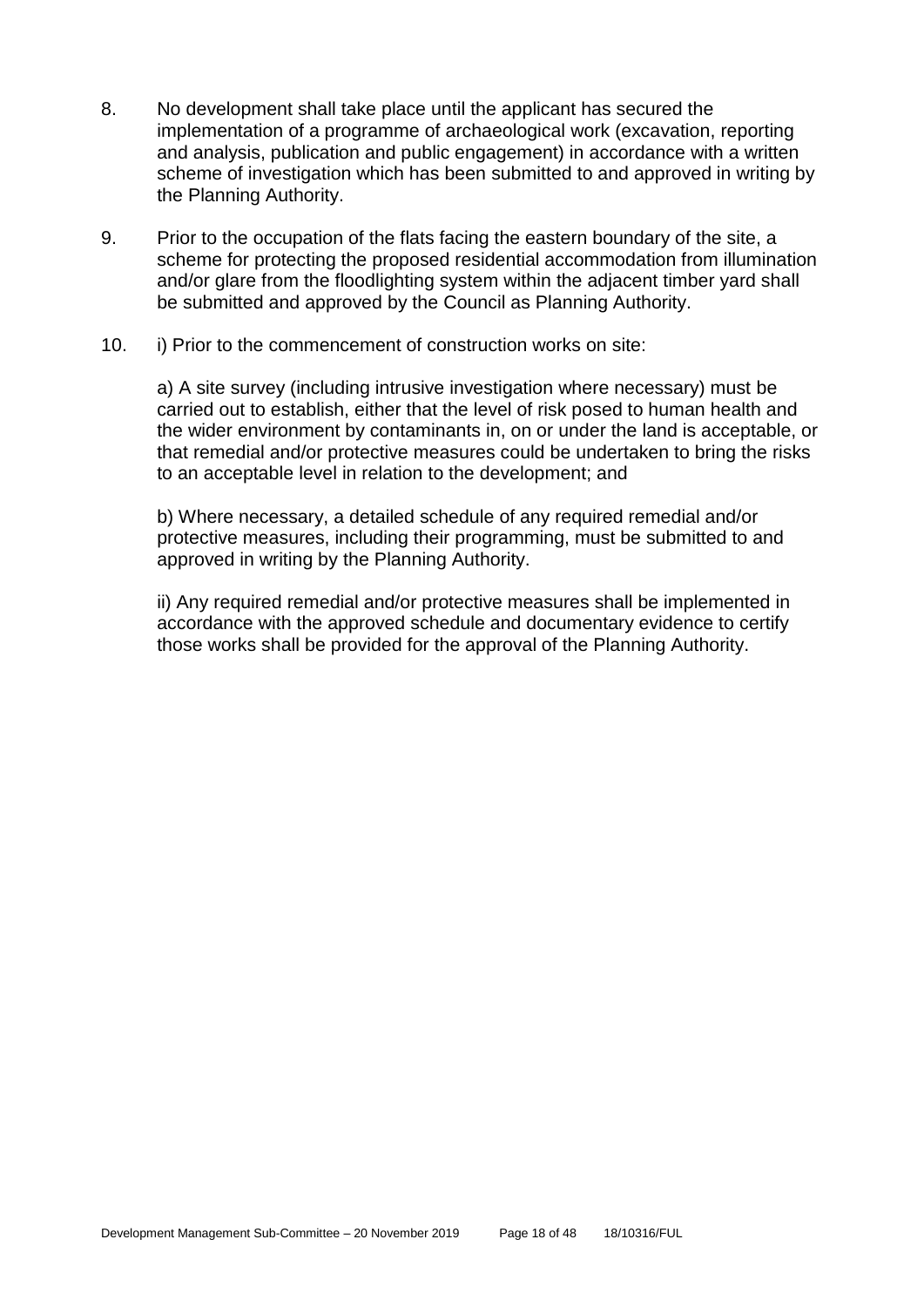8. No development shall take place until the applicant has secured the implementation of a programme of archaeological work (excavation, reporting and analysis, publication and public engagement) in accordance with a written scheme of investigation which has been submitted to and approved in writing by the Planning Authority.

9. Prior to the occupation of the flats facing the eastern boundary of the site, a scheme for protecting the proposed residential accommodation from illumination and/or glare from the floodlighting system within the adjacent timber yard shall be submitted and approved by the Council as Planning Authority.

10. i) Prior to the commencement of construction works on site:

    a) A site survey (including intrusive investigation where necessary) must be carried out to establish, either that the level of risk posed to human health and the wider environment by contaminants in, on or under the land is acceptable, or that remedial and/or protective measures could be undertaken to bring the risks to an acceptable level in relation to the development; and

    b) Where necessary, a detailed schedule of any required remedial and/or protective measures, including their programming, must be submitted to and approved in writing by the Planning Authority.

    ii) Any required remedial and/or protective measures shall be implemented in accordance with the approved schedule and documentary evidence to certify those works shall be provided for the approval of the Planning Authority.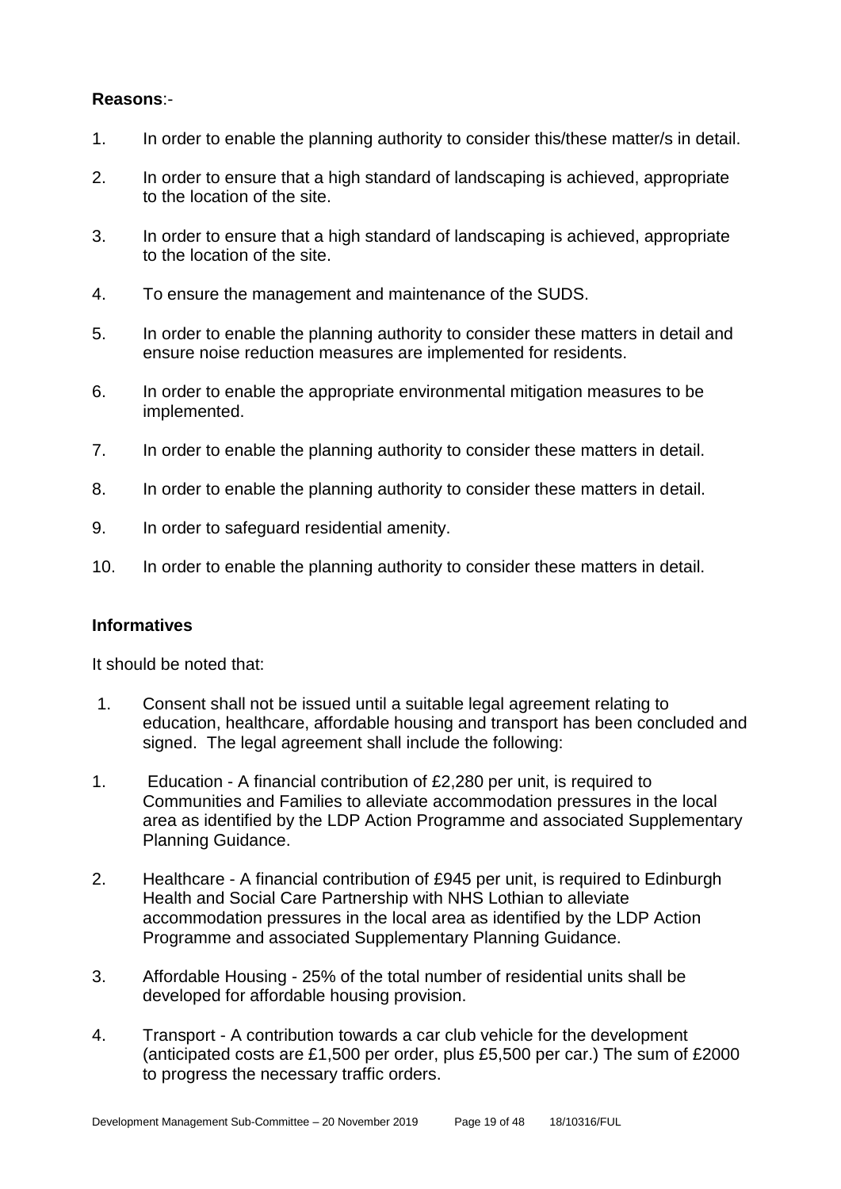**Reasons**:-

1. In order to enable the planning authority to consider this/these matter/s in detail.
2. In order to ensure that a high standard of landscaping is achieved, appropriate to the location of the site.
3. In order to ensure that a high standard of landscaping is achieved, appropriate to the location of the site.
4. To ensure the management and maintenance of the SUDS.
5. In order to enable the planning authority to consider these matters in detail and ensure noise reduction measures are implemented for residents.
6. In order to enable the appropriate environmental mitigation measures to be implemented.
7. In order to enable the planning authority to consider these matters in detail.
8. In order to enable the planning authority to consider these matters in detail.
9. In order to safeguard residential amenity.
10. In order to enable the planning authority to consider these matters in detail.

**Informatives**

It should be noted that:

1. Consent shall not be issued until a suitable legal agreement relating to education, healthcare, affordable housing and transport has been concluded and signed. The legal agreement shall include the following:

1. Education - A financial contribution of £2,280 per unit, is required to Communities and Families to alleviate accommodation pressures in the local area as identified by the LDP Action Programme and associated Supplementary Planning Guidance.
2. Healthcare - A financial contribution of £945 per unit, is required to Edinburgh Health and Social Care Partnership with NHS Lothian to alleviate accommodation pressures in the local area as identified by the LDP Action Programme and associated Supplementary Planning Guidance.
3. Affordable Housing - 25% of the total number of residential units shall be developed for affordable housing provision.
4. Transport - A contribution towards a car club vehicle for the development (anticipated costs are £1,500 per order, plus £5,500 per car.) The sum of £2000 to progress the necessary traffic orders.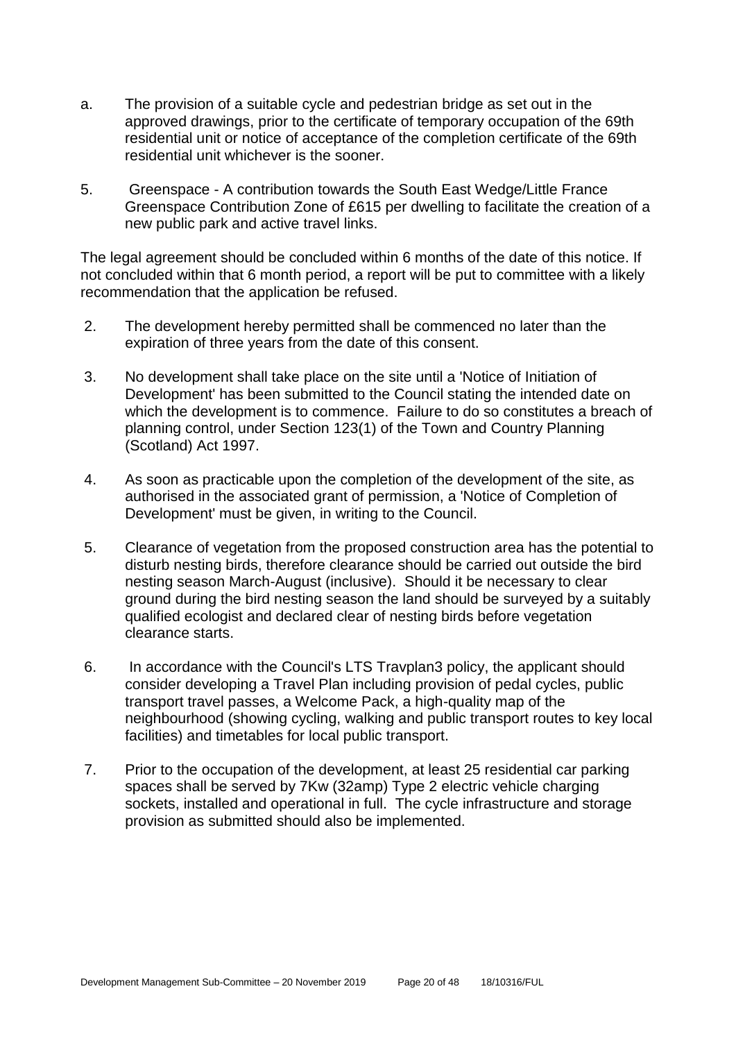a. The provision of a suitable cycle and pedestrian bridge as set out in the approved drawings, prior to the certificate of temporary occupation of the 69th residential unit or notice of acceptance of the completion certificate of the 69th residential unit whichever is the sooner.

5. Greenspace - A contribution towards the South East Wedge/Little France Greenspace Contribution Zone of £615 per dwelling to facilitate the creation of a new public park and active travel links.

The legal agreement should be concluded within 6 months of the date of this notice. If not concluded within that 6 month period, a report will be put to committee with a likely recommendation that the application be refused.

2. The development hereby permitted shall be commenced no later than the expiration of three years from the date of this consent.

3. No development shall take place on the site until a 'Notice of Initiation of Development' has been submitted to the Council stating the intended date on which the development is to commence. Failure to do so constitutes a breach of planning control, under Section 123(1) of the Town and Country Planning (Scotland) Act 1997.

4. As soon as practicable upon the completion of the development of the site, as authorised in the associated grant of permission, a 'Notice of Completion of Development' must be given, in writing to the Council.

5. Clearance of vegetation from the proposed construction area has the potential to disturb nesting birds, therefore clearance should be carried out outside the bird nesting season March-August (inclusive). Should it be necessary to clear ground during the bird nesting season the land should be surveyed by a suitably qualified ecologist and declared clear of nesting birds before vegetation clearance starts.

6. In accordance with the Council's LTS Travplan3 policy, the applicant should consider developing a Travel Plan including provision of pedal cycles, public transport travel passes, a Welcome Pack, a high-quality map of the neighbourhood (showing cycling, walking and public transport routes to key local facilities) and timetables for local public transport.

7. Prior to the occupation of the development, at least 25 residential car parking spaces shall be served by 7Kw (32amp) Type 2 electric vehicle charging sockets, installed and operational in full. The cycle infrastructure and storage provision as submitted should also be implemented.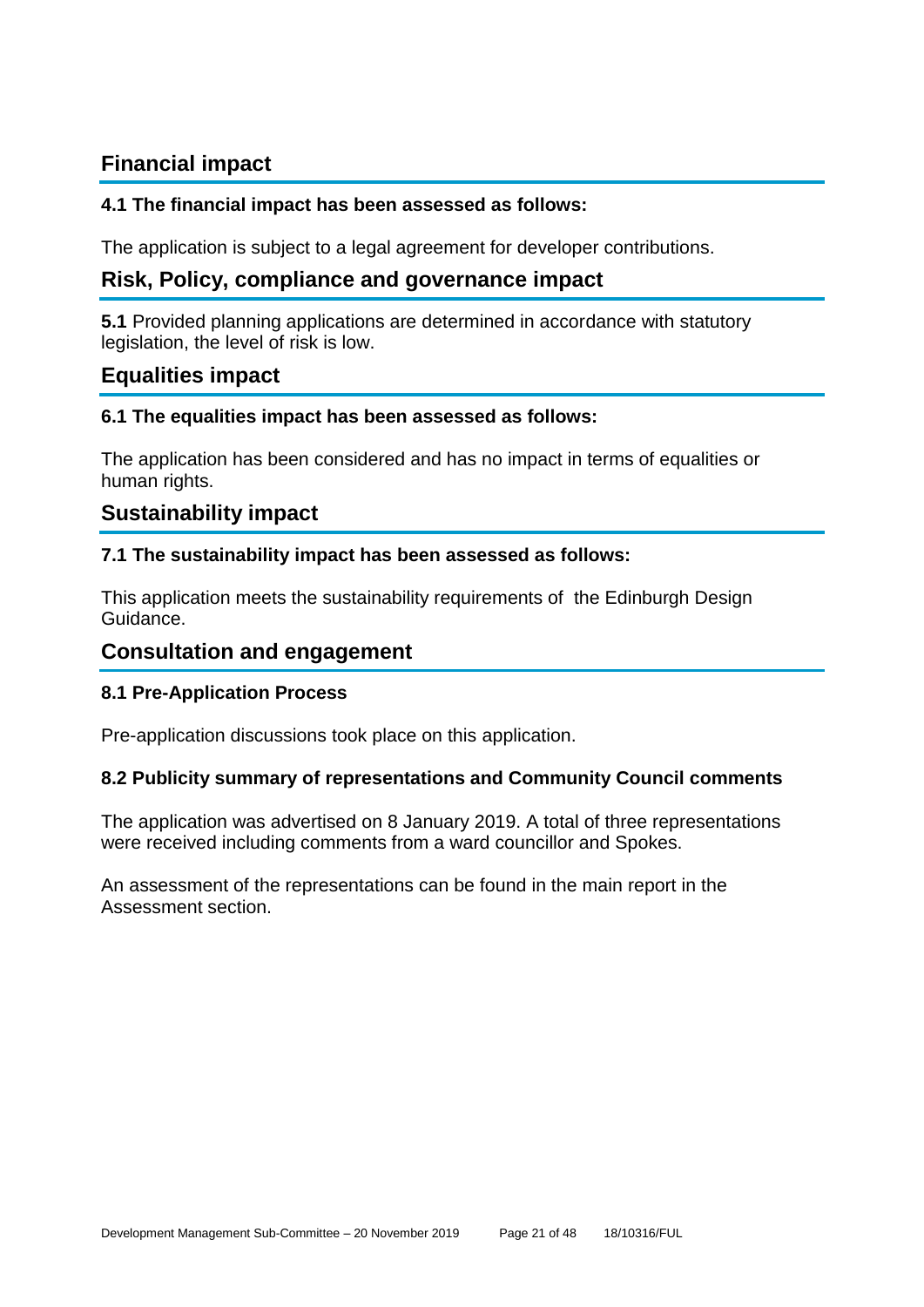## Financial impact

### 4.1 The financial impact has been assessed as follows:

The application is subject to a legal agreement for developer contributions.

## Risk, Policy, compliance and governance impact

**5.1** Provided planning applications are determined in accordance with statutory legislation, the level of risk is low.

## Equalities impact

### 6.1 The equalities impact has been assessed as follows:

The application has been considered and has no impact in terms of equalities or human rights.

## Sustainability impact

### 7.1 The sustainability impact has been assessed as follows:

This application meets the sustainability requirements of the Edinburgh Design Guidance.

## Consultation and engagement

### 8.1 Pre-Application Process

Pre-application discussions took place on this application.

### 8.2 Publicity summary of representations and Community Council comments

The application was advertised on 8 January 2019. A total of three representations were received including comments from a ward councillor and Spokes.

An assessment of the representations can be found in the main report in the Assessment section.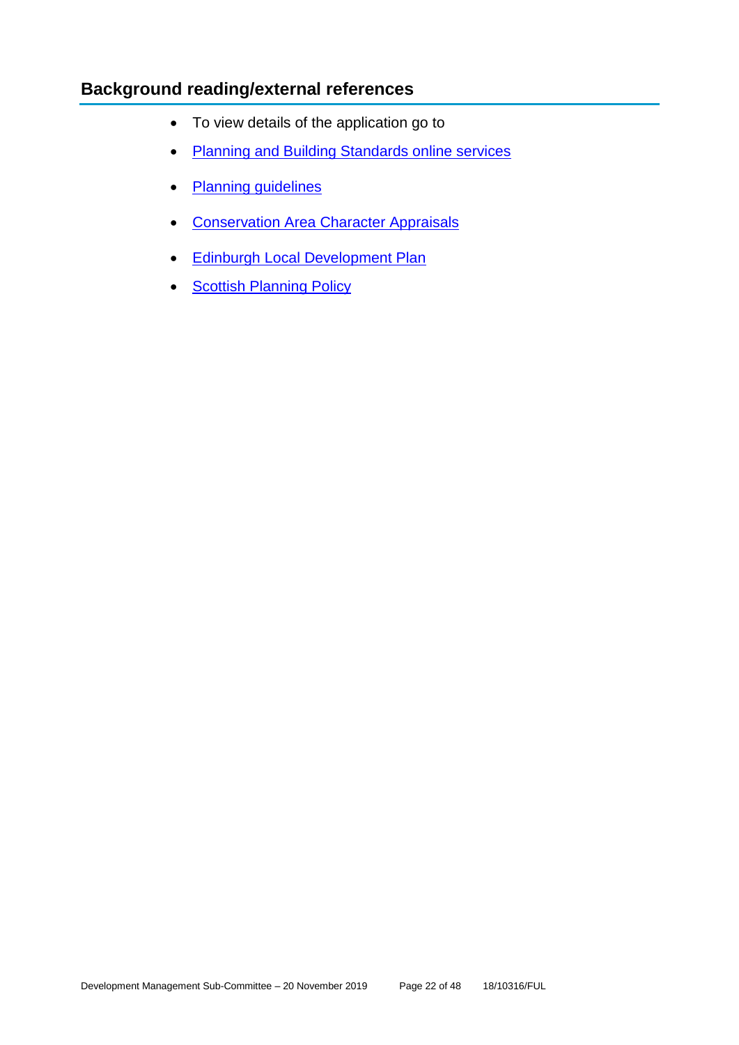## Background reading/external references

- To view details of the application go to
- Planning and Building Standards online services
- Planning guidelines
- Conservation Area Character Appraisals
- Edinburgh Local Development Plan
- Scottish Planning Policy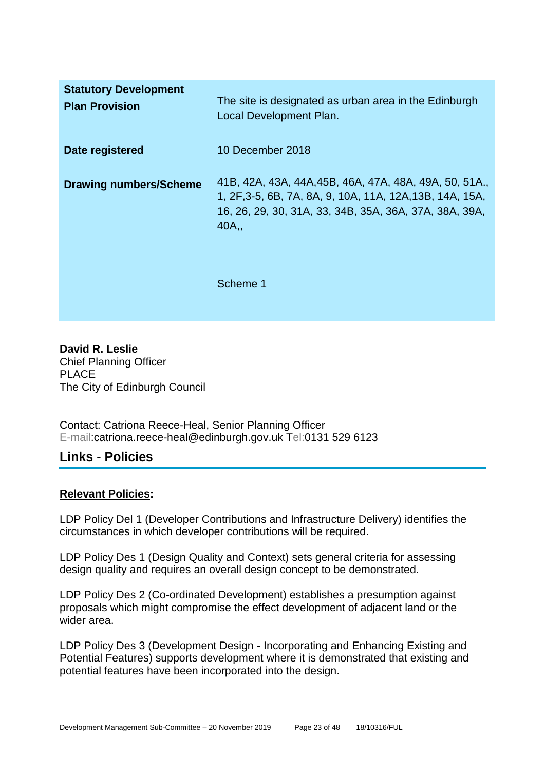| | |
|---|---|
| **Statutory Development Plan Provision** | The site is designated as urban area in the Edinburgh Local Development Plan. |
| **Date registered** | 10 December 2018 |
| **Drawing numbers/Scheme** | 41B, 42A, 43A, 44A,45B, 46A, 47A, 48A, 49A, 50, 51A., 1, 2F,3-5, 6B, 7A, 8A, 9, 10A, 11A, 12A,13B, 14A, 15A, 16, 26, 29, 30, 31A, 33, 34B, 35A, 36A, 37A, 38A, 39A, 40A,,<br><br>Scheme 1 |

**David R. Leslie**
Chief Planning Officer
PLACE
The City of Edinburgh Council

Contact: Catriona Reece-Heal, Senior Planning Officer
E-mail:catriona.reece-heal@edinburgh.gov.uk Tel:0131 529 6123

## Links - Policies

**Relevant Policies:**

LDP Policy Del 1 (Developer Contributions and Infrastructure Delivery) identifies the circumstances in which developer contributions will be required.

LDP Policy Des 1 (Design Quality and Context) sets general criteria for assessing design quality and requires an overall design concept to be demonstrated.

LDP Policy Des 2 (Co-ordinated Development) establishes a presumption against proposals which might compromise the effect development of adjacent land or the wider area.

LDP Policy Des 3 (Development Design - Incorporating and Enhancing Existing and Potential Features) supports development where it is demonstrated that existing and potential features have been incorporated into the design.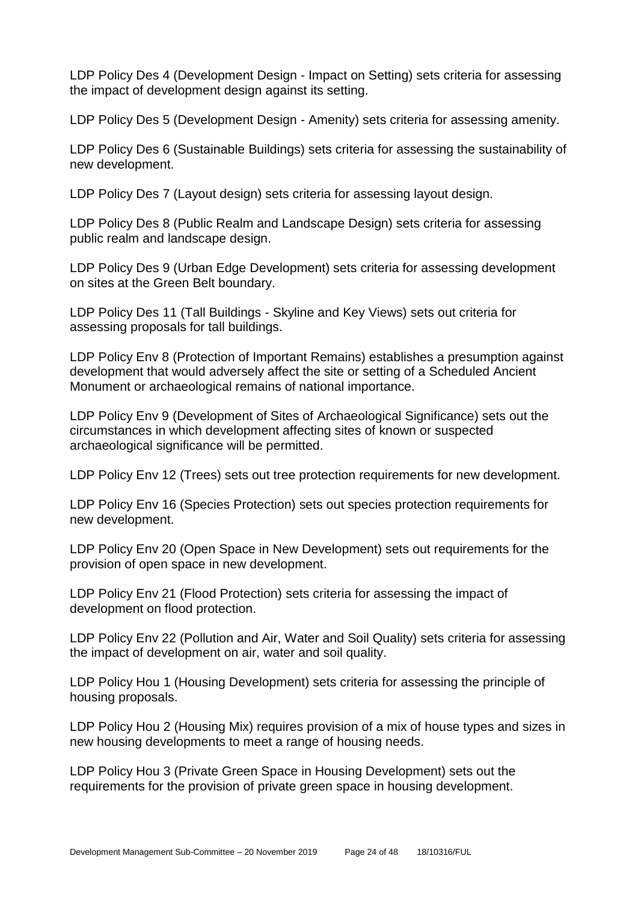LDP Policy Des 4 (Development Design - Impact on Setting) sets criteria for assessing the impact of development design against its setting.

LDP Policy Des 5 (Development Design - Amenity) sets criteria for assessing amenity.

LDP Policy Des 6 (Sustainable Buildings) sets criteria for assessing the sustainability of new development.

LDP Policy Des 7 (Layout design) sets criteria for assessing layout design.

LDP Policy Des 8 (Public Realm and Landscape Design) sets criteria for assessing public realm and landscape design.

LDP Policy Des 9 (Urban Edge Development) sets criteria for assessing development on sites at the Green Belt boundary.

LDP Policy Des 11 (Tall Buildings - Skyline and Key Views) sets out criteria for assessing proposals for tall buildings.

LDP Policy Env 8 (Protection of Important Remains) establishes a presumption against development that would adversely affect the site or setting of a Scheduled Ancient Monument or archaeological remains of national importance.

LDP Policy Env 9 (Development of Sites of Archaeological Significance) sets out the circumstances in which development affecting sites of known or suspected archaeological significance will be permitted.

LDP Policy Env 12 (Trees) sets out tree protection requirements for new development.

LDP Policy Env 16 (Species Protection) sets out species protection requirements for new development.

LDP Policy Env 20 (Open Space in New Development) sets out requirements for the provision of open space in new development.

LDP Policy Env 21 (Flood Protection) sets criteria for assessing the impact of development on flood protection.

LDP Policy Env 22 (Pollution and Air, Water and Soil Quality) sets criteria for assessing the impact of development on air, water and soil quality.

LDP Policy Hou 1 (Housing Development) sets criteria for assessing the principle of housing proposals.

LDP Policy Hou 2 (Housing Mix) requires provision of a mix of house types and sizes in new housing developments to meet a range of housing needs.

LDP Policy Hou 3 (Private Green Space in Housing Development) sets out the requirements for the provision of private green space in housing development.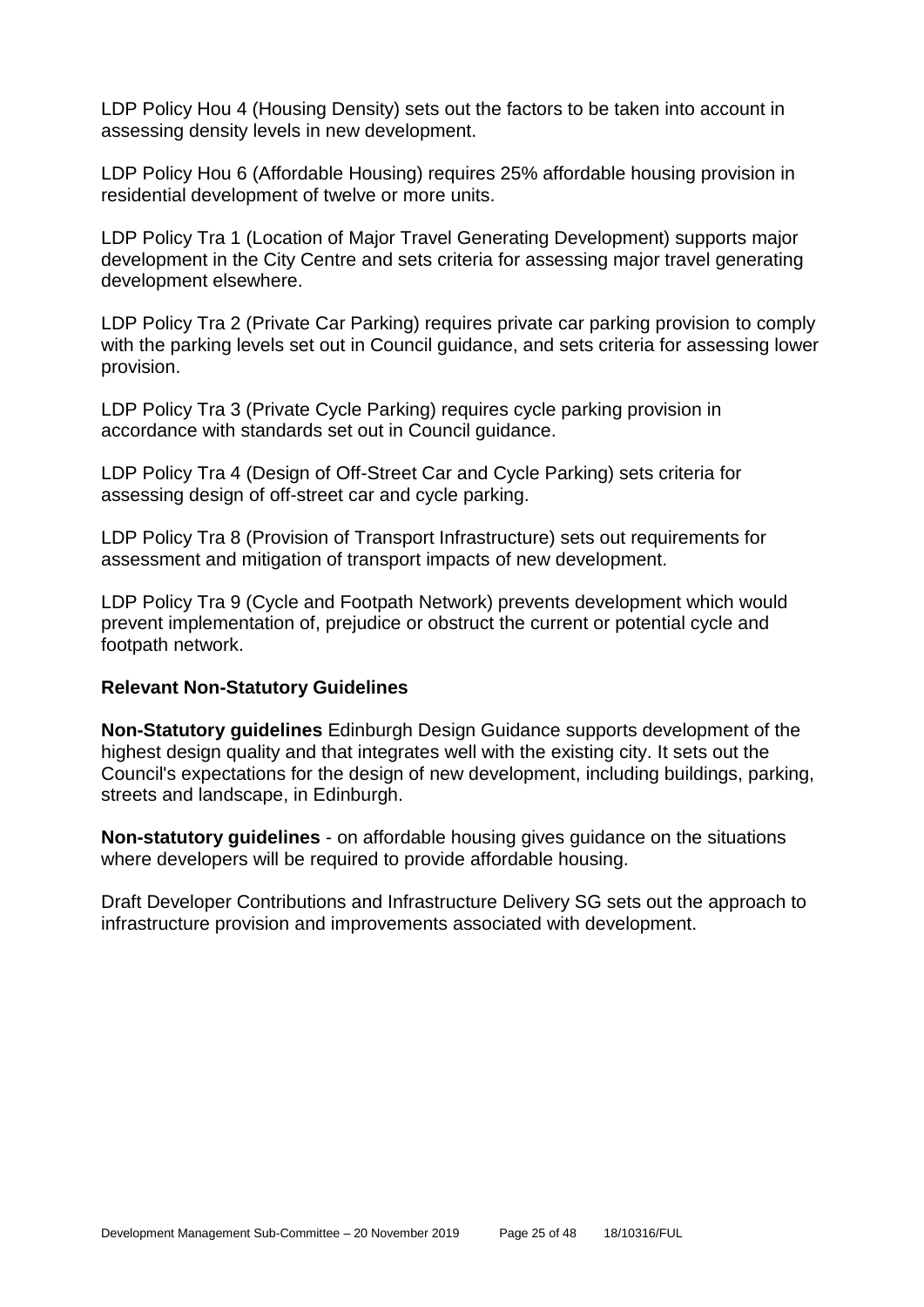LDP Policy Hou 4 (Housing Density) sets out the factors to be taken into account in assessing density levels in new development.

LDP Policy Hou 6 (Affordable Housing) requires 25% affordable housing provision in residential development of twelve or more units.

LDP Policy Tra 1 (Location of Major Travel Generating Development) supports major development in the City Centre and sets criteria for assessing major travel generating development elsewhere.

LDP Policy Tra 2 (Private Car Parking) requires private car parking provision to comply with the parking levels set out in Council guidance, and sets criteria for assessing lower provision.

LDP Policy Tra 3 (Private Cycle Parking) requires cycle parking provision in accordance with standards set out in Council guidance.

LDP Policy Tra 4 (Design of Off-Street Car and Cycle Parking) sets criteria for assessing design of off-street car and cycle parking.

LDP Policy Tra 8 (Provision of Transport Infrastructure) sets out requirements for assessment and mitigation of transport impacts of new development.

LDP Policy Tra 9 (Cycle and Footpath Network) prevents development which would prevent implementation of, prejudice or obstruct the current or potential cycle and footpath network.

**Relevant Non-Statutory Guidelines**

**Non-Statutory guidelines** Edinburgh Design Guidance supports development of the highest design quality and that integrates well with the existing city. It sets out the Council's expectations for the design of new development, including buildings, parking, streets and landscape, in Edinburgh.

**Non-statutory guidelines** - on affordable housing gives guidance on the situations where developers will be required to provide affordable housing.

Draft Developer Contributions and Infrastructure Delivery SG sets out the approach to infrastructure provision and improvements associated with development.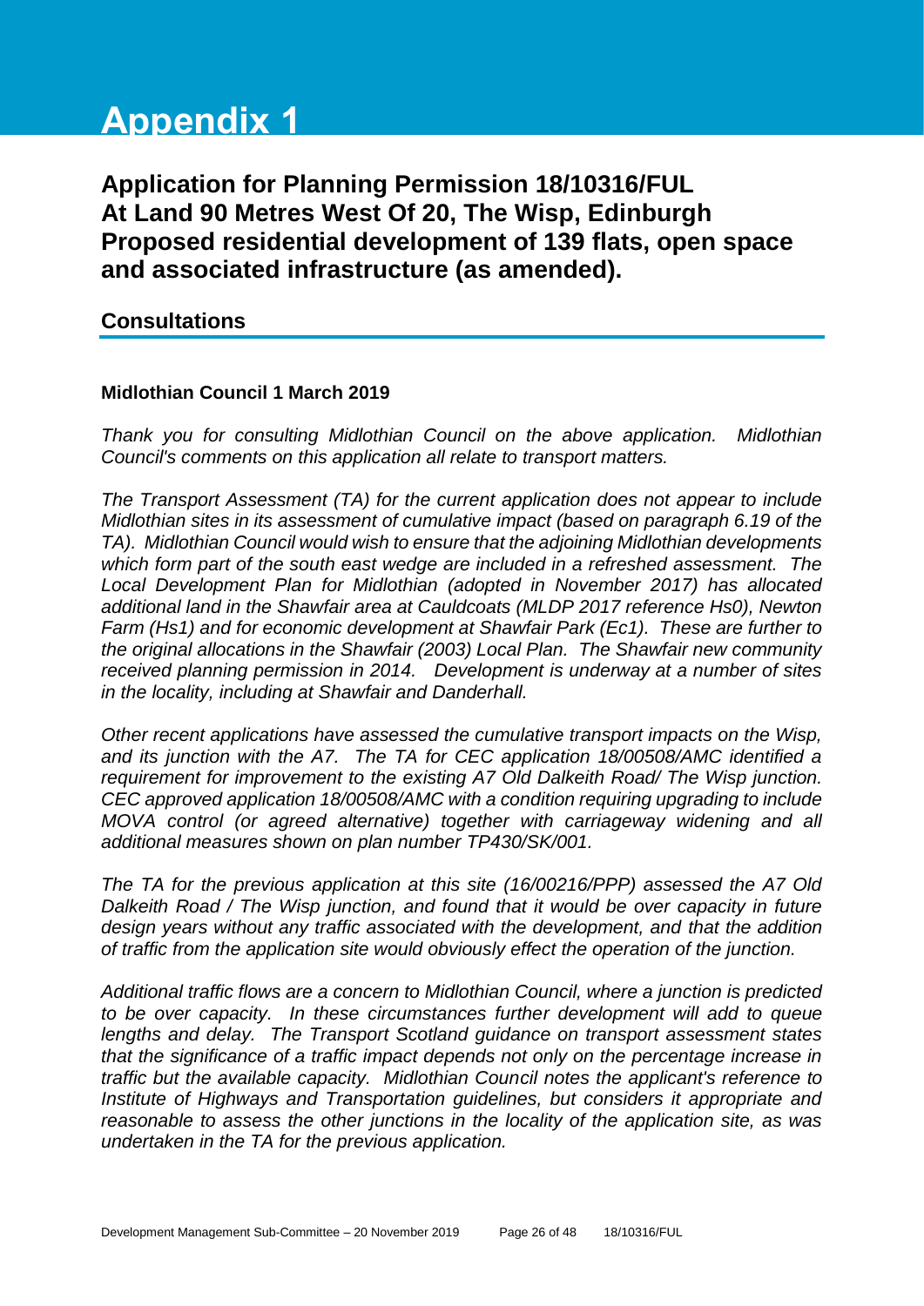# Appendix 1

## Application for Planning Permission 18/10316/FUL At Land 90 Metres West Of 20, The Wisp, Edinburgh Proposed residential development of 139 flats, open space and associated infrastructure (as amended).

### Consultations

**Midlothian Council 1 March 2019**

*Thank you for consulting Midlothian Council on the above application. Midlothian Council's comments on this application all relate to transport matters.*

*The Transport Assessment (TA) for the current application does not appear to include Midlothian sites in its assessment of cumulative impact (based on paragraph 6.19 of the TA). Midlothian Council would wish to ensure that the adjoining Midlothian developments which form part of the south east wedge are included in a refreshed assessment. The Local Development Plan for Midlothian (adopted in November 2017) has allocated additional land in the Shawfair area at Cauldcoats (MLDP 2017 reference Hs0), Newton Farm (Hs1) and for economic development at Shawfair Park (Ec1). These are further to the original allocations in the Shawfair (2003) Local Plan. The Shawfair new community received planning permission in 2014. Development is underway at a number of sites in the locality, including at Shawfair and Danderhall.*

*Other recent applications have assessed the cumulative transport impacts on the Wisp, and its junction with the A7. The TA for CEC application 18/00508/AMC identified a requirement for improvement to the existing A7 Old Dalkeith Road/ The Wisp junction. CEC approved application 18/00508/AMC with a condition requiring upgrading to include MOVA control (or agreed alternative) together with carriageway widening and all additional measures shown on plan number TP430/SK/001.*

*The TA for the previous application at this site (16/00216/PPP) assessed the A7 Old Dalkeith Road / The Wisp junction, and found that it would be over capacity in future design years without any traffic associated with the development, and that the addition of traffic from the application site would obviously effect the operation of the junction.*

*Additional traffic flows are a concern to Midlothian Council, where a junction is predicted to be over capacity. In these circumstances further development will add to queue lengths and delay. The Transport Scotland guidance on transport assessment states that the significance of a traffic impact depends not only on the percentage increase in traffic but the available capacity. Midlothian Council notes the applicant's reference to Institute of Highways and Transportation guidelines, but considers it appropriate and reasonable to assess the other junctions in the locality of the application site, as was undertaken in the TA for the previous application.*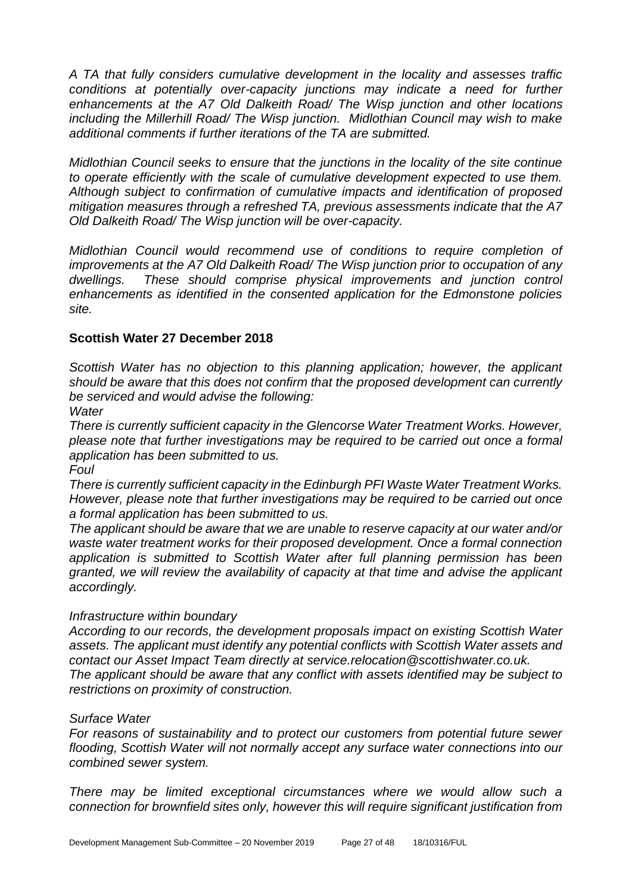*A TA that fully considers cumulative development in the locality and assesses traffic conditions at potentially over-capacity junctions may indicate a need for further enhancements at the A7 Old Dalkeith Road/ The Wisp junction and other locations including the Millerhill Road/ The Wisp junction. Midlothian Council may wish to make additional comments if further iterations of the TA are submitted.*

*Midlothian Council seeks to ensure that the junctions in the locality of the site continue to operate efficiently with the scale of cumulative development expected to use them. Although subject to confirmation of cumulative impacts and identification of proposed mitigation measures through a refreshed TA, previous assessments indicate that the A7 Old Dalkeith Road/ The Wisp junction will be over-capacity.*

*Midlothian Council would recommend use of conditions to require completion of improvements at the A7 Old Dalkeith Road/ The Wisp junction prior to occupation of any dwellings. These should comprise physical improvements and junction control enhancements as identified in the consented application for the Edmonstone policies site.*

**Scottish Water 27 December 2018**

*Scottish Water has no objection to this planning application; however, the applicant should be aware that this does not confirm that the proposed development can currently be serviced and would advise the following:*

*Water*

*There is currently sufficient capacity in the Glencorse Water Treatment Works. However, please note that further investigations may be required to be carried out once a formal application has been submitted to us.*

*Foul*

*There is currently sufficient capacity in the Edinburgh PFI Waste Water Treatment Works. However, please note that further investigations may be required to be carried out once a formal application has been submitted to us.*

*The applicant should be aware that we are unable to reserve capacity at our water and/or waste water treatment works for their proposed development. Once a formal connection application is submitted to Scottish Water after full planning permission has been granted, we will review the availability of capacity at that time and advise the applicant accordingly.*

*Infrastructure within boundary*

*According to our records, the development proposals impact on existing Scottish Water assets. The applicant must identify any potential conflicts with Scottish Water assets and contact our Asset Impact Team directly at service.relocation@scottishwater.co.uk.*

*The applicant should be aware that any conflict with assets identified may be subject to restrictions on proximity of construction.*

*Surface Water*

*For reasons of sustainability and to protect our customers from potential future sewer flooding, Scottish Water will not normally accept any surface water connections into our combined sewer system.*

*There may be limited exceptional circumstances where we would allow such a connection for brownfield sites only, however this will require significant justification from*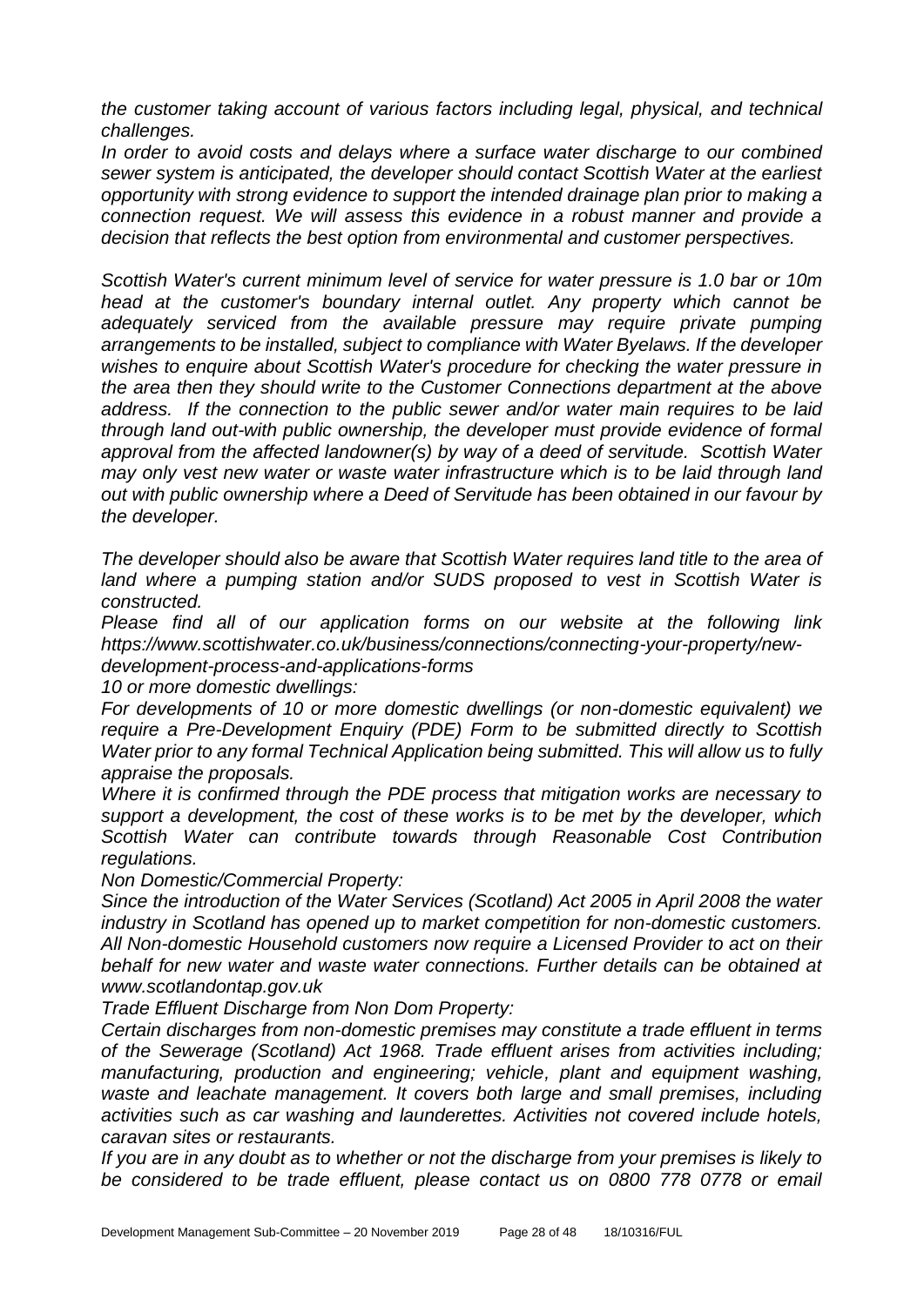*the customer taking account of various factors including legal, physical, and technical challenges.*

*In order to avoid costs and delays where a surface water discharge to our combined sewer system is anticipated, the developer should contact Scottish Water at the earliest opportunity with strong evidence to support the intended drainage plan prior to making a connection request. We will assess this evidence in a robust manner and provide a decision that reflects the best option from environmental and customer perspectives.*

*Scottish Water's current minimum level of service for water pressure is 1.0 bar or 10m head at the customer's boundary internal outlet. Any property which cannot be adequately serviced from the available pressure may require private pumping arrangements to be installed, subject to compliance with Water Byelaws. If the developer wishes to enquire about Scottish Water's procedure for checking the water pressure in the area then they should write to the Customer Connections department at the above address. If the connection to the public sewer and/or water main requires to be laid through land out-with public ownership, the developer must provide evidence of formal approval from the affected landowner(s) by way of a deed of servitude. Scottish Water may only vest new water or waste water infrastructure which is to be laid through land out with public ownership where a Deed of Servitude has been obtained in our favour by the developer.*

*The developer should also be aware that Scottish Water requires land title to the area of land where a pumping station and/or SUDS proposed to vest in Scottish Water is constructed.*

*Please find all of our application forms on our website at the following link https://www.scottishwater.co.uk/business/connections/connecting-your-property/new-development-process-and-applications-forms*

*10 or more domestic dwellings:*

*For developments of 10 or more domestic dwellings (or non-domestic equivalent) we require a Pre-Development Enquiry (PDE) Form to be submitted directly to Scottish Water prior to any formal Technical Application being submitted. This will allow us to fully appraise the proposals.*

*Where it is confirmed through the PDE process that mitigation works are necessary to support a development, the cost of these works is to be met by the developer, which Scottish Water can contribute towards through Reasonable Cost Contribution regulations.*

*Non Domestic/Commercial Property:*

*Since the introduction of the Water Services (Scotland) Act 2005 in April 2008 the water industry in Scotland has opened up to market competition for non-domestic customers. All Non-domestic Household customers now require a Licensed Provider to act on their behalf for new water and waste water connections. Further details can be obtained at www.scotlandontap.gov.uk*

*Trade Effluent Discharge from Non Dom Property:*

*Certain discharges from non-domestic premises may constitute a trade effluent in terms of the Sewerage (Scotland) Act 1968. Trade effluent arises from activities including; manufacturing, production and engineering; vehicle, plant and equipment washing, waste and leachate management. It covers both large and small premises, including activities such as car washing and launderettes. Activities not covered include hotels, caravan sites or restaurants.*

*If you are in any doubt as to whether or not the discharge from your premises is likely to be considered to be trade effluent, please contact us on 0800 778 0778 or email*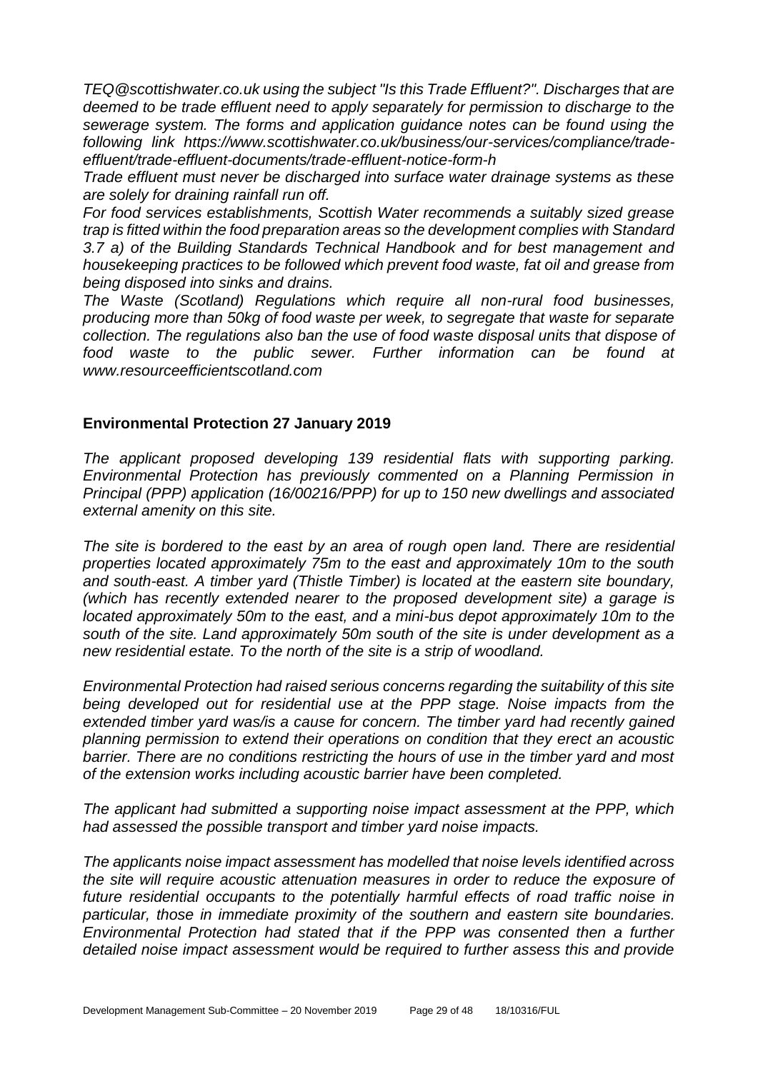*TEQ@scottishwater.co.uk using the subject "Is this Trade Effluent?". Discharges that are deemed to be trade effluent need to apply separately for permission to discharge to the sewerage system. The forms and application guidance notes can be found using the following link https://www.scottishwater.co.uk/business/our-services/compliance/trade-effluent/trade-effluent-documents/trade-effluent-notice-form-h*

*Trade effluent must never be discharged into surface water drainage systems as these are solely for draining rainfall run off.*

*For food services establishments, Scottish Water recommends a suitably sized grease trap is fitted within the food preparation areas so the development complies with Standard 3.7 a) of the Building Standards Technical Handbook and for best management and housekeeping practices to be followed which prevent food waste, fat oil and grease from being disposed into sinks and drains.*

*The Waste (Scotland) Regulations which require all non-rural food businesses, producing more than 50kg of food waste per week, to segregate that waste for separate collection. The regulations also ban the use of food waste disposal units that dispose of food waste to the public sewer. Further information can be found at www.resourceefficientscotland.com*

**Environmental Protection 27 January 2019**

*The applicant proposed developing 139 residential flats with supporting parking. Environmental Protection has previously commented on a Planning Permission in Principal (PPP) application (16/00216/PPP) for up to 150 new dwellings and associated external amenity on this site.*

*The site is bordered to the east by an area of rough open land. There are residential properties located approximately 75m to the east and approximately 10m to the south and south-east. A timber yard (Thistle Timber) is located at the eastern site boundary, (which has recently extended nearer to the proposed development site) a garage is located approximately 50m to the east, and a mini-bus depot approximately 10m to the south of the site. Land approximately 50m south of the site is under development as a new residential estate. To the north of the site is a strip of woodland.*

*Environmental Protection had raised serious concerns regarding the suitability of this site being developed out for residential use at the PPP stage. Noise impacts from the extended timber yard was/is a cause for concern. The timber yard had recently gained planning permission to extend their operations on condition that they erect an acoustic barrier. There are no conditions restricting the hours of use in the timber yard and most of the extension works including acoustic barrier have been completed.*

*The applicant had submitted a supporting noise impact assessment at the PPP, which had assessed the possible transport and timber yard noise impacts.*

*The applicants noise impact assessment has modelled that noise levels identified across the site will require acoustic attenuation measures in order to reduce the exposure of future residential occupants to the potentially harmful effects of road traffic noise in particular, those in immediate proximity of the southern and eastern site boundaries. Environmental Protection had stated that if the PPP was consented then a further detailed noise impact assessment would be required to further assess this and provide*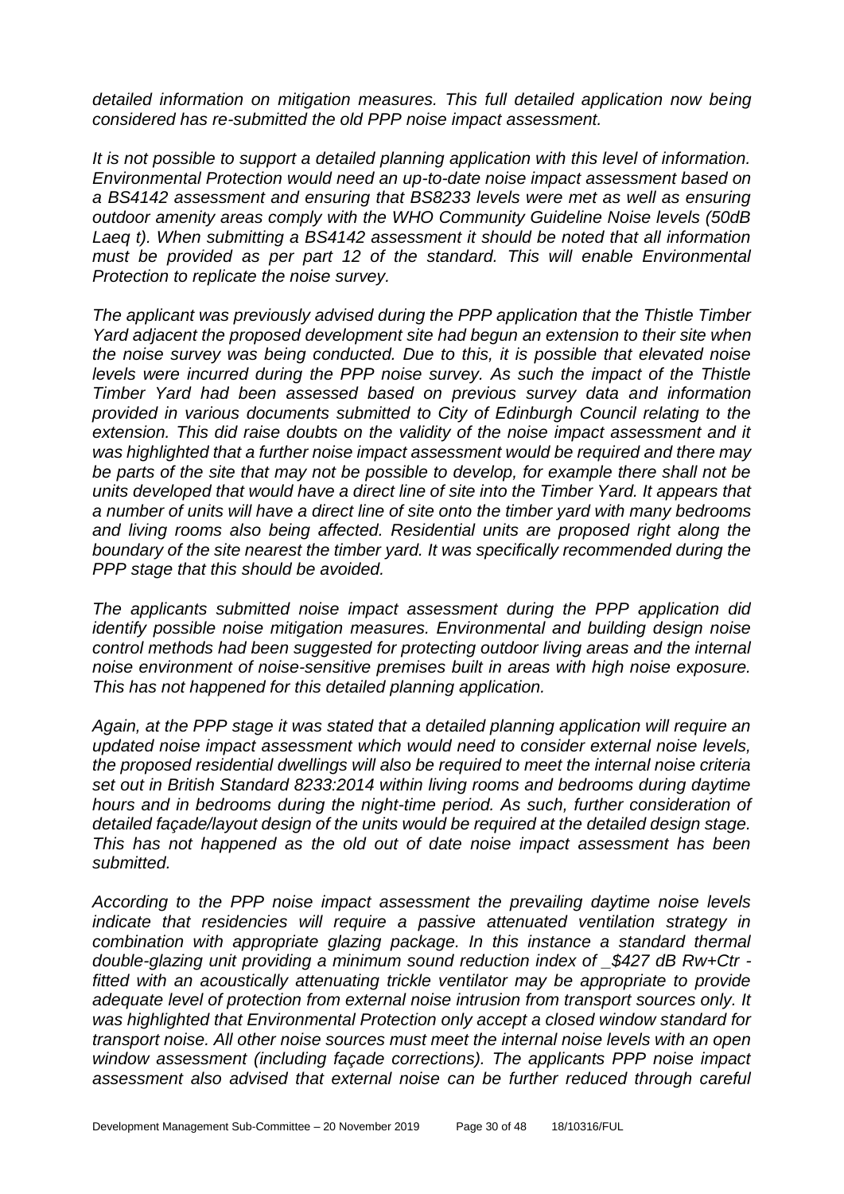*detailed information on mitigation measures. This full detailed application now being considered has re-submitted the old PPP noise impact assessment.*

*It is not possible to support a detailed planning application with this level of information. Environmental Protection would need an up-to-date noise impact assessment based on a BS4142 assessment and ensuring that BS8233 levels were met as well as ensuring outdoor amenity areas comply with the WHO Community Guideline Noise levels (50dB Laeq t). When submitting a BS4142 assessment it should be noted that all information must be provided as per part 12 of the standard. This will enable Environmental Protection to replicate the noise survey.*

*The applicant was previously advised during the PPP application that the Thistle Timber Yard adjacent the proposed development site had begun an extension to their site when the noise survey was being conducted. Due to this, it is possible that elevated noise levels were incurred during the PPP noise survey. As such the impact of the Thistle Timber Yard had been assessed based on previous survey data and information provided in various documents submitted to City of Edinburgh Council relating to the extension. This did raise doubts on the validity of the noise impact assessment and it was highlighted that a further noise impact assessment would be required and there may be parts of the site that may not be possible to develop, for example there shall not be units developed that would have a direct line of site into the Timber Yard. It appears that a number of units will have a direct line of site onto the timber yard with many bedrooms and living rooms also being affected. Residential units are proposed right along the boundary of the site nearest the timber yard. It was specifically recommended during the PPP stage that this should be avoided.*

*The applicants submitted noise impact assessment during the PPP application did identify possible noise mitigation measures. Environmental and building design noise control methods had been suggested for protecting outdoor living areas and the internal noise environment of noise-sensitive premises built in areas with high noise exposure. This has not happened for this detailed planning application.*

*Again, at the PPP stage it was stated that a detailed planning application will require an updated noise impact assessment which would need to consider external noise levels, the proposed residential dwellings will also be required to meet the internal noise criteria set out in British Standard 8233:2014 within living rooms and bedrooms during daytime hours and in bedrooms during the night-time period. As such, further consideration of detailed façade/layout design of the units would be required at the detailed design stage. This has not happened as the old out of date noise impact assessment has been submitted.*

*According to the PPP noise impact assessment the prevailing daytime noise levels indicate that residencies will require a passive attenuated ventilation strategy in combination with appropriate glazing package. In this instance a standard thermal double-glazing unit providing a minimum sound reduction index of _$427 dB Rw+Ctr - fitted with an acoustically attenuating trickle ventilator may be appropriate to provide adequate level of protection from external noise intrusion from transport sources only. It was highlighted that Environmental Protection only accept a closed window standard for transport noise. All other noise sources must meet the internal noise levels with an open window assessment (including façade corrections). The applicants PPP noise impact assessment also advised that external noise can be further reduced through careful*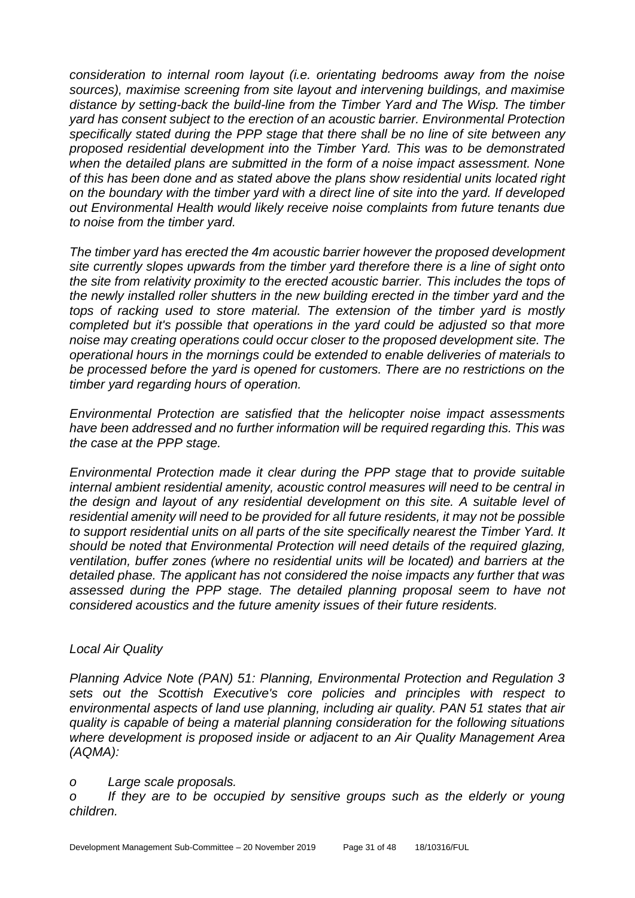*consideration to internal room layout (i.e. orientating bedrooms away from the noise sources), maximise screening from site layout and intervening buildings, and maximise distance by setting-back the build-line from the Timber Yard and The Wisp. The timber yard has consent subject to the erection of an acoustic barrier. Environmental Protection specifically stated during the PPP stage that there shall be no line of site between any proposed residential development into the Timber Yard. This was to be demonstrated when the detailed plans are submitted in the form of a noise impact assessment. None of this has been done and as stated above the plans show residential units located right on the boundary with the timber yard with a direct line of site into the yard. If developed out Environmental Health would likely receive noise complaints from future tenants due to noise from the timber yard.*

*The timber yard has erected the 4m acoustic barrier however the proposed development site currently slopes upwards from the timber yard therefore there is a line of sight onto the site from relativity proximity to the erected acoustic barrier. This includes the tops of the newly installed roller shutters in the new building erected in the timber yard and the tops of racking used to store material. The extension of the timber yard is mostly completed but it's possible that operations in the yard could be adjusted so that more noise may creating operations could occur closer to the proposed development site. The operational hours in the mornings could be extended to enable deliveries of materials to be processed before the yard is opened for customers. There are no restrictions on the timber yard regarding hours of operation.*

*Environmental Protection are satisfied that the helicopter noise impact assessments have been addressed and no further information will be required regarding this. This was the case at the PPP stage.*

*Environmental Protection made it clear during the PPP stage that to provide suitable internal ambient residential amenity, acoustic control measures will need to be central in the design and layout of any residential development on this site. A suitable level of residential amenity will need to be provided for all future residents, it may not be possible to support residential units on all parts of the site specifically nearest the Timber Yard. It should be noted that Environmental Protection will need details of the required glazing, ventilation, buffer zones (where no residential units will be located) and barriers at the detailed phase. The applicant has not considered the noise impacts any further that was assessed during the PPP stage. The detailed planning proposal seem to have not considered acoustics and the future amenity issues of their future residents.*

*Local Air Quality*

*Planning Advice Note (PAN) 51: Planning, Environmental Protection and Regulation 3 sets out the Scottish Executive's core policies and principles with respect to environmental aspects of land use planning, including air quality. PAN 51 states that air quality is capable of being a material planning consideration for the following situations where development is proposed inside or adjacent to an Air Quality Management Area (AQMA):*

*o Large scale proposals.*

*o If they are to be occupied by sensitive groups such as the elderly or young children.*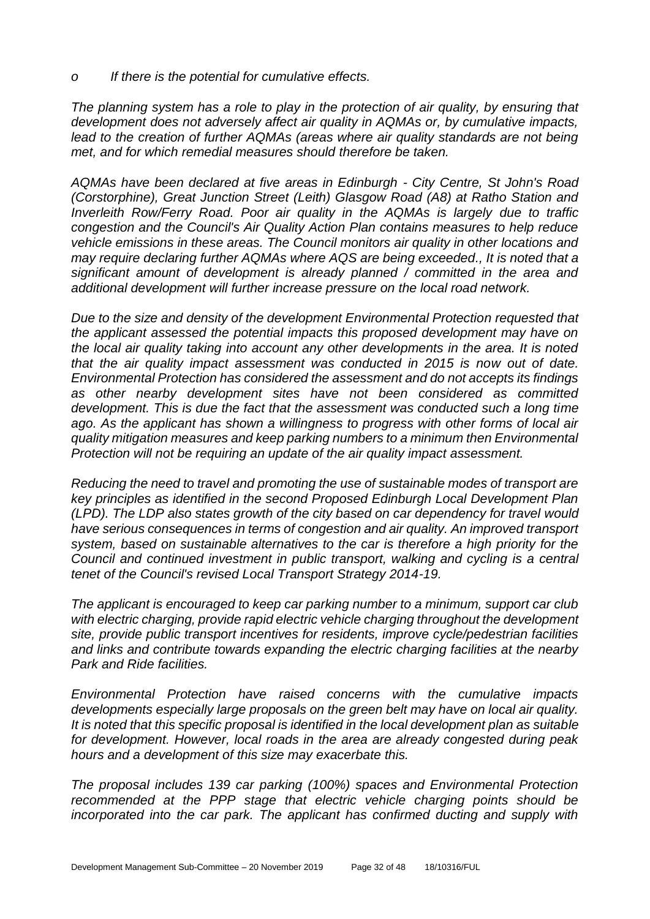*o If there is the potential for cumulative effects.*

*The planning system has a role to play in the protection of air quality, by ensuring that development does not adversely affect air quality in AQMAs or, by cumulative impacts, lead to the creation of further AQMAs (areas where air quality standards are not being met, and for which remedial measures should therefore be taken.*

*AQMAs have been declared at five areas in Edinburgh - City Centre, St John's Road (Corstorphine), Great Junction Street (Leith) Glasgow Road (A8) at Ratho Station and Inverleith Row/Ferry Road. Poor air quality in the AQMAs is largely due to traffic congestion and the Council's Air Quality Action Plan contains measures to help reduce vehicle emissions in these areas. The Council monitors air quality in other locations and may require declaring further AQMAs where AQS are being exceeded., It is noted that a significant amount of development is already planned / committed in the area and additional development will further increase pressure on the local road network.*

*Due to the size and density of the development Environmental Protection requested that the applicant assessed the potential impacts this proposed development may have on the local air quality taking into account any other developments in the area. It is noted that the air quality impact assessment was conducted in 2015 is now out of date. Environmental Protection has considered the assessment and do not accepts its findings as other nearby development sites have not been considered as committed development. This is due the fact that the assessment was conducted such a long time ago. As the applicant has shown a willingness to progress with other forms of local air quality mitigation measures and keep parking numbers to a minimum then Environmental Protection will not be requiring an update of the air quality impact assessment.*

*Reducing the need to travel and promoting the use of sustainable modes of transport are key principles as identified in the second Proposed Edinburgh Local Development Plan (LPD). The LDP also states growth of the city based on car dependency for travel would have serious consequences in terms of congestion and air quality. An improved transport system, based on sustainable alternatives to the car is therefore a high priority for the Council and continued investment in public transport, walking and cycling is a central tenet of the Council's revised Local Transport Strategy 2014-19.*

*The applicant is encouraged to keep car parking number to a minimum, support car club with electric charging, provide rapid electric vehicle charging throughout the development site, provide public transport incentives for residents, improve cycle/pedestrian facilities and links and contribute towards expanding the electric charging facilities at the nearby Park and Ride facilities.*

*Environmental Protection have raised concerns with the cumulative impacts developments especially large proposals on the green belt may have on local air quality. It is noted that this specific proposal is identified in the local development plan as suitable for development. However, local roads in the area are already congested during peak hours and a development of this size may exacerbate this.*

*The proposal includes 139 car parking (100%) spaces and Environmental Protection recommended at the PPP stage that electric vehicle charging points should be incorporated into the car park. The applicant has confirmed ducting and supply with*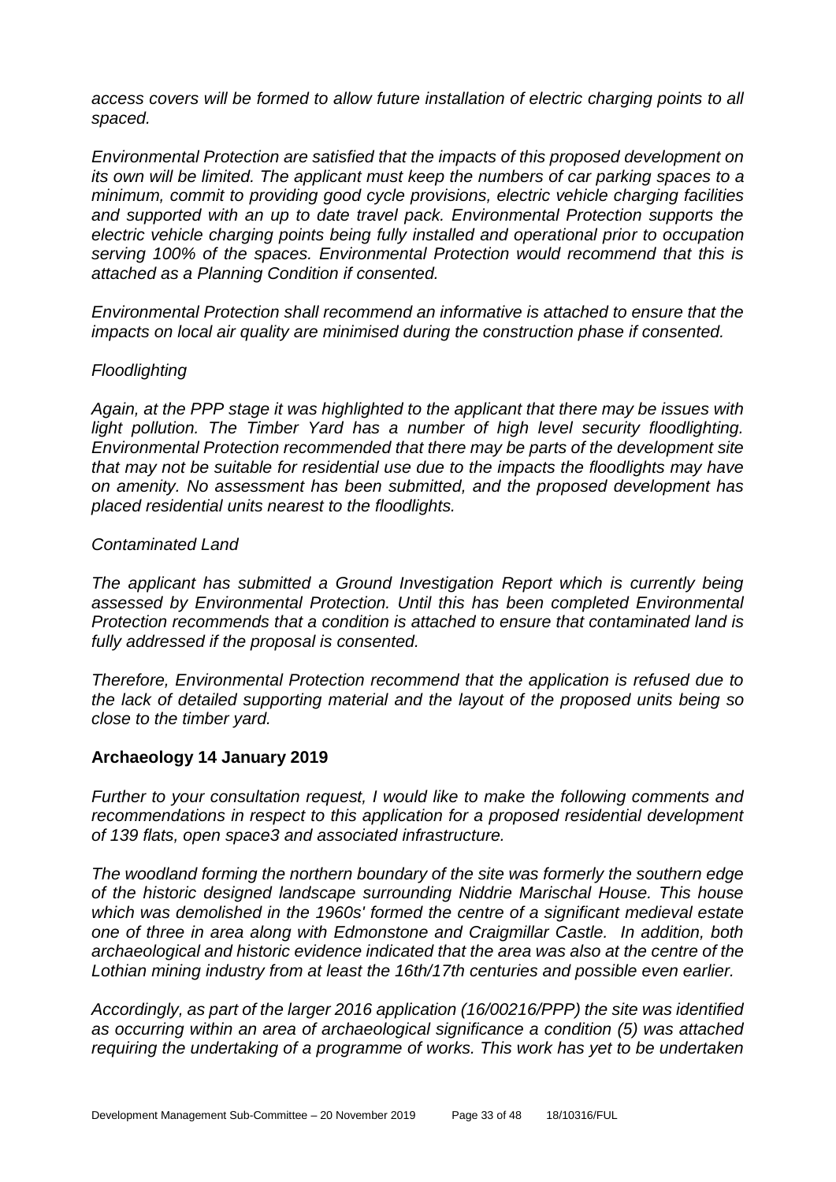*access covers will be formed to allow future installation of electric charging points to all spaced.*

*Environmental Protection are satisfied that the impacts of this proposed development on its own will be limited. The applicant must keep the numbers of car parking spaces to a minimum, commit to providing good cycle provisions, electric vehicle charging facilities and supported with an up to date travel pack. Environmental Protection supports the electric vehicle charging points being fully installed and operational prior to occupation serving 100% of the spaces. Environmental Protection would recommend that this is attached as a Planning Condition if consented.*

*Environmental Protection shall recommend an informative is attached to ensure that the impacts on local air quality are minimised during the construction phase if consented.*

*Floodlighting*

*Again, at the PPP stage it was highlighted to the applicant that there may be issues with light pollution. The Timber Yard has a number of high level security floodlighting. Environmental Protection recommended that there may be parts of the development site that may not be suitable for residential use due to the impacts the floodlights may have on amenity. No assessment has been submitted, and the proposed development has placed residential units nearest to the floodlights.*

*Contaminated Land*

*The applicant has submitted a Ground Investigation Report which is currently being assessed by Environmental Protection. Until this has been completed Environmental Protection recommends that a condition is attached to ensure that contaminated land is fully addressed if the proposal is consented.*

*Therefore, Environmental Protection recommend that the application is refused due to the lack of detailed supporting material and the layout of the proposed units being so close to the timber yard.*

**Archaeology 14 January 2019**

*Further to your consultation request, I would like to make the following comments and recommendations in respect to this application for a proposed residential development of 139 flats, open space3 and associated infrastructure.*

*The woodland forming the northern boundary of the site was formerly the southern edge of the historic designed landscape surrounding Niddrie Marischal House. This house which was demolished in the 1960s' formed the centre of a significant medieval estate one of three in area along with Edmonstone and Craigmillar Castle. In addition, both archaeological and historic evidence indicated that the area was also at the centre of the Lothian mining industry from at least the 16th/17th centuries and possible even earlier.*

*Accordingly, as part of the larger 2016 application (16/00216/PPP) the site was identified as occurring within an area of archaeological significance a condition (5) was attached requiring the undertaking of a programme of works. This work has yet to be undertaken*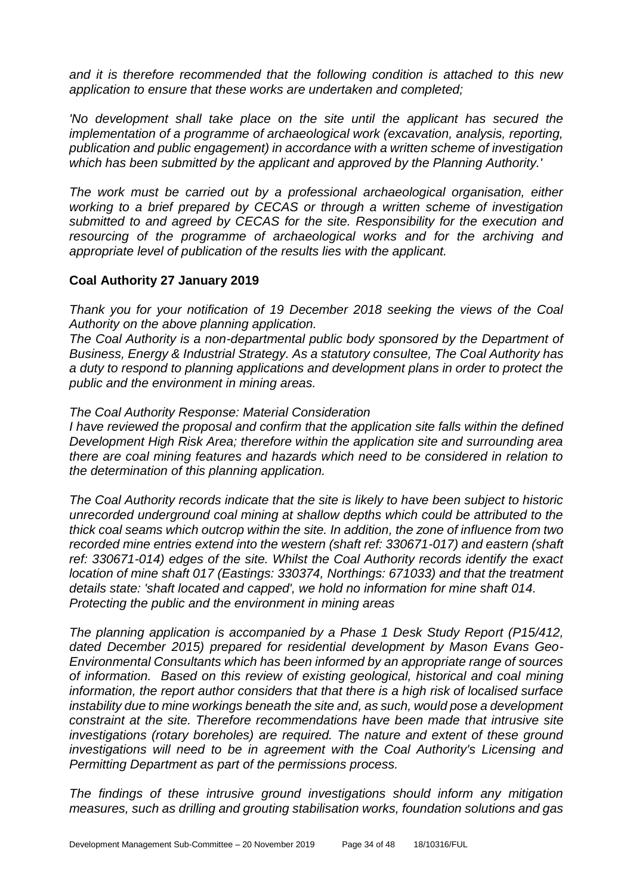*and it is therefore recommended that the following condition is attached to this new application to ensure that these works are undertaken and completed;*

*'No development shall take place on the site until the applicant has secured the implementation of a programme of archaeological work (excavation, analysis, reporting, publication and public engagement) in accordance with a written scheme of investigation which has been submitted by the applicant and approved by the Planning Authority.'*

*The work must be carried out by a professional archaeological organisation, either working to a brief prepared by CECAS or through a written scheme of investigation submitted to and agreed by CECAS for the site. Responsibility for the execution and resourcing of the programme of archaeological works and for the archiving and appropriate level of publication of the results lies with the applicant.*

**Coal Authority 27 January 2019**

*Thank you for your notification of 19 December 2018 seeking the views of the Coal Authority on the above planning application.*
*The Coal Authority is a non-departmental public body sponsored by the Department of Business, Energy & Industrial Strategy. As a statutory consultee, The Coal Authority has a duty to respond to planning applications and development plans in order to protect the public and the environment in mining areas.*

*The Coal Authority Response: Material Consideration*
*I have reviewed the proposal and confirm that the application site falls within the defined Development High Risk Area; therefore within the application site and surrounding area there are coal mining features and hazards which need to be considered in relation to the determination of this planning application.*

*The Coal Authority records indicate that the site is likely to have been subject to historic unrecorded underground coal mining at shallow depths which could be attributed to the thick coal seams which outcrop within the site. In addition, the zone of influence from two recorded mine entries extend into the western (shaft ref: 330671-017) and eastern (shaft ref: 330671-014) edges of the site. Whilst the Coal Authority records identify the exact location of mine shaft 017 (Eastings: 330374, Northings: 671033) and that the treatment details state: 'shaft located and capped', we hold no information for mine shaft 014.*
*Protecting the public and the environment in mining areas*

*The planning application is accompanied by a Phase 1 Desk Study Report (P15/412, dated December 2015) prepared for residential development by Mason Evans Geo-Environmental Consultants which has been informed by an appropriate range of sources of information. Based on this review of existing geological, historical and coal mining information, the report author considers that that there is a high risk of localised surface instability due to mine workings beneath the site and, as such, would pose a development constraint at the site. Therefore recommendations have been made that intrusive site investigations (rotary boreholes) are required. The nature and extent of these ground investigations will need to be in agreement with the Coal Authority's Licensing and Permitting Department as part of the permissions process.*

*The findings of these intrusive ground investigations should inform any mitigation measures, such as drilling and grouting stabilisation works, foundation solutions and gas*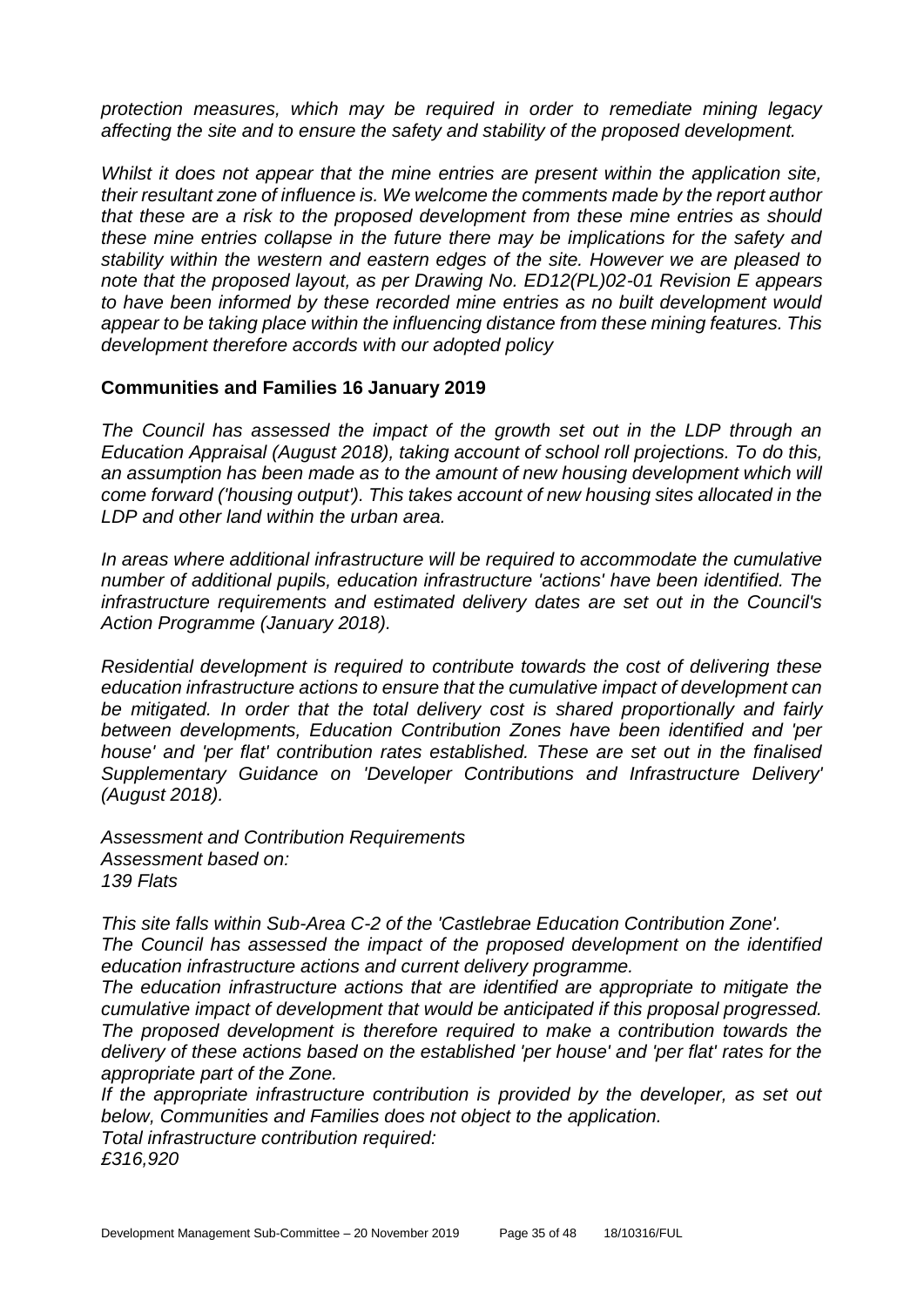*protection measures, which may be required in order to remediate mining legacy affecting the site and to ensure the safety and stability of the proposed development.*

*Whilst it does not appear that the mine entries are present within the application site, their resultant zone of influence is. We welcome the comments made by the report author that these are a risk to the proposed development from these mine entries as should these mine entries collapse in the future there may be implications for the safety and stability within the western and eastern edges of the site. However we are pleased to note that the proposed layout, as per Drawing No. ED12(PL)02-01 Revision E appears to have been informed by these recorded mine entries as no built development would appear to be taking place within the influencing distance from these mining features. This development therefore accords with our adopted policy*

**Communities and Families 16 January 2019**

*The Council has assessed the impact of the growth set out in the LDP through an Education Appraisal (August 2018), taking account of school roll projections. To do this, an assumption has been made as to the amount of new housing development which will come forward ('housing output'). This takes account of new housing sites allocated in the LDP and other land within the urban area.*

*In areas where additional infrastructure will be required to accommodate the cumulative number of additional pupils, education infrastructure 'actions' have been identified. The infrastructure requirements and estimated delivery dates are set out in the Council's Action Programme (January 2018).*

*Residential development is required to contribute towards the cost of delivering these education infrastructure actions to ensure that the cumulative impact of development can be mitigated. In order that the total delivery cost is shared proportionally and fairly between developments, Education Contribution Zones have been identified and 'per house' and 'per flat' contribution rates established. These are set out in the finalised Supplementary Guidance on 'Developer Contributions and Infrastructure Delivery' (August 2018).*

*Assessment and Contribution Requirements*
*Assessment based on:*
*139 Flats*

*This site falls within Sub-Area C-2 of the 'Castlebrae Education Contribution Zone'.*
*The Council has assessed the impact of the proposed development on the identified education infrastructure actions and current delivery programme.*
*The education infrastructure actions that are identified are appropriate to mitigate the cumulative impact of development that would be anticipated if this proposal progressed. The proposed development is therefore required to make a contribution towards the delivery of these actions based on the established 'per house' and 'per flat' rates for the appropriate part of the Zone.*
*If the appropriate infrastructure contribution is provided by the developer, as set out below, Communities and Families does not object to the application.*
*Total infrastructure contribution required:*
*£316,920*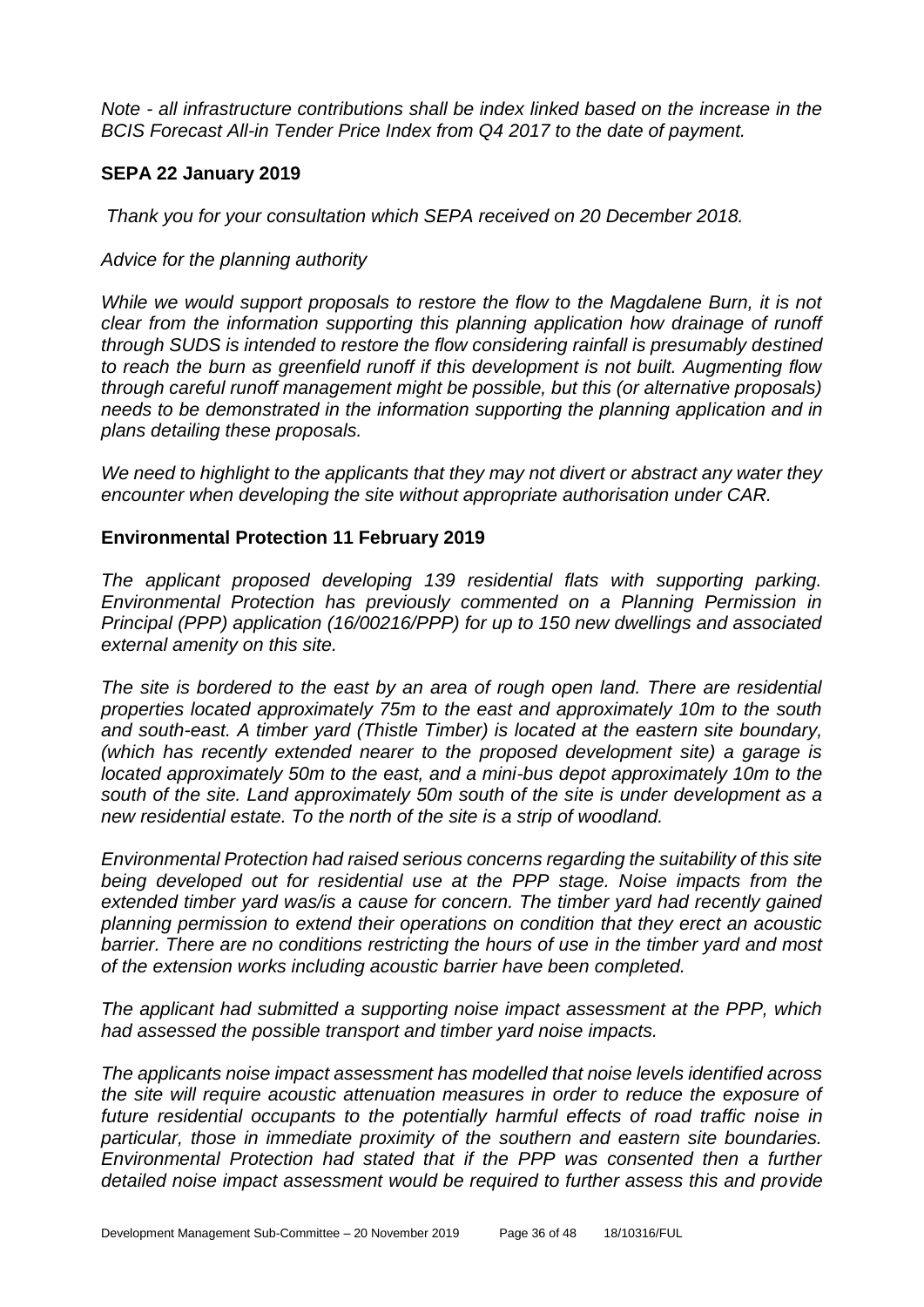*Note - all infrastructure contributions shall be index linked based on the increase in the BCIS Forecast All-in Tender Price Index from Q4 2017 to the date of payment.*

### SEPA 22 January 2019

*Thank you for your consultation which SEPA received on 20 December 2018.*

*Advice for the planning authority*

*While we would support proposals to restore the flow to the Magdalene Burn, it is not clear from the information supporting this planning application how drainage of runoff through SUDS is intended to restore the flow considering rainfall is presumably destined to reach the burn as greenfield runoff if this development is not built. Augmenting flow through careful runoff management might be possible, but this (or alternative proposals) needs to be demonstrated in the information supporting the planning application and in plans detailing these proposals.*

*We need to highlight to the applicants that they may not divert or abstract any water they encounter when developing the site without appropriate authorisation under CAR.*

### Environmental Protection 11 February 2019

*The applicant proposed developing 139 residential flats with supporting parking. Environmental Protection has previously commented on a Planning Permission in Principal (PPP) application (16/00216/PPP) for up to 150 new dwellings and associated external amenity on this site.*

*The site is bordered to the east by an area of rough open land. There are residential properties located approximately 75m to the east and approximately 10m to the south and south-east. A timber yard (Thistle Timber) is located at the eastern site boundary, (which has recently extended nearer to the proposed development site) a garage is located approximately 50m to the east, and a mini-bus depot approximately 10m to the south of the site. Land approximately 50m south of the site is under development as a new residential estate. To the north of the site is a strip of woodland.*

*Environmental Protection had raised serious concerns regarding the suitability of this site being developed out for residential use at the PPP stage. Noise impacts from the extended timber yard was/is a cause for concern. The timber yard had recently gained planning permission to extend their operations on condition that they erect an acoustic barrier. There are no conditions restricting the hours of use in the timber yard and most of the extension works including acoustic barrier have been completed.*

*The applicant had submitted a supporting noise impact assessment at the PPP, which had assessed the possible transport and timber yard noise impacts.*

*The applicants noise impact assessment has modelled that noise levels identified across the site will require acoustic attenuation measures in order to reduce the exposure of future residential occupants to the potentially harmful effects of road traffic noise in particular, those in immediate proximity of the southern and eastern site boundaries. Environmental Protection had stated that if the PPP was consented then a further detailed noise impact assessment would be required to further assess this and provide*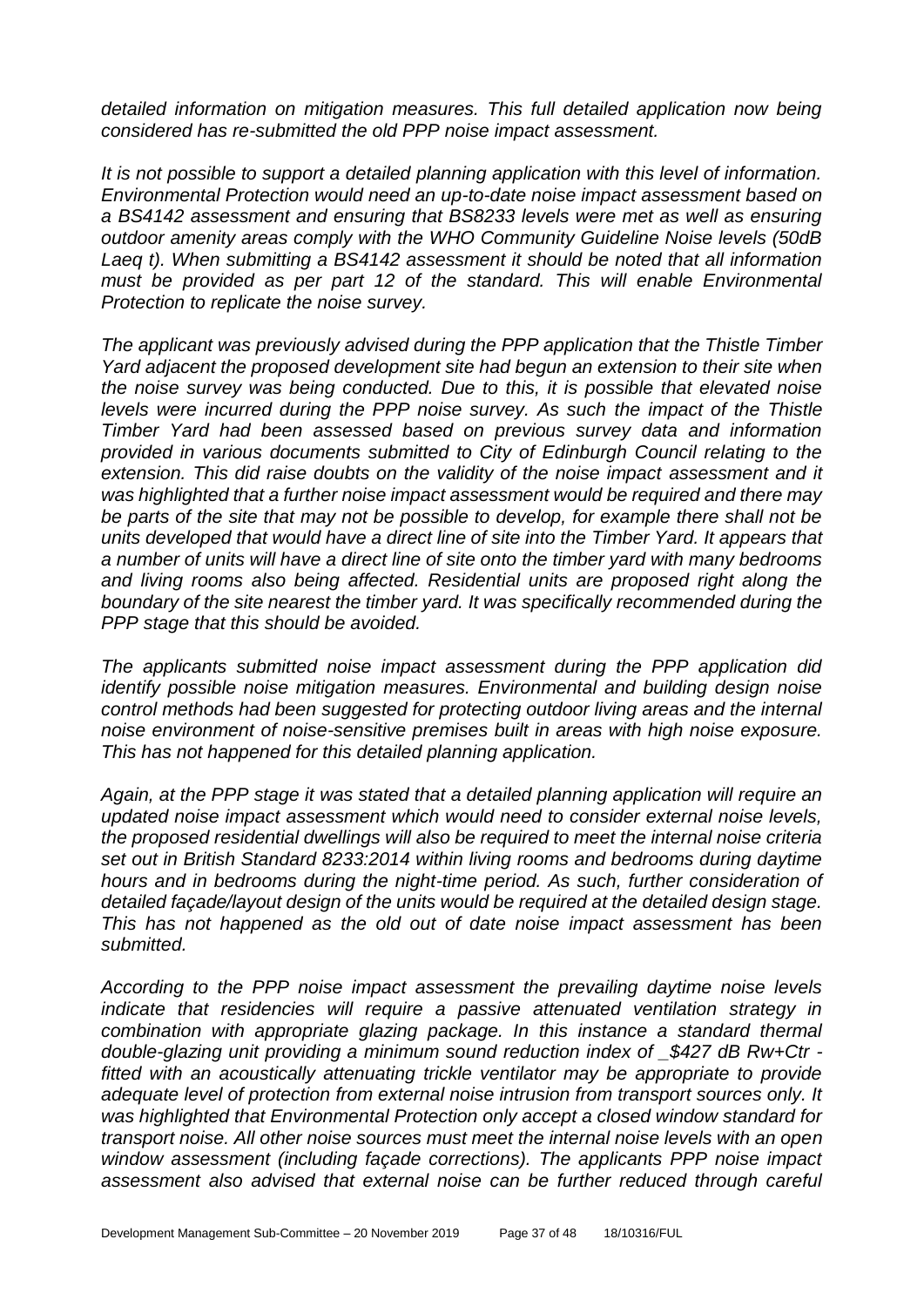*detailed information on mitigation measures. This full detailed application now being considered has re-submitted the old PPP noise impact assessment.*

*It is not possible to support a detailed planning application with this level of information. Environmental Protection would need an up-to-date noise impact assessment based on a BS4142 assessment and ensuring that BS8233 levels were met as well as ensuring outdoor amenity areas comply with the WHO Community Guideline Noise levels (50dB Laeq t). When submitting a BS4142 assessment it should be noted that all information must be provided as per part 12 of the standard. This will enable Environmental Protection to replicate the noise survey.*

*The applicant was previously advised during the PPP application that the Thistle Timber Yard adjacent the proposed development site had begun an extension to their site when the noise survey was being conducted. Due to this, it is possible that elevated noise levels were incurred during the PPP noise survey. As such the impact of the Thistle Timber Yard had been assessed based on previous survey data and information provided in various documents submitted to City of Edinburgh Council relating to the extension. This did raise doubts on the validity of the noise impact assessment and it was highlighted that a further noise impact assessment would be required and there may be parts of the site that may not be possible to develop, for example there shall not be units developed that would have a direct line of site into the Timber Yard. It appears that a number of units will have a direct line of site onto the timber yard with many bedrooms and living rooms also being affected. Residential units are proposed right along the boundary of the site nearest the timber yard. It was specifically recommended during the PPP stage that this should be avoided.*

*The applicants submitted noise impact assessment during the PPP application did identify possible noise mitigation measures. Environmental and building design noise control methods had been suggested for protecting outdoor living areas and the internal noise environment of noise-sensitive premises built in areas with high noise exposure. This has not happened for this detailed planning application.*

*Again, at the PPP stage it was stated that a detailed planning application will require an updated noise impact assessment which would need to consider external noise levels, the proposed residential dwellings will also be required to meet the internal noise criteria set out in British Standard 8233:2014 within living rooms and bedrooms during daytime hours and in bedrooms during the night-time period. As such, further consideration of detailed façade/layout design of the units would be required at the detailed design stage. This has not happened as the old out of date noise impact assessment has been submitted.*

*According to the PPP noise impact assessment the prevailing daytime noise levels indicate that residencies will require a passive attenuated ventilation strategy in combination with appropriate glazing package. In this instance a standard thermal double-glazing unit providing a minimum sound reduction index of _$427 dB Rw+Ctr - fitted with an acoustically attenuating trickle ventilator may be appropriate to provide adequate level of protection from external noise intrusion from transport sources only. It was highlighted that Environmental Protection only accept a closed window standard for transport noise. All other noise sources must meet the internal noise levels with an open window assessment (including façade corrections). The applicants PPP noise impact assessment also advised that external noise can be further reduced through careful*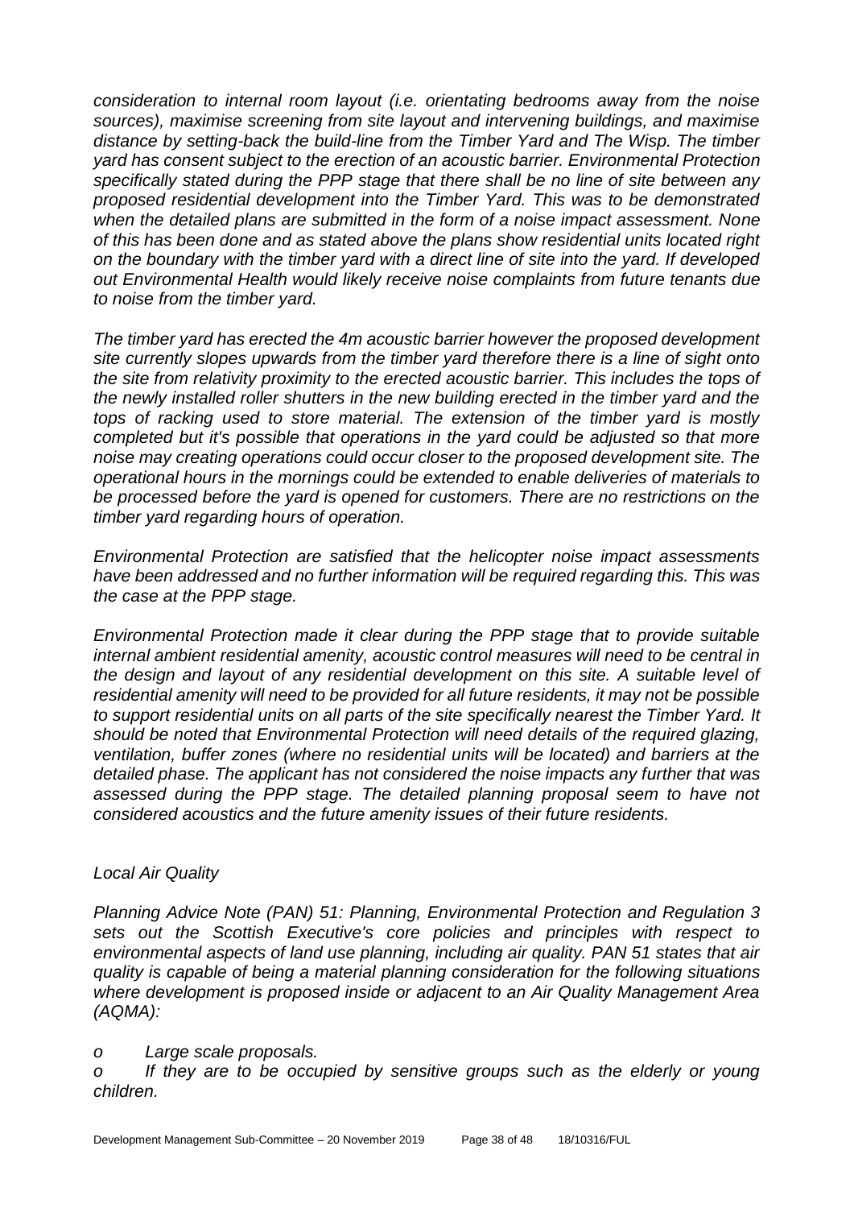*consideration to internal room layout (i.e. orientating bedrooms away from the noise sources), maximise screening from site layout and intervening buildings, and maximise distance by setting-back the build-line from the Timber Yard and The Wisp. The timber yard has consent subject to the erection of an acoustic barrier. Environmental Protection specifically stated during the PPP stage that there shall be no line of site between any proposed residential development into the Timber Yard. This was to be demonstrated when the detailed plans are submitted in the form of a noise impact assessment. None of this has been done and as stated above the plans show residential units located right on the boundary with the timber yard with a direct line of site into the yard. If developed out Environmental Health would likely receive noise complaints from future tenants due to noise from the timber yard.*

*The timber yard has erected the 4m acoustic barrier however the proposed development site currently slopes upwards from the timber yard therefore there is a line of sight onto the site from relativity proximity to the erected acoustic barrier. This includes the tops of the newly installed roller shutters in the new building erected in the timber yard and the tops of racking used to store material. The extension of the timber yard is mostly completed but it's possible that operations in the yard could be adjusted so that more noise may creating operations could occur closer to the proposed development site. The operational hours in the mornings could be extended to enable deliveries of materials to be processed before the yard is opened for customers. There are no restrictions on the timber yard regarding hours of operation.*

*Environmental Protection are satisfied that the helicopter noise impact assessments have been addressed and no further information will be required regarding this. This was the case at the PPP stage.*

*Environmental Protection made it clear during the PPP stage that to provide suitable internal ambient residential amenity, acoustic control measures will need to be central in the design and layout of any residential development on this site. A suitable level of residential amenity will need to be provided for all future residents, it may not be possible to support residential units on all parts of the site specifically nearest the Timber Yard. It should be noted that Environmental Protection will need details of the required glazing, ventilation, buffer zones (where no residential units will be located) and barriers at the detailed phase. The applicant has not considered the noise impacts any further that was assessed during the PPP stage. The detailed planning proposal seem to have not considered acoustics and the future amenity issues of their future residents.*

*Local Air Quality*

*Planning Advice Note (PAN) 51: Planning, Environmental Protection and Regulation 3 sets out the Scottish Executive's core policies and principles with respect to environmental aspects of land use planning, including air quality. PAN 51 states that air quality is capable of being a material planning consideration for the following situations where development is proposed inside or adjacent to an Air Quality Management Area (AQMA):*

*o Large scale proposals.*

*o If they are to be occupied by sensitive groups such as the elderly or young children.*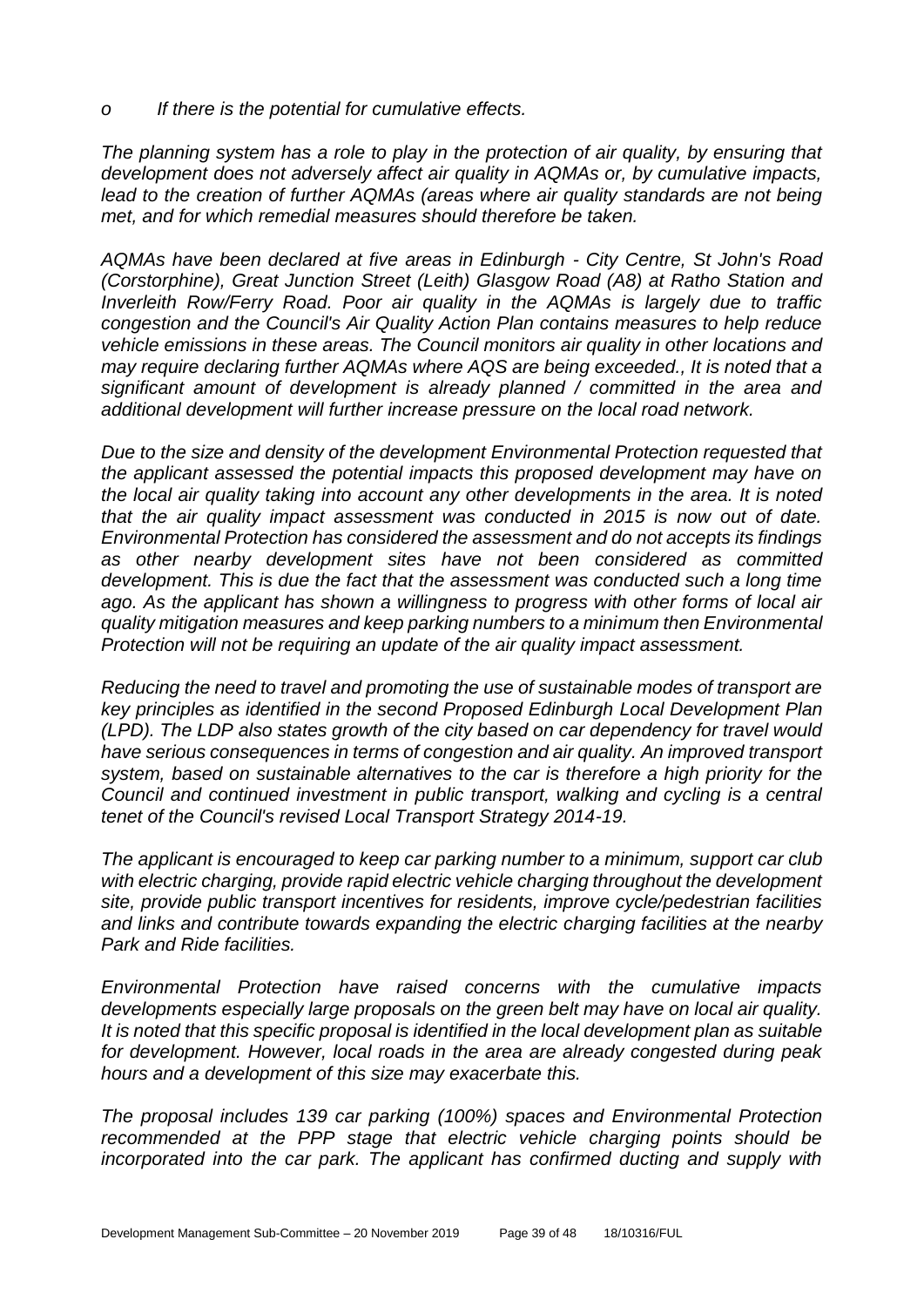*o If there is the potential for cumulative effects.*

*The planning system has a role to play in the protection of air quality, by ensuring that development does not adversely affect air quality in AQMAs or, by cumulative impacts, lead to the creation of further AQMAs (areas where air quality standards are not being met, and for which remedial measures should therefore be taken.*

*AQMAs have been declared at five areas in Edinburgh - City Centre, St John's Road (Corstorphine), Great Junction Street (Leith) Glasgow Road (A8) at Ratho Station and Inverleith Row/Ferry Road. Poor air quality in the AQMAs is largely due to traffic congestion and the Council's Air Quality Action Plan contains measures to help reduce vehicle emissions in these areas. The Council monitors air quality in other locations and may require declaring further AQMAs where AQS are being exceeded., It is noted that a significant amount of development is already planned / committed in the area and additional development will further increase pressure on the local road network.*

*Due to the size and density of the development Environmental Protection requested that the applicant assessed the potential impacts this proposed development may have on the local air quality taking into account any other developments in the area. It is noted that the air quality impact assessment was conducted in 2015 is now out of date. Environmental Protection has considered the assessment and do not accepts its findings as other nearby development sites have not been considered as committed development. This is due the fact that the assessment was conducted such a long time ago. As the applicant has shown a willingness to progress with other forms of local air quality mitigation measures and keep parking numbers to a minimum then Environmental Protection will not be requiring an update of the air quality impact assessment.*

*Reducing the need to travel and promoting the use of sustainable modes of transport are key principles as identified in the second Proposed Edinburgh Local Development Plan (LPD). The LDP also states growth of the city based on car dependency for travel would have serious consequences in terms of congestion and air quality. An improved transport system, based on sustainable alternatives to the car is therefore a high priority for the Council and continued investment in public transport, walking and cycling is a central tenet of the Council's revised Local Transport Strategy 2014-19.*

*The applicant is encouraged to keep car parking number to a minimum, support car club with electric charging, provide rapid electric vehicle charging throughout the development site, provide public transport incentives for residents, improve cycle/pedestrian facilities and links and contribute towards expanding the electric charging facilities at the nearby Park and Ride facilities.*

*Environmental Protection have raised concerns with the cumulative impacts developments especially large proposals on the green belt may have on local air quality. It is noted that this specific proposal is identified in the local development plan as suitable for development. However, local roads in the area are already congested during peak hours and a development of this size may exacerbate this.*

*The proposal includes 139 car parking (100%) spaces and Environmental Protection recommended at the PPP stage that electric vehicle charging points should be incorporated into the car park. The applicant has confirmed ducting and supply with*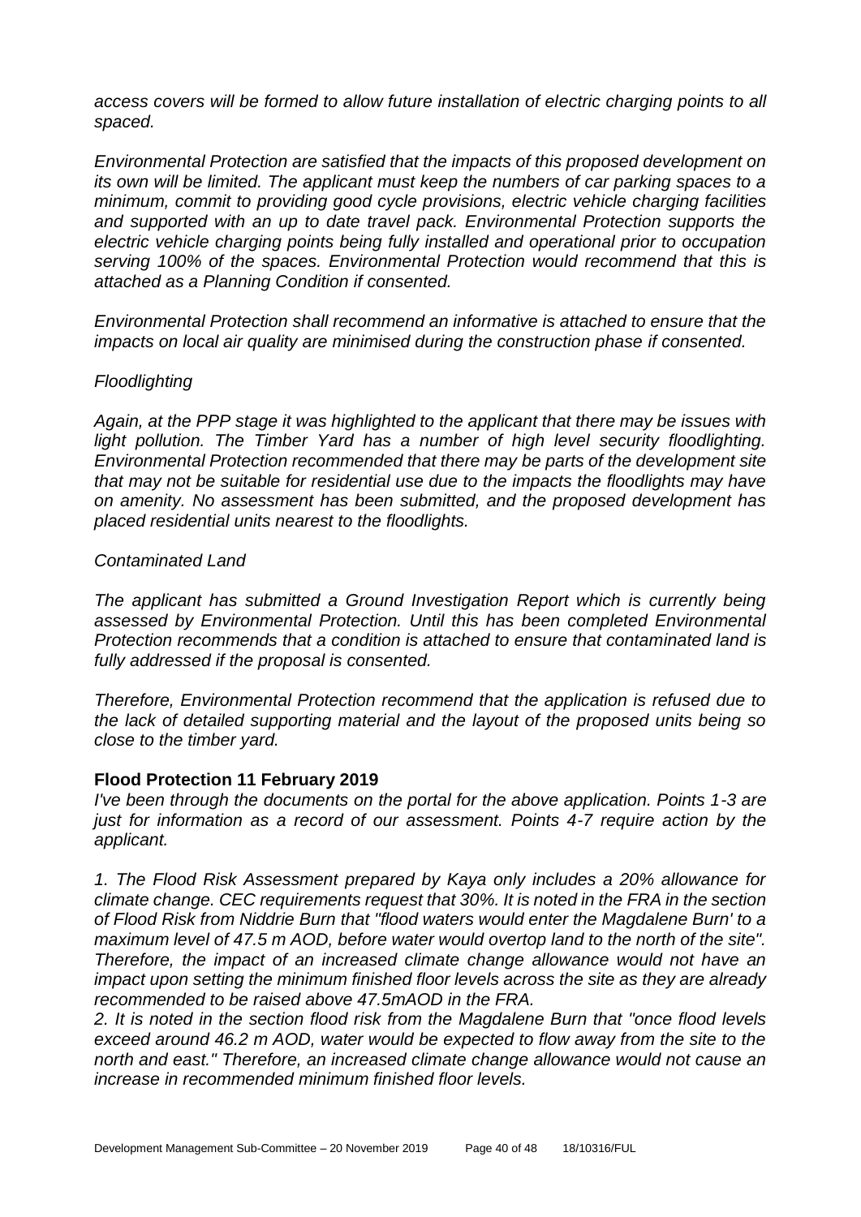*access covers will be formed to allow future installation of electric charging points to all spaced.*

*Environmental Protection are satisfied that the impacts of this proposed development on its own will be limited. The applicant must keep the numbers of car parking spaces to a minimum, commit to providing good cycle provisions, electric vehicle charging facilities and supported with an up to date travel pack. Environmental Protection supports the electric vehicle charging points being fully installed and operational prior to occupation serving 100% of the spaces. Environmental Protection would recommend that this is attached as a Planning Condition if consented.*

*Environmental Protection shall recommend an informative is attached to ensure that the impacts on local air quality are minimised during the construction phase if consented.*

*Floodlighting*

*Again, at the PPP stage it was highlighted to the applicant that there may be issues with light pollution. The Timber Yard has a number of high level security floodlighting. Environmental Protection recommended that there may be parts of the development site that may not be suitable for residential use due to the impacts the floodlights may have on amenity. No assessment has been submitted, and the proposed development has placed residential units nearest to the floodlights.*

*Contaminated Land*

*The applicant has submitted a Ground Investigation Report which is currently being assessed by Environmental Protection. Until this has been completed Environmental Protection recommends that a condition is attached to ensure that contaminated land is fully addressed if the proposal is consented.*

*Therefore, Environmental Protection recommend that the application is refused due to the lack of detailed supporting material and the layout of the proposed units being so close to the timber yard.*

**Flood Protection 11 February 2019**

*I've been through the documents on the portal for the above application. Points 1-3 are just for information as a record of our assessment. Points 4-7 require action by the applicant.*

*1. The Flood Risk Assessment prepared by Kaya only includes a 20% allowance for climate change. CEC requirements request that 30%. It is noted in the FRA in the section of Flood Risk from Niddrie Burn that "flood waters would enter the Magdalene Burn' to a maximum level of 47.5 m AOD, before water would overtop land to the north of the site". Therefore, the impact of an increased climate change allowance would not have an impact upon setting the minimum finished floor levels across the site as they are already recommended to be raised above 47.5mAOD in the FRA.*

*2. It is noted in the section flood risk from the Magdalene Burn that "once flood levels exceed around 46.2 m AOD, water would be expected to flow away from the site to the north and east." Therefore, an increased climate change allowance would not cause an increase in recommended minimum finished floor levels.*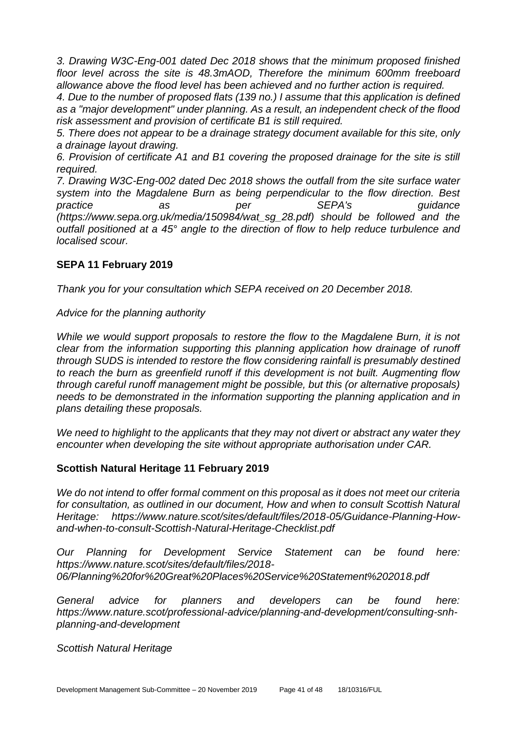*3. Drawing W3C-Eng-001 dated Dec 2018 shows that the minimum proposed finished floor level across the site is 48.3mAOD, Therefore the minimum 600mm freeboard allowance above the flood level has been achieved and no further action is required.*

*4. Due to the number of proposed flats (139 no.) I assume that this application is defined as a "major development" under planning. As a result, an independent check of the flood risk assessment and provision of certificate B1 is still required.*

*5. There does not appear to be a drainage strategy document available for this site, only a drainage layout drawing.*

*6. Provision of certificate A1 and B1 covering the proposed drainage for the site is still required.*

*7. Drawing W3C-Eng-002 dated Dec 2018 shows the outfall from the site surface water system into the Magdalene Burn as being perpendicular to the flow direction. Best practice as per SEPA's guidance (https://www.sepa.org.uk/media/150984/wat_sg_28.pdf) should be followed and the outfall positioned at a 45° angle to the direction of flow to help reduce turbulence and localised scour.*

**SEPA 11 February 2019**

*Thank you for your consultation which SEPA received on 20 December 2018.*

*Advice for the planning authority*

*While we would support proposals to restore the flow to the Magdalene Burn, it is not clear from the information supporting this planning application how drainage of runoff through SUDS is intended to restore the flow considering rainfall is presumably destined to reach the burn as greenfield runoff if this development is not built. Augmenting flow through careful runoff management might be possible, but this (or alternative proposals) needs to be demonstrated in the information supporting the planning application and in plans detailing these proposals.*

*We need to highlight to the applicants that they may not divert or abstract any water they encounter when developing the site without appropriate authorisation under CAR.*

**Scottish Natural Heritage 11 February 2019**

*We do not intend to offer formal comment on this proposal as it does not meet our criteria for consultation, as outlined in our document, How and when to consult Scottish Natural Heritage: https://www.nature.scot/sites/default/files/2018-05/Guidance-Planning-How-and-when-to-consult-Scottish-Natural-Heritage-Checklist.pdf*

*Our Planning for Development Service Statement can be found here: https://www.nature.scot/sites/default/files/2018-06/Planning%20for%20Great%20Places%20Service%20Statement%202018.pdf*

*General advice for planners and developers can be found here: https://www.nature.scot/professional-advice/planning-and-development/consulting-snh-planning-and-development*

*Scottish Natural Heritage*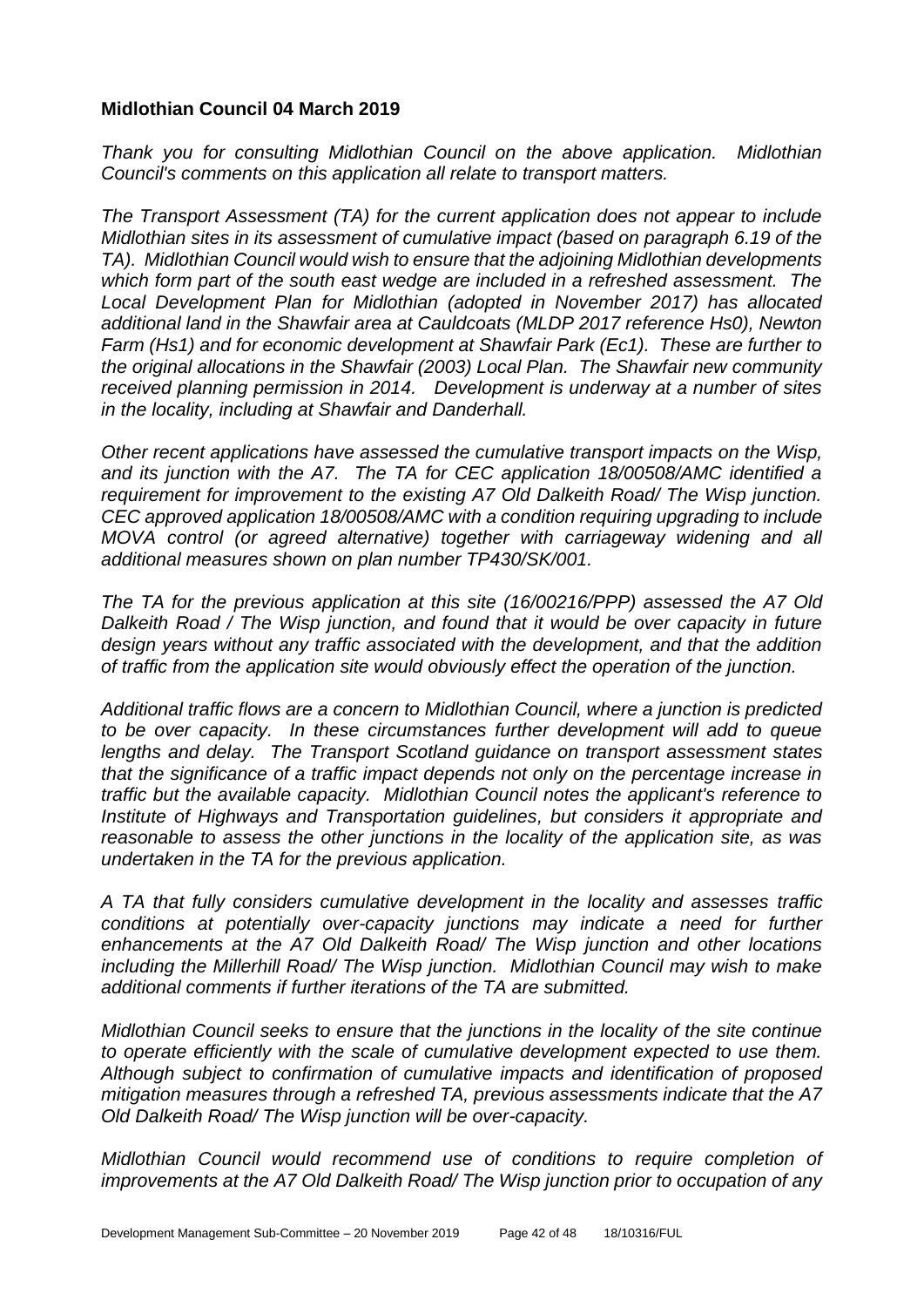**Midlothian Council 04 March 2019**

*Thank you for consulting Midlothian Council on the above application. Midlothian Council's comments on this application all relate to transport matters.*

*The Transport Assessment (TA) for the current application does not appear to include Midlothian sites in its assessment of cumulative impact (based on paragraph 6.19 of the TA). Midlothian Council would wish to ensure that the adjoining Midlothian developments which form part of the south east wedge are included in a refreshed assessment. The Local Development Plan for Midlothian (adopted in November 2017) has allocated additional land in the Shawfair area at Cauldcoats (MLDP 2017 reference Hs0), Newton Farm (Hs1) and for economic development at Shawfair Park (Ec1). These are further to the original allocations in the Shawfair (2003) Local Plan. The Shawfair new community received planning permission in 2014. Development is underway at a number of sites in the locality, including at Shawfair and Danderhall.*

*Other recent applications have assessed the cumulative transport impacts on the Wisp, and its junction with the A7. The TA for CEC application 18/00508/AMC identified a requirement for improvement to the existing A7 Old Dalkeith Road/ The Wisp junction. CEC approved application 18/00508/AMC with a condition requiring upgrading to include MOVA control (or agreed alternative) together with carriageway widening and all additional measures shown on plan number TP430/SK/001.*

*The TA for the previous application at this site (16/00216/PPP) assessed the A7 Old Dalkeith Road / The Wisp junction, and found that it would be over capacity in future design years without any traffic associated with the development, and that the addition of traffic from the application site would obviously effect the operation of the junction.*

*Additional traffic flows are a concern to Midlothian Council, where a junction is predicted to be over capacity. In these circumstances further development will add to queue lengths and delay. The Transport Scotland guidance on transport assessment states that the significance of a traffic impact depends not only on the percentage increase in traffic but the available capacity. Midlothian Council notes the applicant's reference to Institute of Highways and Transportation guidelines, but considers it appropriate and reasonable to assess the other junctions in the locality of the application site, as was undertaken in the TA for the previous application.*

*A TA that fully considers cumulative development in the locality and assesses traffic conditions at potentially over-capacity junctions may indicate a need for further enhancements at the A7 Old Dalkeith Road/ The Wisp junction and other locations including the Millerhill Road/ The Wisp junction. Midlothian Council may wish to make additional comments if further iterations of the TA are submitted.*

*Midlothian Council seeks to ensure that the junctions in the locality of the site continue to operate efficiently with the scale of cumulative development expected to use them. Although subject to confirmation of cumulative impacts and identification of proposed mitigation measures through a refreshed TA, previous assessments indicate that the A7 Old Dalkeith Road/ The Wisp junction will be over-capacity.*

*Midlothian Council would recommend use of conditions to require completion of improvements at the A7 Old Dalkeith Road/ The Wisp junction prior to occupation of any*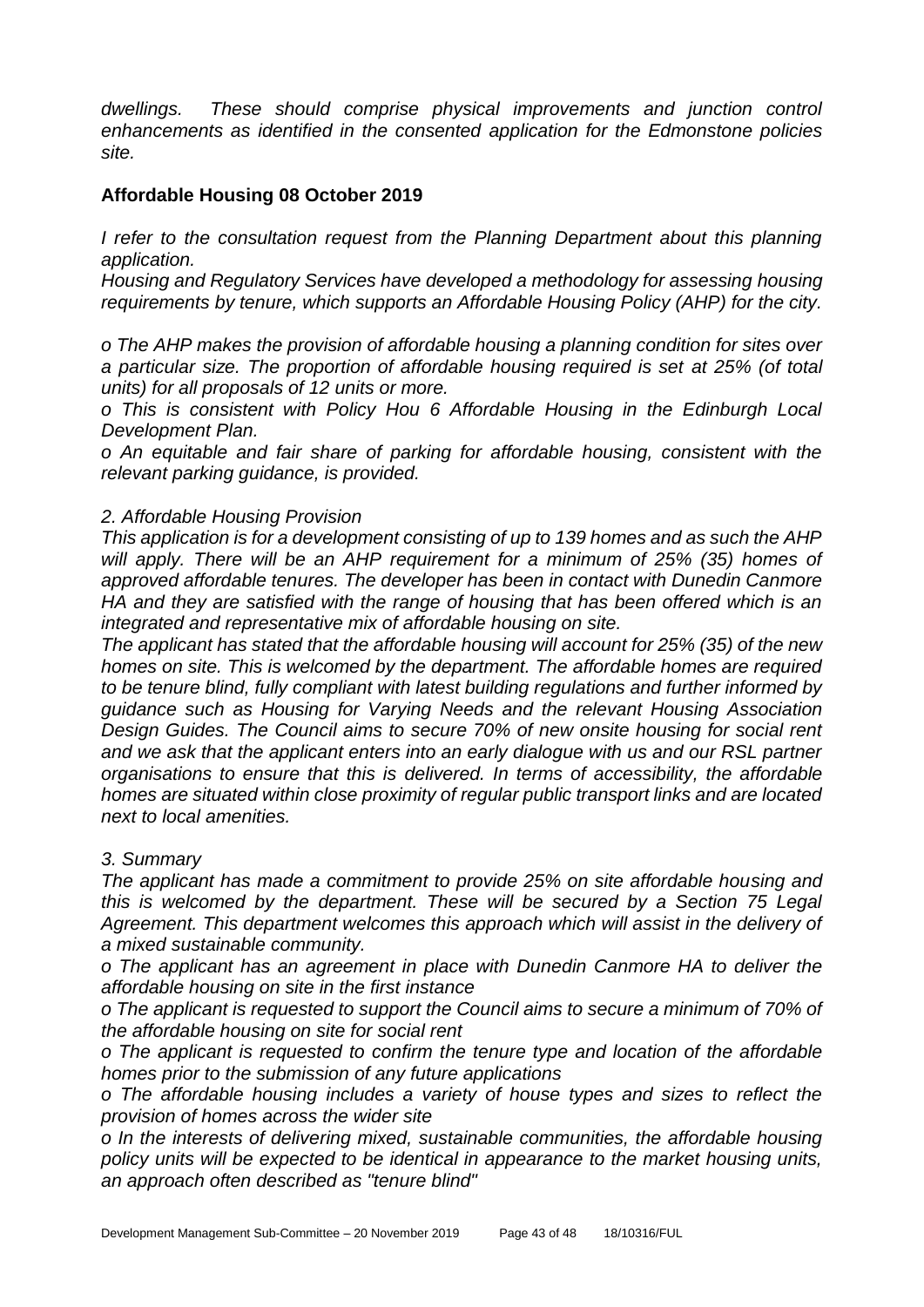*dwellings. These should comprise physical improvements and junction control enhancements as identified in the consented application for the Edmonstone policies site.*

### Affordable Housing 08 October 2019

*I refer to the consultation request from the Planning Department about this planning application.*

*Housing and Regulatory Services have developed a methodology for assessing housing requirements by tenure, which supports an Affordable Housing Policy (AHP) for the city.*

*o The AHP makes the provision of affordable housing a planning condition for sites over a particular size. The proportion of affordable housing required is set at 25% (of total units) for all proposals of 12 units or more.*

*o This is consistent with Policy Hou 6 Affordable Housing in the Edinburgh Local Development Plan.*

*o An equitable and fair share of parking for affordable housing, consistent with the relevant parking guidance, is provided.*

*2. Affordable Housing Provision*

*This application is for a development consisting of up to 139 homes and as such the AHP will apply. There will be an AHP requirement for a minimum of 25% (35) homes of approved affordable tenures. The developer has been in contact with Dunedin Canmore HA and they are satisfied with the range of housing that has been offered which is an integrated and representative mix of affordable housing on site.*

*The applicant has stated that the affordable housing will account for 25% (35) of the new homes on site. This is welcomed by the department. The affordable homes are required to be tenure blind, fully compliant with latest building regulations and further informed by guidance such as Housing for Varying Needs and the relevant Housing Association Design Guides. The Council aims to secure 70% of new onsite housing for social rent and we ask that the applicant enters into an early dialogue with us and our RSL partner organisations to ensure that this is delivered. In terms of accessibility, the affordable homes are situated within close proximity of regular public transport links and are located next to local amenities.*

*3. Summary*

*The applicant has made a commitment to provide 25% on site affordable housing and this is welcomed by the department. These will be secured by a Section 75 Legal Agreement. This department welcomes this approach which will assist in the delivery of a mixed sustainable community.*

*o The applicant has an agreement in place with Dunedin Canmore HA to deliver the affordable housing on site in the first instance*

*o The applicant is requested to support the Council aims to secure a minimum of 70% of the affordable housing on site for social rent*

*o The applicant is requested to confirm the tenure type and location of the affordable homes prior to the submission of any future applications*

*o The affordable housing includes a variety of house types and sizes to reflect the provision of homes across the wider site*

*o In the interests of delivering mixed, sustainable communities, the affordable housing policy units will be expected to be identical in appearance to the market housing units, an approach often described as "tenure blind"*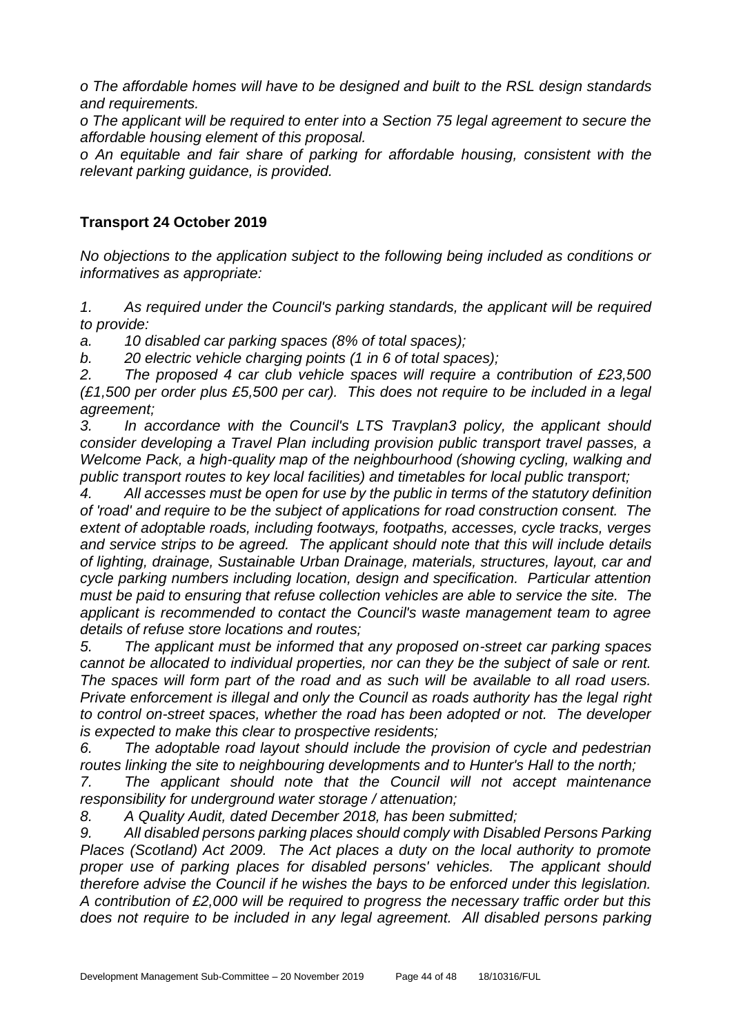*o The affordable homes will have to be designed and built to the RSL design standards and requirements.*

*o The applicant will be required to enter into a Section 75 legal agreement to secure the affordable housing element of this proposal.*

*o An equitable and fair share of parking for affordable housing, consistent with the relevant parking guidance, is provided.*

**Transport 24 October 2019**

*No objections to the application subject to the following being included as conditions or informatives as appropriate:*

*1. As required under the Council's parking standards, the applicant will be required to provide:*

*a. 10 disabled car parking spaces (8% of total spaces);*

*b. 20 electric vehicle charging points (1 in 6 of total spaces);*

*2. The proposed 4 car club vehicle spaces will require a contribution of £23,500 (£1,500 per order plus £5,500 per car). This does not require to be included in a legal agreement;*

*3. In accordance with the Council's LTS Travplan3 policy, the applicant should consider developing a Travel Plan including provision public transport travel passes, a Welcome Pack, a high-quality map of the neighbourhood (showing cycling, walking and public transport routes to key local facilities) and timetables for local public transport;*

*4. All accesses must be open for use by the public in terms of the statutory definition of 'road' and require to be the subject of applications for road construction consent. The extent of adoptable roads, including footways, footpaths, accesses, cycle tracks, verges and service strips to be agreed. The applicant should note that this will include details of lighting, drainage, Sustainable Urban Drainage, materials, structures, layout, car and cycle parking numbers including location, design and specification. Particular attention must be paid to ensuring that refuse collection vehicles are able to service the site. The applicant is recommended to contact the Council's waste management team to agree details of refuse store locations and routes;*

*5. The applicant must be informed that any proposed on-street car parking spaces cannot be allocated to individual properties, nor can they be the subject of sale or rent. The spaces will form part of the road and as such will be available to all road users. Private enforcement is illegal and only the Council as roads authority has the legal right to control on-street spaces, whether the road has been adopted or not. The developer is expected to make this clear to prospective residents;*

*6. The adoptable road layout should include the provision of cycle and pedestrian routes linking the site to neighbouring developments and to Hunter's Hall to the north;*

*7. The applicant should note that the Council will not accept maintenance responsibility for underground water storage / attenuation;*

*8. A Quality Audit, dated December 2018, has been submitted;*

*9. All disabled persons parking places should comply with Disabled Persons Parking Places (Scotland) Act 2009. The Act places a duty on the local authority to promote proper use of parking places for disabled persons' vehicles. The applicant should therefore advise the Council if he wishes the bays to be enforced under this legislation. A contribution of £2,000 will be required to progress the necessary traffic order but this does not require to be included in any legal agreement. All disabled persons parking*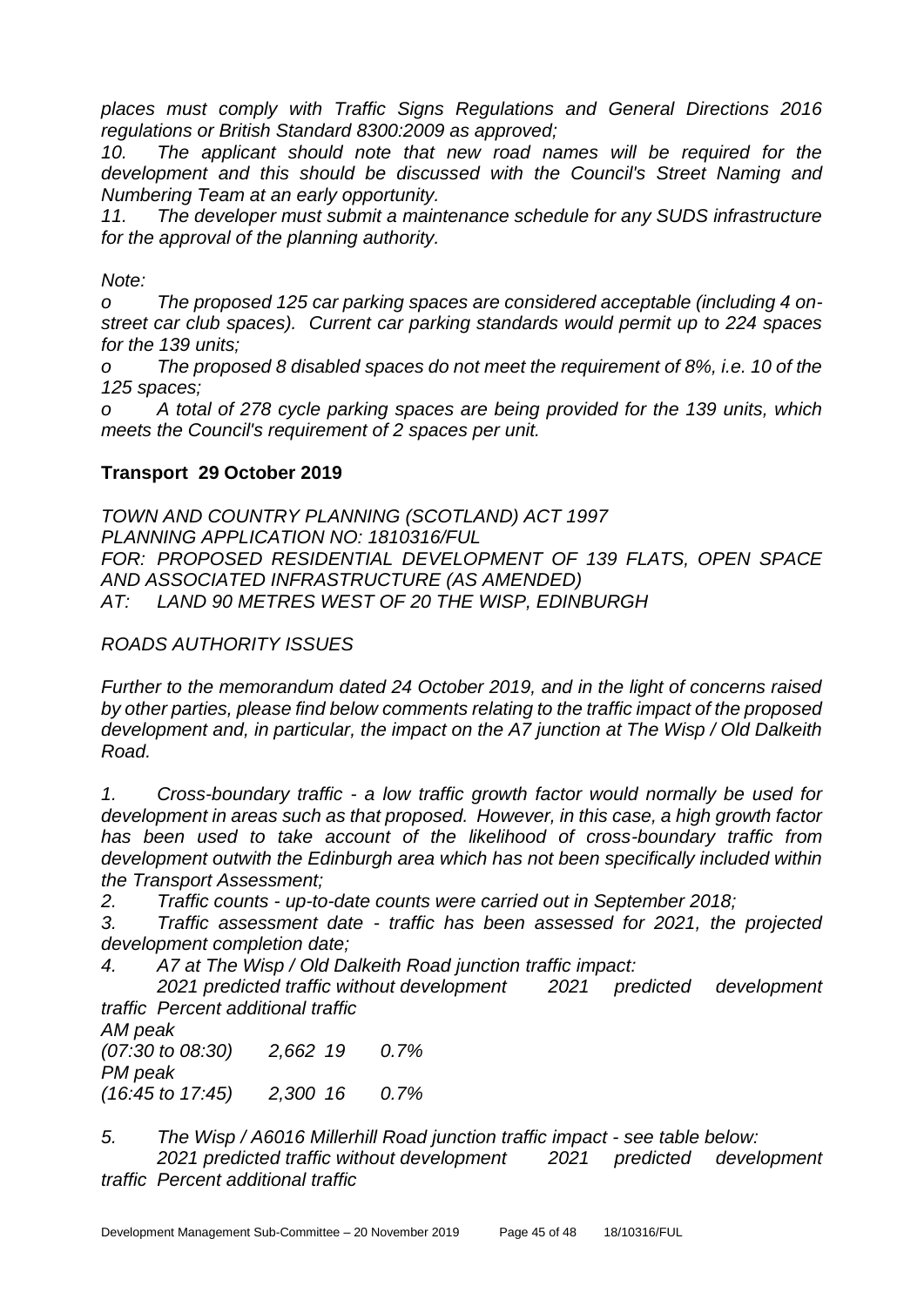*places must comply with Traffic Signs Regulations and General Directions 2016 regulations or British Standard 8300:2009 as approved;*

*10. The applicant should note that new road names will be required for the development and this should be discussed with the Council's Street Naming and Numbering Team at an early opportunity.*

*11. The developer must submit a maintenance schedule for any SUDS infrastructure for the approval of the planning authority.*

*Note:*

*o The proposed 125 car parking spaces are considered acceptable (including 4 on-street car club spaces). Current car parking standards would permit up to 224 spaces for the 139 units;*

*o The proposed 8 disabled spaces do not meet the requirement of 8%, i.e. 10 of the 125 spaces;*

*o A total of 278 cycle parking spaces are being provided for the 139 units, which meets the Council's requirement of 2 spaces per unit.*

## Transport 29 October 2019

*TOWN AND COUNTRY PLANNING (SCOTLAND) ACT 1997*
*PLANNING APPLICATION NO: 1810316/FUL*
*FOR: PROPOSED RESIDENTIAL DEVELOPMENT OF 139 FLATS, OPEN SPACE AND ASSOCIATED INFRASTRUCTURE (AS AMENDED)*
*AT: LAND 90 METRES WEST OF 20 THE WISP, EDINBURGH*

*ROADS AUTHORITY ISSUES*

*Further to the memorandum dated 24 October 2019, and in the light of concerns raised by other parties, please find below comments relating to the traffic impact of the proposed development and, in particular, the impact on the A7 junction at The Wisp / Old Dalkeith Road.*

*1. Cross-boundary traffic - a low traffic growth factor would normally be used for development in areas such as that proposed. However, in this case, a high growth factor has been used to take account of the likelihood of cross-boundary traffic from development outwith the Edinburgh area which has not been specifically included within the Transport Assessment;*

*2. Traffic counts - up-to-date counts were carried out in September 2018;*

*3. Traffic assessment date - traffic has been assessed for 2021, the projected development completion date;*

*4. A7 at The Wisp / Old Dalkeith Road junction traffic impact:*

| | *2021 predicted traffic without development* | *2021 predicted development traffic* | *Percent additional traffic* |
|---|---|---|---|
| *AM peak (07:30 to 08:30)* | *2,662* | *19* | *0.7%* |
| *PM peak (16:45 to 17:45)* | *2,300* | *16* | *0.7%* |

*5. The Wisp / A6016 Millerhill Road junction traffic impact - see table below:*

| | *2021 predicted traffic without development* | *2021 predicted development traffic* | *Percent additional traffic* |
|---|---|---|---|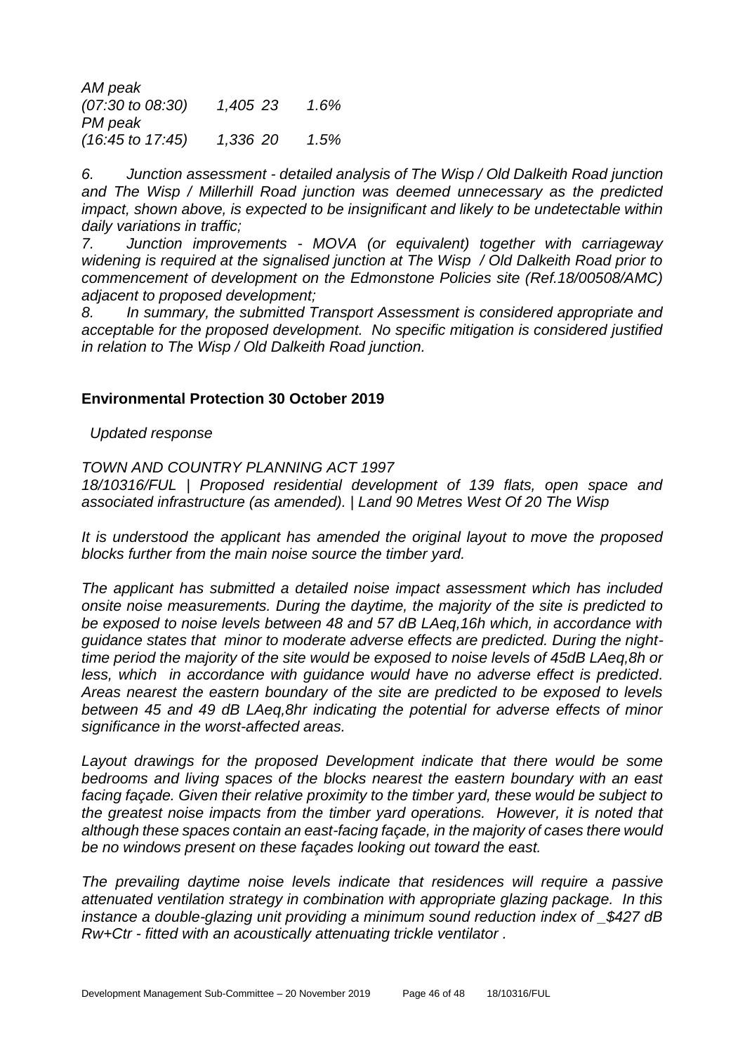*AM peak*
*(07:30 to 08:30) 1,405 23 1.6%*
*PM peak*
*(16:45 to 17:45) 1,336 20 1.5%*

*6. Junction assessment - detailed analysis of The Wisp / Old Dalkeith Road junction and The Wisp / Millerhill Road junction was deemed unnecessary as the predicted impact, shown above, is expected to be insignificant and likely to be undetectable within daily variations in traffic;*

*7. Junction improvements - MOVA (or equivalent) together with carriageway widening is required at the signalised junction at The Wisp / Old Dalkeith Road prior to commencement of development on the Edmonstone Policies site (Ref.18/00508/AMC) adjacent to proposed development;*

*8. In summary, the submitted Transport Assessment is considered appropriate and acceptable for the proposed development. No specific mitigation is considered justified in relation to The Wisp / Old Dalkeith Road junction.*

**Environmental Protection 30 October 2019**

*Updated response*

*TOWN AND COUNTRY PLANNING ACT 1997*
*18/10316/FUL | Proposed residential development of 139 flats, open space and associated infrastructure (as amended). | Land 90 Metres West Of 20 The Wisp*

*It is understood the applicant has amended the original layout to move the proposed blocks further from the main noise source the timber yard.*

*The applicant has submitted a detailed noise impact assessment which has included onsite noise measurements. During the daytime, the majority of the site is predicted to be exposed to noise levels between 48 and 57 dB LAeq,16h which, in accordance with guidance states that minor to moderate adverse effects are predicted. During the night-time period the majority of the site would be exposed to noise levels of 45dB LAeq,8h or less, which in accordance with guidance would have no adverse effect is predicted. Areas nearest the eastern boundary of the site are predicted to be exposed to levels between 45 and 49 dB LAeq,8hr indicating the potential for adverse effects of minor significance in the worst-affected areas.*

*Layout drawings for the proposed Development indicate that there would be some bedrooms and living spaces of the blocks nearest the eastern boundary with an east facing façade. Given their relative proximity to the timber yard, these would be subject to the greatest noise impacts from the timber yard operations. However, it is noted that although these spaces contain an east-facing façade, in the majority of cases there would be no windows present on these façades looking out toward the east.*

*The prevailing daytime noise levels indicate that residences will require a passive attenuated ventilation strategy in combination with appropriate glazing package. In this instance a double-glazing unit providing a minimum sound reduction index of _$427 dB Rw+Ctr - fitted with an acoustically attenuating trickle ventilator .*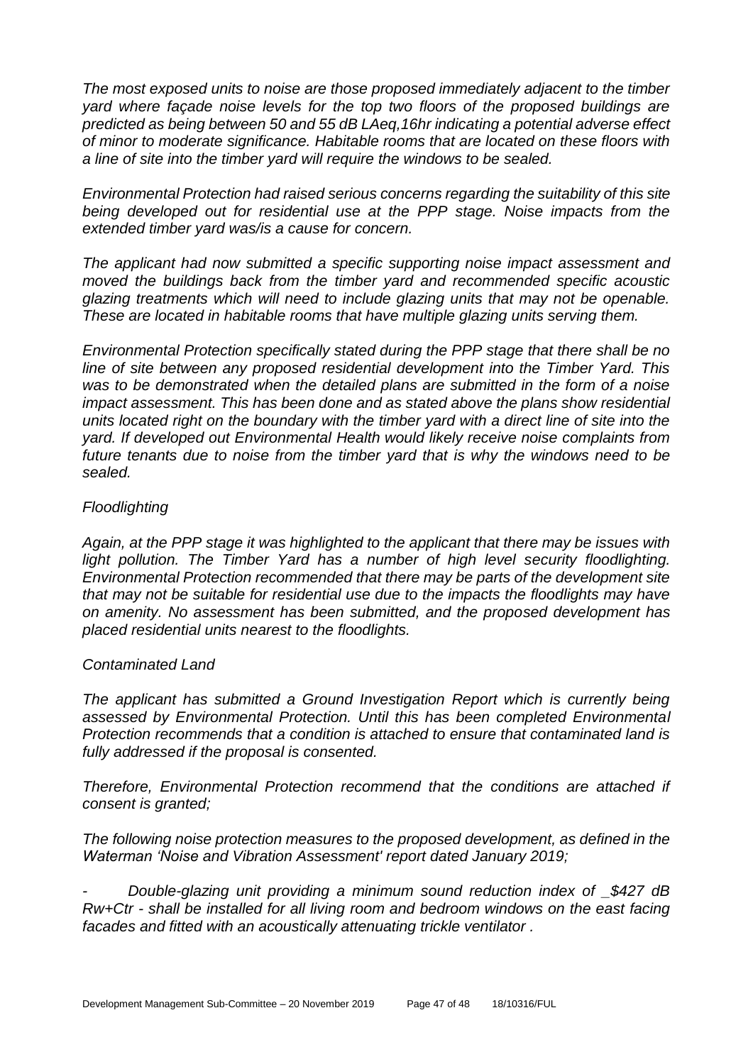*The most exposed units to noise are those proposed immediately adjacent to the timber yard where façade noise levels for the top two floors of the proposed buildings are predicted as being between 50 and 55 dB LAeq,16hr indicating a potential adverse effect of minor to moderate significance. Habitable rooms that are located on these floors with a line of site into the timber yard will require the windows to be sealed.*

*Environmental Protection had raised serious concerns regarding the suitability of this site being developed out for residential use at the PPP stage. Noise impacts from the extended timber yard was/is a cause for concern.*

*The applicant had now submitted a specific supporting noise impact assessment and moved the buildings back from the timber yard and recommended specific acoustic glazing treatments which will need to include glazing units that may not be openable. These are located in habitable rooms that have multiple glazing units serving them.*

*Environmental Protection specifically stated during the PPP stage that there shall be no line of site between any proposed residential development into the Timber Yard. This was to be demonstrated when the detailed plans are submitted in the form of a noise impact assessment. This has been done and as stated above the plans show residential units located right on the boundary with the timber yard with a direct line of site into the yard. If developed out Environmental Health would likely receive noise complaints from future tenants due to noise from the timber yard that is why the windows need to be sealed.*

*Floodlighting*

*Again, at the PPP stage it was highlighted to the applicant that there may be issues with light pollution. The Timber Yard has a number of high level security floodlighting. Environmental Protection recommended that there may be parts of the development site that may not be suitable for residential use due to the impacts the floodlights may have on amenity. No assessment has been submitted, and the proposed development has placed residential units nearest to the floodlights.*

*Contaminated Land*

*The applicant has submitted a Ground Investigation Report which is currently being assessed by Environmental Protection. Until this has been completed Environmental Protection recommends that a condition is attached to ensure that contaminated land is fully addressed if the proposal is consented.*

*Therefore, Environmental Protection recommend that the conditions are attached if consent is granted;*

*The following noise protection measures to the proposed development, as defined in the Waterman 'Noise and Vibration Assessment' report dated January 2019;*

- *Double-glazing unit providing a minimum sound reduction index of _$427 dB Rw+Ctr - shall be installed for all living room and bedroom windows on the east facing facades and fitted with an acoustically attenuating trickle ventilator .*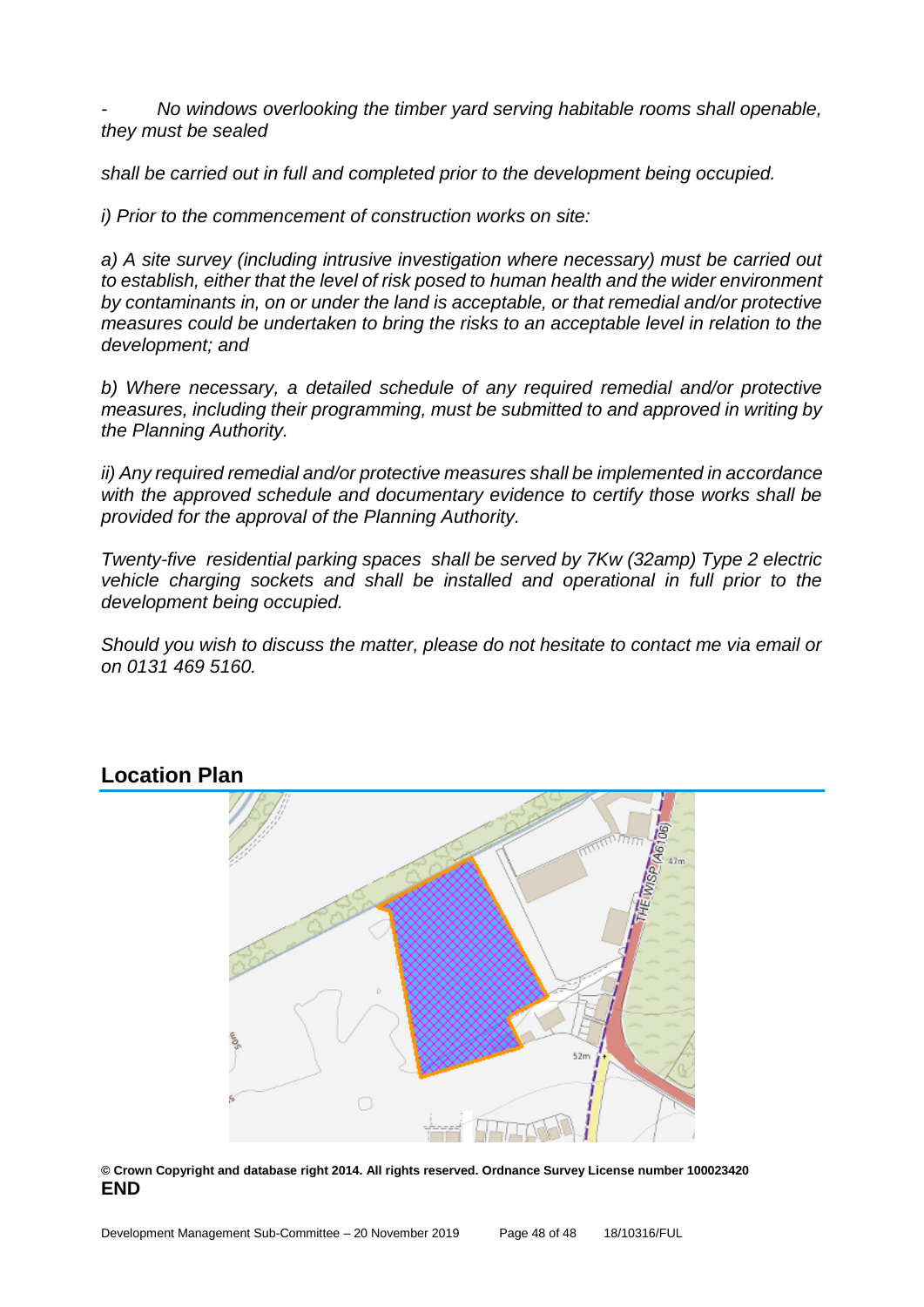- *No windows overlooking the timber yard serving habitable rooms shall openable, they must be sealed*

*shall be carried out in full and completed prior to the development being occupied.*

*i) Prior to the commencement of construction works on site:*

*a) A site survey (including intrusive investigation where necessary) must be carried out to establish, either that the level of risk posed to human health and the wider environment by contaminants in, on or under the land is acceptable, or that remedial and/or protective measures could be undertaken to bring the risks to an acceptable level in relation to the development; and*

*b) Where necessary, a detailed schedule of any required remedial and/or protective measures, including their programming, must be submitted to and approved in writing by the Planning Authority.*

*ii) Any required remedial and/or protective measures shall be implemented in accordance with the approved schedule and documentary evidence to certify those works shall be provided for the approval of the Planning Authority.*

*Twenty-five residential parking spaces shall be served by 7Kw (32amp) Type 2 electric vehicle charging sockets and shall be installed and operational in full prior to the development being occupied.*

*Should you wish to discuss the matter, please do not hesitate to contact me via email or on 0131 469 5160.*

## Location Plan

THE WISP (A6106)

47m

52m

50m

**© Crown Copyright and database right 2014. All rights reserved. Ordnance Survey License number 100023420**

**END**